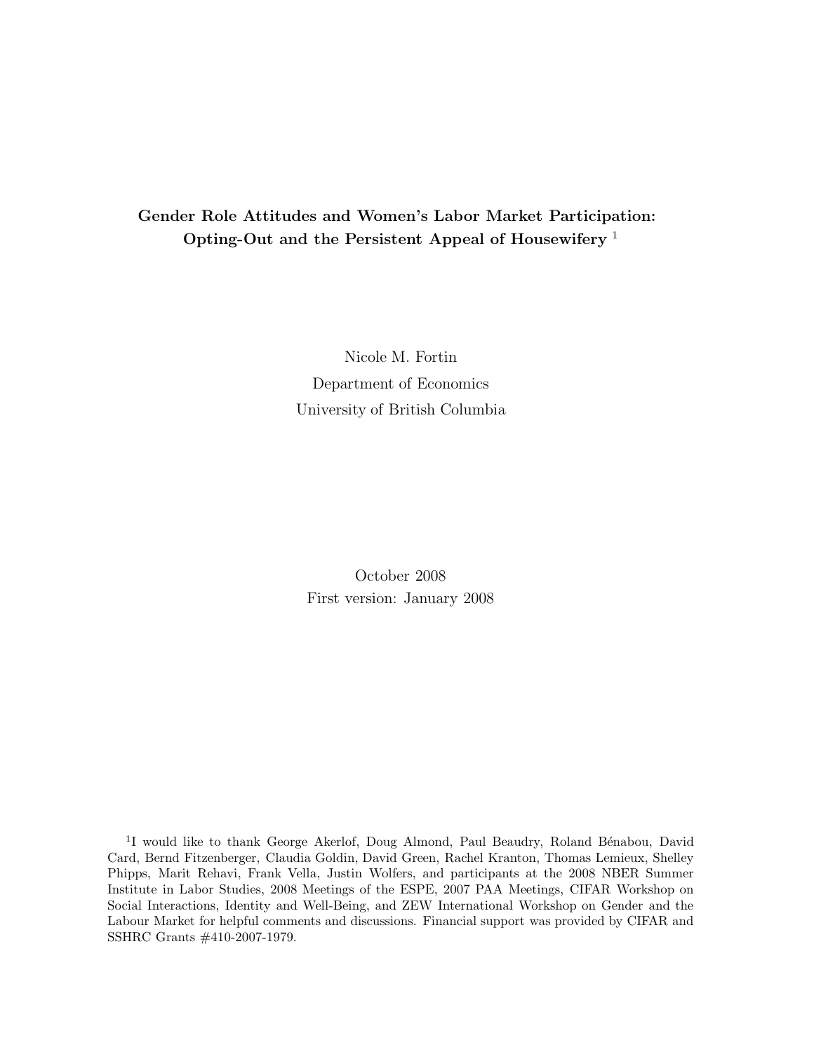# Gender Role Attitudes and Women's Labor Market Participation: Opting-Out and the Persistent Appeal of Housewifery [1]

Nicole M. Fortin

Department of Economics

University of British Columbia

October 2008

First version: January 2008

[1] I would like to thank George Akerlof, Doug Almond, Paul Beaudry, Roland Bénabou, David Card, Bernd Fitzenberger, Claudia Goldin, David Green, Rachel Kranton, Thomas Lemieux, Shelley Phipps, Marit Rehavi, Frank Vella, Justin Wolfers, and participants at the 2008 NBER Summer Institute in Labor Studies, 2008 Meetings of the ESPE, 2007 PAA Meetings, CIFAR Workshop on Social Interactions, Identity and Well-Being, and ZEW International Workshop on Gender and the Labour Market for helpful comments and discussions. Financial support was provided by CIFAR and SSHRC Grants #410-2007-1979.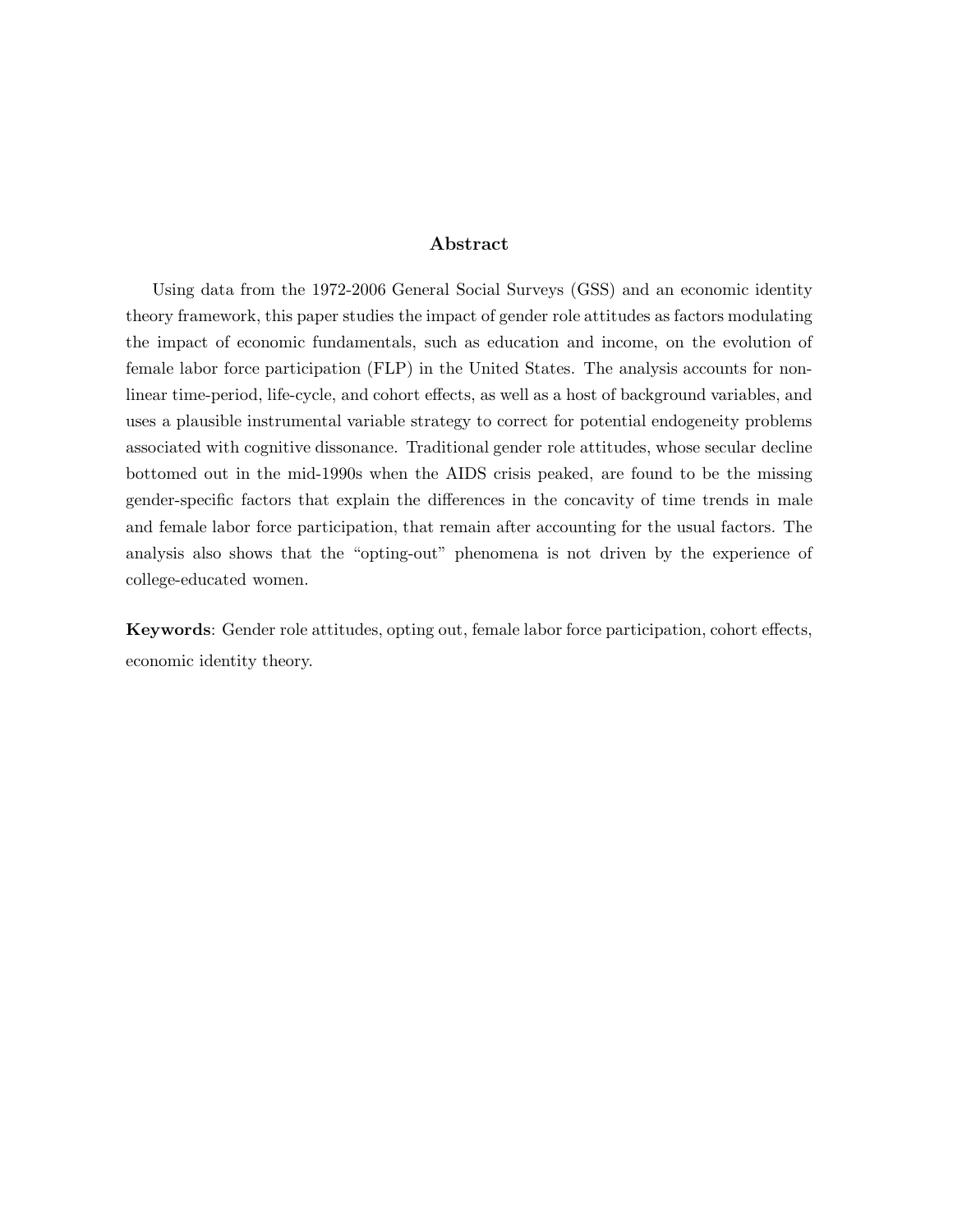## Abstract

Using data from the 1972-2006 General Social Surveys (GSS) and an economic identity theory framework, this paper studies the impact of gender role attitudes as factors modulating the impact of economic fundamentals, such as education and income, on the evolution of female labor force participation (FLP) in the United States. The analysis accounts for non-linear time-period, life-cycle, and cohort effects, as well as a host of background variables, and uses a plausible instrumental variable strategy to correct for potential endogeneity problems associated with cognitive dissonance. Traditional gender role attitudes, whose secular decline bottomed out in the mid-1990s when the AIDS crisis peaked, are found to be the missing gender-specific factors that explain the differences in the concavity of time trends in male and female labor force participation, that remain after accounting for the usual factors. The analysis also shows that the "opting-out" phenomena is not driven by the experience of college-educated women.

**Keywords**: Gender role attitudes, opting out, female labor force participation, cohort effects, economic identity theory.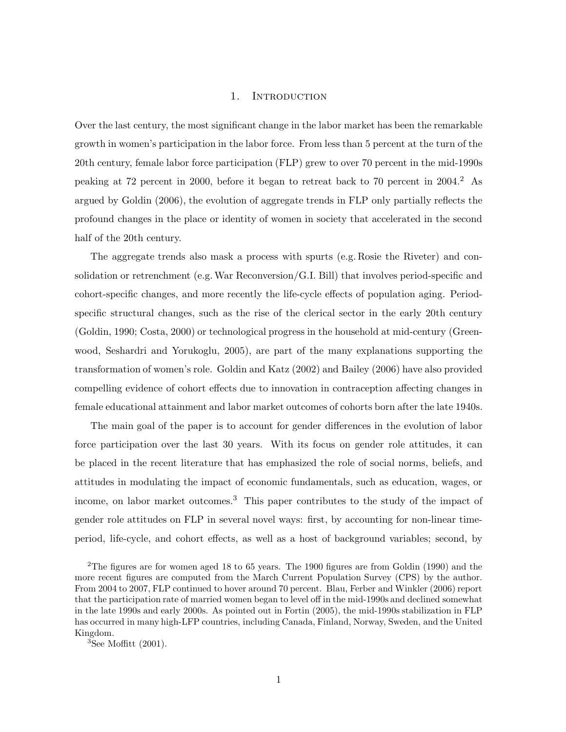# 1. Introduction

Over the last century, the most significant change in the labor market has been the remarkable growth in women's participation in the labor force. From less than 5 percent at the turn of the 20th century, female labor force participation (FLP) grew to over 70 percent in the mid-1990s peaking at 72 percent in 2000, before it began to retreat back to 70 percent in 2004.[2] As argued by Goldin (2006), the evolution of aggregate trends in FLP only partially reflects the profound changes in the place or identity of women in society that accelerated in the second half of the 20th century.

The aggregate trends also mask a process with spurts (e.g. Rosie the Riveter) and consolidation or retrenchment (e.g. War Reconversion/G.I. Bill) that involves period-specific and cohort-specific changes, and more recently the life-cycle effects of population aging. Period-specific structural changes, such as the rise of the clerical sector in the early 20th century (Goldin, 1990; Costa, 2000) or technological progress in the household at mid-century (Greenwood, Seshardri and Yorukoglu, 2005), are part of the many explanations supporting the transformation of women's role. Goldin and Katz (2002) and Bailey (2006) have also provided compelling evidence of cohort effects due to innovation in contraception affecting changes in female educational attainment and labor market outcomes of cohorts born after the late 1940s.

The main goal of the paper is to account for gender differences in the evolution of labor force participation over the last 30 years. With its focus on gender role attitudes, it can be placed in the recent literature that has emphasized the role of social norms, beliefs, and attitudes in modulating the impact of economic fundamentals, such as education, wages, or income, on labor market outcomes.[3] This paper contributes to the study of the impact of gender role attitudes on FLP in several novel ways: first, by accounting for non-linear time-period, life-cycle, and cohort effects, as well as a host of background variables; second, by

[2] The figures are for women aged 18 to 65 years. The 1900 figures are from Goldin (1990) and the more recent figures are computed from the March Current Population Survey (CPS) by the author. From 2004 to 2007, FLP continued to hover around 70 percent. Blau, Ferber and Winkler (2006) report that the participation rate of married women began to level off in the mid-1990s and declined somewhat in the late 1990s and early 2000s. As pointed out in Fortin (2005), the mid-1990s stabilization in FLP has occurred in many high-FLP countries, including Canada, Finland, Norway, Sweden, and the United Kingdom.

[3] See Moffitt (2001).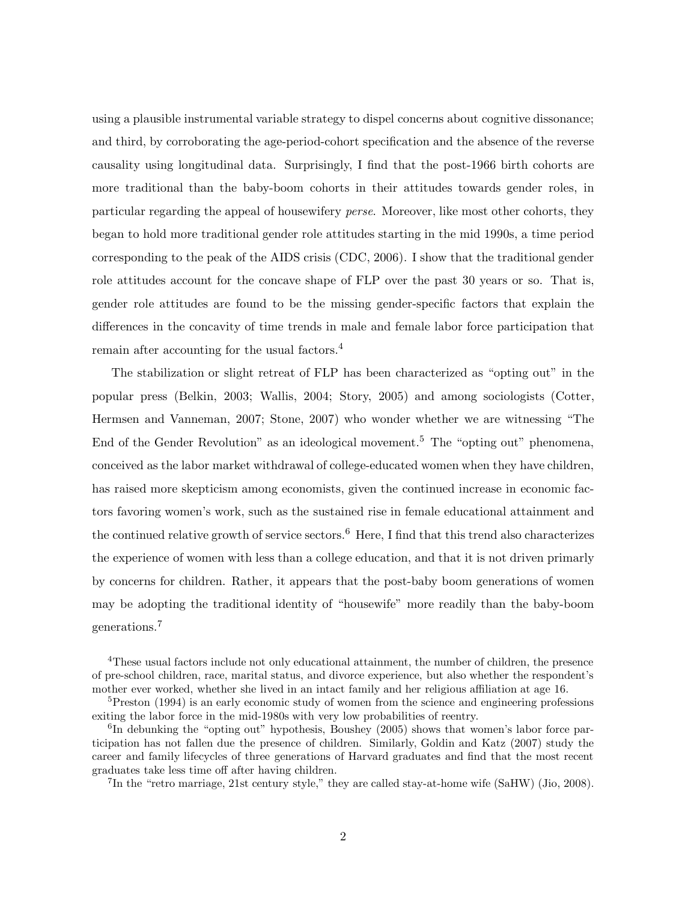using a plausible instrumental variable strategy to dispel concerns about cognitive dissonance; and third, by corroborating the age-period-cohort specification and the absence of the reverse causality using longitudinal data. Surprisingly, I find that the post-1966 birth cohorts are more traditional than the baby-boom cohorts in their attitudes towards gender roles, in particular regarding the appeal of housewifery *perse*. Moreover, like most other cohorts, they began to hold more traditional gender role attitudes starting in the mid 1990s, a time period corresponding to the peak of the AIDS crisis (CDC, 2006). I show that the traditional gender role attitudes account for the concave shape of FLP over the past 30 years or so. That is, gender role attitudes are found to be the missing gender-specific factors that explain the differences in the concavity of time trends in male and female labor force participation that remain after accounting for the usual factors.[4]

The stabilization or slight retreat of FLP has been characterized as "opting out" in the popular press (Belkin, 2003; Wallis, 2004; Story, 2005) and among sociologists (Cotter, Hermsen and Vanneman, 2007; Stone, 2007) who wonder whether we are witnessing "The End of the Gender Revolution" as an ideological movement.[5] The "opting out" phenomena, conceived as the labor market withdrawal of college-educated women when they have children, has raised more skepticism among economists, given the continued increase in economic factors favoring women's work, such as the sustained rise in female educational attainment and the continued relative growth of service sectors.[6] Here, I find that this trend also characterizes the experience of women with less than a college education, and that it is not driven primarly by concerns for children. Rather, it appears that the post-baby boom generations of women may be adopting the traditional identity of "housewife" more readily than the baby-boom generations.[7]

[4]These usual factors include not only educational attainment, the number of children, the presence of pre-school children, race, marital status, and divorce experience, but also whether the respondent's mother ever worked, whether she lived in an intact family and her religious affiliation at age 16.

[5]Preston (1994) is an early economic study of women from the science and engineering professions exiting the labor force in the mid-1980s with very low probabilities of reentry.

[6]In debunking the "opting out" hypothesis, Boushey (2005) shows that women's labor force participation has not fallen due the presence of children. Similarly, Goldin and Katz (2007) study the career and family lifecycles of three generations of Harvard graduates and find that the most recent graduates take less time off after having children.

[7]In the "retro marriage, 21st century style," they are called stay-at-home wife (SaHW) (Jio, 2008).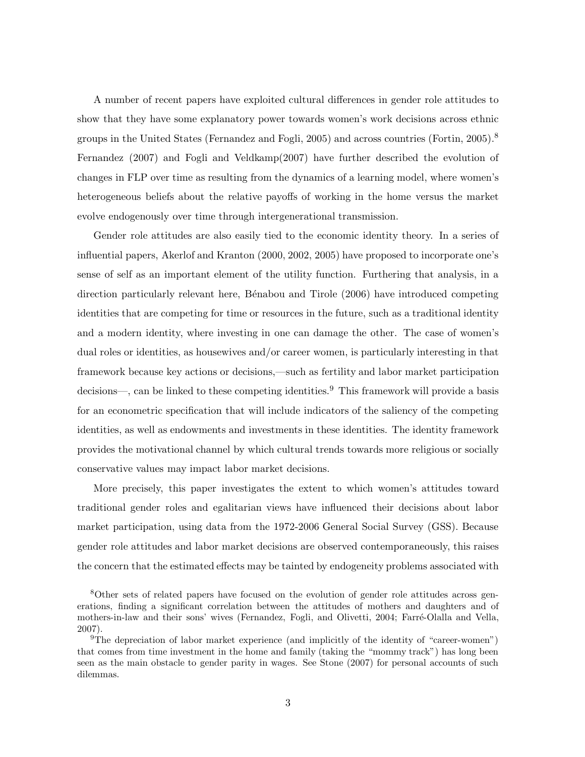A number of recent papers have exploited cultural differences in gender role attitudes to show that they have some explanatory power towards women's work decisions across ethnic groups in the United States (Fernandez and Fogli, 2005) and across countries (Fortin, 2005).[8] Fernandez (2007) and Fogli and Veldkamp(2007) have further described the evolution of changes in FLP over time as resulting from the dynamics of a learning model, where women's heterogeneous beliefs about the relative payoffs of working in the home versus the market evolve endogenously over time through intergenerational transmission.

Gender role attitudes are also easily tied to the economic identity theory. In a series of influential papers, Akerlof and Kranton (2000, 2002, 2005) have proposed to incorporate one's sense of self as an important element of the utility function. Furthering that analysis, in a direction particularly relevant here, Bénabou and Tirole (2006) have introduced competing identities that are competing for time or resources in the future, such as a traditional identity and a modern identity, where investing in one can damage the other. The case of women's dual roles or identities, as housewives and/or career women, is particularly interesting in that framework because key actions or decisions,—such as fertility and labor market participation decisions—, can be linked to these competing identities.[9] This framework will provide a basis for an econometric specification that will include indicators of the saliency of the competing identities, as well as endowments and investments in these identities. The identity framework provides the motivational channel by which cultural trends towards more religious or socially conservative values may impact labor market decisions.

More precisely, this paper investigates the extent to which women's attitudes toward traditional gender roles and egalitarian views have influenced their decisions about labor market participation, using data from the 1972-2006 General Social Survey (GSS). Because gender role attitudes and labor market decisions are observed contemporaneously, this raises the concern that the estimated effects may be tainted by endogeneity problems associated with

[8]Other sets of related papers have focused on the evolution of gender role attitudes across generations, finding a significant correlation between the attitudes of mothers and daughters and of mothers-in-law and their sons' wives (Fernandez, Fogli, and Olivetti, 2004; Farré-Olalla and Vella, 2007).

[9]The depreciation of labor market experience (and implicitly of the identity of "career-women") that comes from time investment in the home and family (taking the "mommy track") has long been seen as the main obstacle to gender parity in wages. See Stone (2007) for personal accounts of such dilemmas.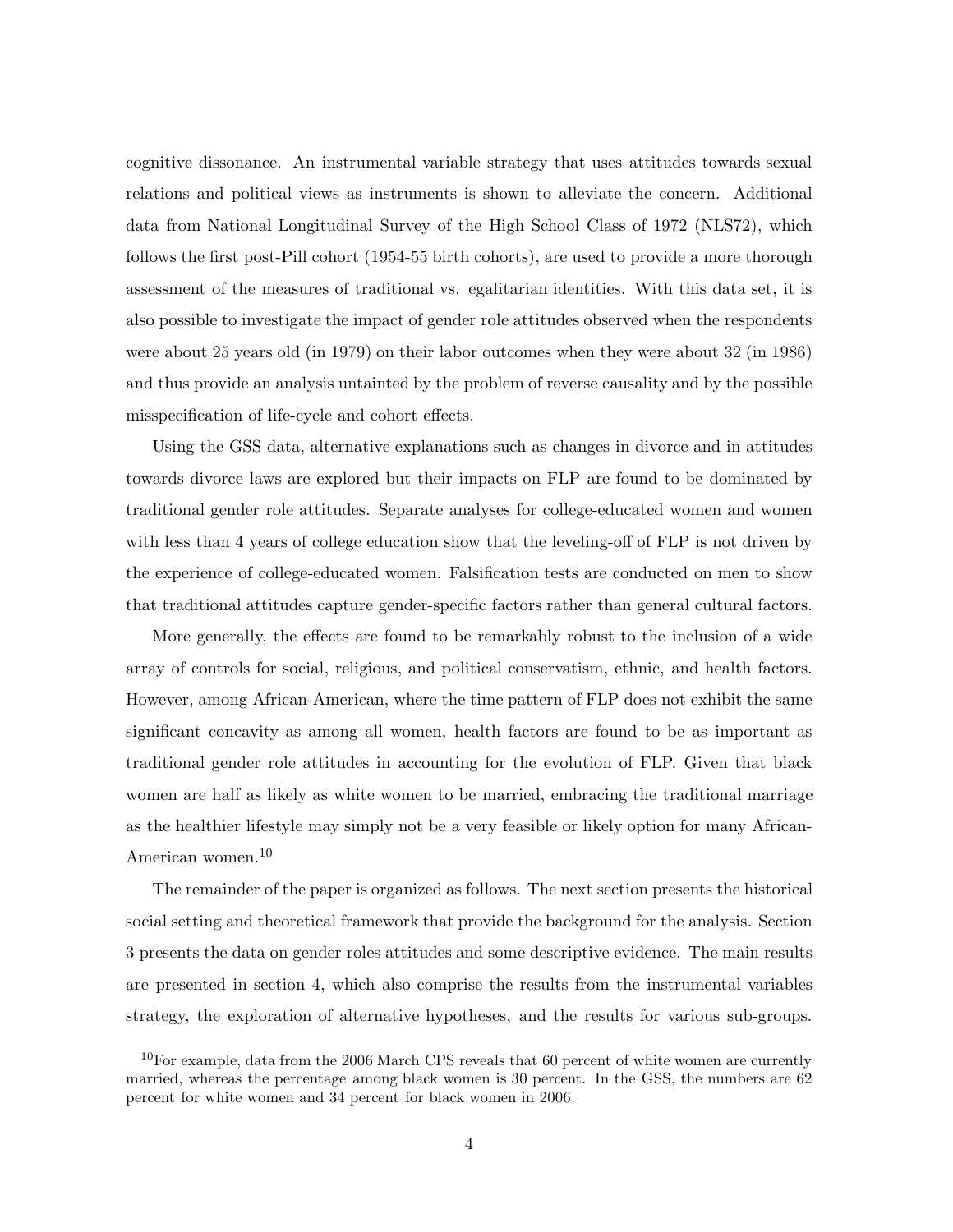cognitive dissonance. An instrumental variable strategy that uses attitudes towards sexual relations and political views as instruments is shown to alleviate the concern. Additional data from National Longitudinal Survey of the High School Class of 1972 (NLS72), which follows the first post-Pill cohort (1954-55 birth cohorts), are used to provide a more thorough assessment of the measures of traditional vs. egalitarian identities. With this data set, it is also possible to investigate the impact of gender role attitudes observed when the respondents were about 25 years old (in 1979) on their labor outcomes when they were about 32 (in 1986) and thus provide an analysis untainted by the problem of reverse causality and by the possible misspecification of life-cycle and cohort effects.

Using the GSS data, alternative explanations such as changes in divorce and in attitudes towards divorce laws are explored but their impacts on FLP are found to be dominated by traditional gender role attitudes. Separate analyses for college-educated women and women with less than 4 years of college education show that the leveling-off of FLP is not driven by the experience of college-educated women. Falsification tests are conducted on men to show that traditional attitudes capture gender-specific factors rather than general cultural factors.

More generally, the effects are found to be remarkably robust to the inclusion of a wide array of controls for social, religious, and political conservatism, ethnic, and health factors. However, among African-American, where the time pattern of FLP does not exhibit the same significant concavity as among all women, health factors are found to be as important as traditional gender role attitudes in accounting for the evolution of FLP. Given that black women are half as likely as white women to be married, embracing the traditional marriage as the healthier lifestyle may simply not be a very feasible or likely option for many African-American women.[10]

The remainder of the paper is organized as follows. The next section presents the historical social setting and theoretical framework that provide the background for the analysis. Section 3 presents the data on gender roles attitudes and some descriptive evidence. The main results are presented in section 4, which also comprise the results from the instrumental variables strategy, the exploration of alternative hypotheses, and the results for various sub-groups.

[10]For example, data from the 2006 March CPS reveals that 60 percent of white women are currently married, whereas the percentage among black women is 30 percent. In the GSS, the numbers are 62 percent for white women and 34 percent for black women in 2006.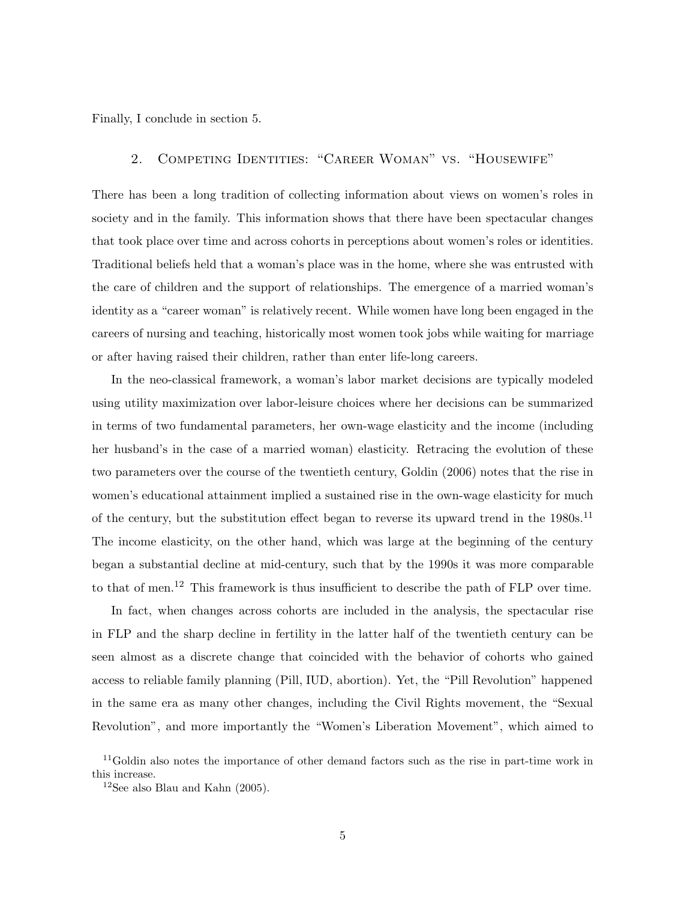Finally, I conclude in section 5.

## 2. Competing Identities: "Career Woman" vs. "Housewife"

There has been a long tradition of collecting information about views on women's roles in society and in the family. This information shows that there have been spectacular changes that took place over time and across cohorts in perceptions about women's roles or identities. Traditional beliefs held that a woman's place was in the home, where she was entrusted with the care of children and the support of relationships. The emergence of a married woman's identity as a "career woman" is relatively recent. While women have long been engaged in the careers of nursing and teaching, historically most women took jobs while waiting for marriage or after having raised their children, rather than enter life-long careers.

In the neo-classical framework, a woman's labor market decisions are typically modeled using utility maximization over labor-leisure choices where her decisions can be summarized in terms of two fundamental parameters, her own-wage elasticity and the income (including her husband's in the case of a married woman) elasticity. Retracing the evolution of these two parameters over the course of the twentieth century, Goldin (2006) notes that the rise in women's educational attainment implied a sustained rise in the own-wage elasticity for much of the century, but the substitution effect began to reverse its upward trend in the 1980s.[11] The income elasticity, on the other hand, which was large at the beginning of the century began a substantial decline at mid-century, such that by the 1990s it was more comparable to that of men.[12] This framework is thus insufficient to describe the path of FLP over time.

In fact, when changes across cohorts are included in the analysis, the spectacular rise in FLP and the sharp decline in fertility in the latter half of the twentieth century can be seen almost as a discrete change that coincided with the behavior of cohorts who gained access to reliable family planning (Pill, IUD, abortion). Yet, the "Pill Revolution" happened in the same era as many other changes, including the Civil Rights movement, the "Sexual Revolution", and more importantly the "Women's Liberation Movement", which aimed to

[11] Goldin also notes the importance of other demand factors such as the rise in part-time work in this increase.

[12] See also Blau and Kahn (2005).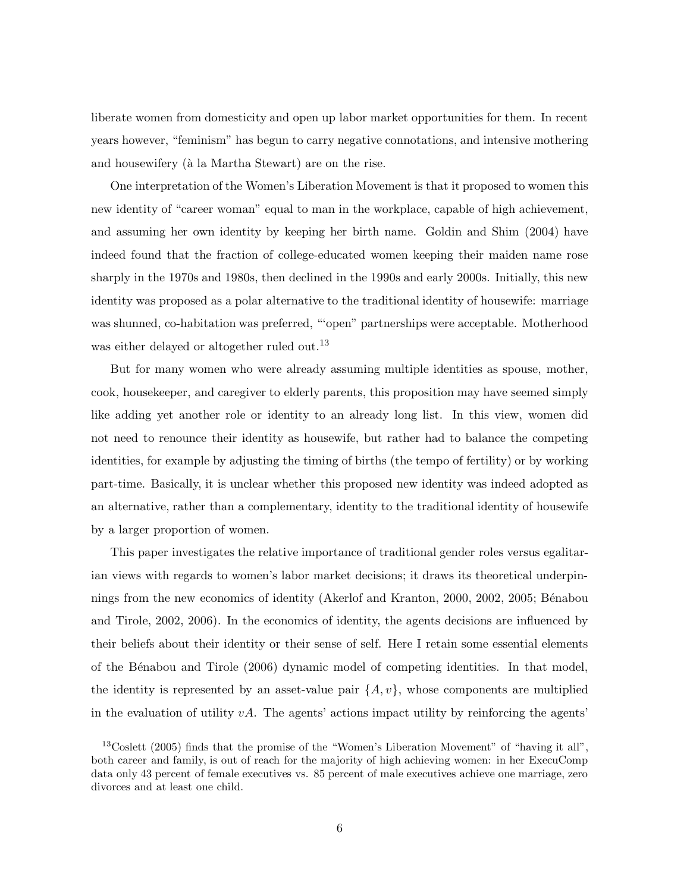liberate women from domesticity and open up labor market opportunities for them. In recent years however, "feminism" has begun to carry negative connotations, and intensive mothering and housewifery (à la Martha Stewart) are on the rise.

One interpretation of the Women's Liberation Movement is that it proposed to women this new identity of "career woman" equal to man in the workplace, capable of high achievement, and assuming her own identity by keeping her birth name. Goldin and Shim (2004) have indeed found that the fraction of college-educated women keeping their maiden name rose sharply in the 1970s and 1980s, then declined in the 1990s and early 2000s. Initially, this new identity was proposed as a polar alternative to the traditional identity of housewife: marriage was shunned, co-habitation was preferred, "'open" partnerships were acceptable. Motherhood was either delayed or altogether ruled out.[13]

But for many women who were already assuming multiple identities as spouse, mother, cook, housekeeper, and caregiver to elderly parents, this proposition may have seemed simply like adding yet another role or identity to an already long list. In this view, women did not need to renounce their identity as housewife, but rather had to balance the competing identities, for example by adjusting the timing of births (the tempo of fertility) or by working part-time. Basically, it is unclear whether this proposed new identity was indeed adopted as an alternative, rather than a complementary, identity to the traditional identity of housewife by a larger proportion of women.

This paper investigates the relative importance of traditional gender roles versus egalitarian views with regards to women's labor market decisions; it draws its theoretical underpinnings from the new economics of identity (Akerlof and Kranton, 2000, 2002, 2005; Bénabou and Tirole, 2002, 2006). In the economics of identity, the agents decisions are influenced by their beliefs about their identity or their sense of self. Here I retain some essential elements of the Bénabou and Tirole (2006) dynamic model of competing identities. In that model, the identity is represented by an asset-value pair $\{A, v\}$, whose components are multiplied in the evaluation of utility $vA$. The agents' actions impact utility by reinforcing the agents'

[13] Coslett (2005) finds that the promise of the "Women's Liberation Movement" of "having it all", both career and family, is out of reach for the majority of high achieving women: in her ExecuComp data only 43 percent of female executives vs. 85 percent of male executives achieve one marriage, zero divorces and at least one child.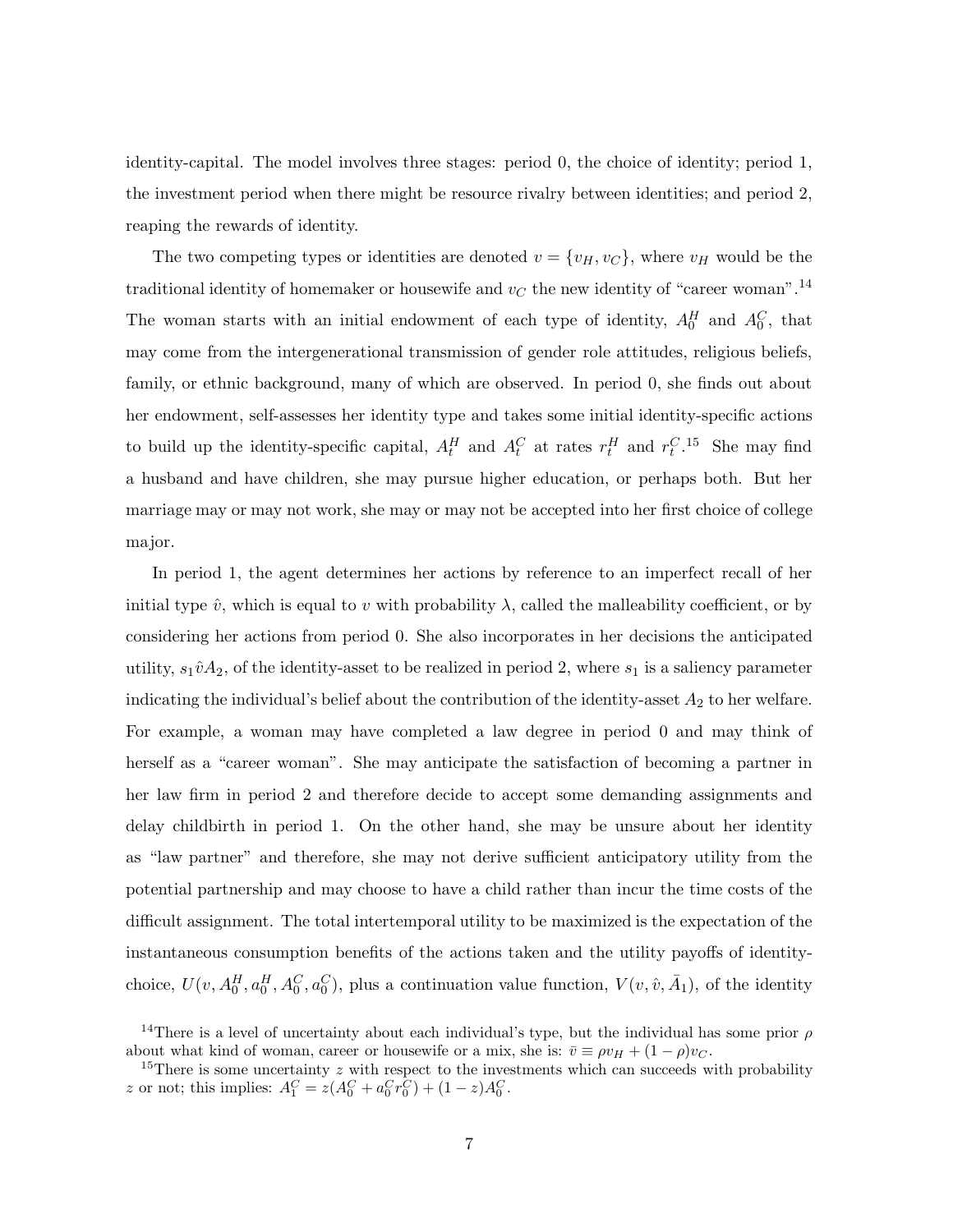identity-capital. The model involves three stages: period 0, the choice of identity; period 1, the investment period when there might be resource rivalry between identities; and period 2, reaping the rewards of identity.

The two competing types or identities are denoted $v = \{v_H, v_C\}$, where $v_H$ would be the traditional identity of homemaker or housewife and $v_C$ the new identity of "career woman".[14] The woman starts with an initial endowment of each type of identity, $A_0^H$ and $A_0^C$, that may come from the intergenerational transmission of gender role attitudes, religious beliefs, family, or ethnic background, many of which are observed. In period 0, she finds out about her endowment, self-assesses her identity type and takes some initial identity-specific actions to build up the identity-specific capital, $A_t^H$ and $A_t^C$ at rates $r_t^H$ and $r_t^C$.[15] She may find a husband and have children, she may pursue higher education, or perhaps both. But her marriage may or may not work, she may or may not be accepted into her first choice of college major.

In period 1, the agent determines her actions by reference to an imperfect recall of her initial type $\hat{v}$, which is equal to $v$ with probability $\lambda$, called the malleability coefficient, or by considering her actions from period 0. She also incorporates in her decisions the anticipated utility, $s_1 \hat{v} A_2$, of the identity-asset to be realized in period 2, where $s_1$ is a saliency parameter indicating the individual's belief about the contribution of the identity-asset $A_2$ to her welfare. For example, a woman may have completed a law degree in period 0 and may think of herself as a "career woman". She may anticipate the satisfaction of becoming a partner in her law firm in period 2 and therefore decide to accept some demanding assignments and delay childbirth in period 1. On the other hand, she may be unsure about her identity as "law partner" and therefore, she may not derive sufficient anticipatory utility from the potential partnership and may choose to have a child rather than incur the time costs of the difficult assignment. The total intertemporal utility to be maximized is the expectation of the instantaneous consumption benefits of the actions taken and the utility payoffs of identity-choice, $U(v, A_0^H, a_0^H, A_0^C, a_0^C)$, plus a continuation value function, $V(v, \hat{v}, \bar{A}_1)$, of the identity

[14] There is a level of uncertainty about each individual's type, but the individual has some prior $\rho$ about what kind of woman, career or housewife or a mix, she is: $\bar{v} \equiv \rho v_H + (1 - \rho) v_C$.

[15] There is some uncertainty $z$ with respect to the investments which can succeeds with probability $z$ or not; this implies: $A_1^C = z(A_0^C + a_0^C r_0^C) + (1 - z) A_0^C$.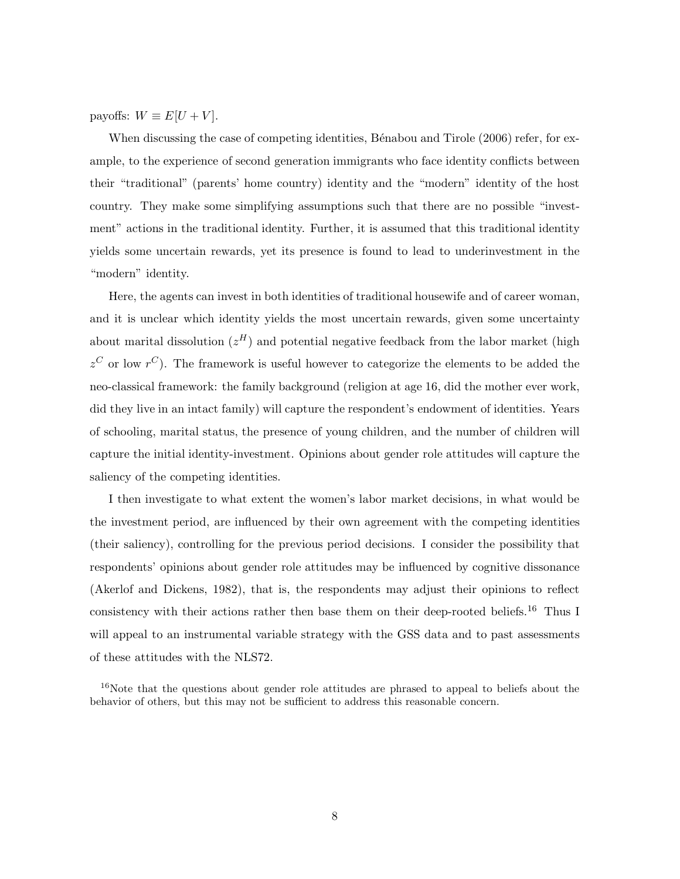payoffs: $W \equiv E[U + V]$.

When discussing the case of competing identities, Bénabou and Tirole (2006) refer, for example, to the experience of second generation immigrants who face identity conflicts between their "traditional" (parents' home country) identity and the "modern" identity of the host country. They make some simplifying assumptions such that there are no possible "investment" actions in the traditional identity. Further, it is assumed that this traditional identity yields some uncertain rewards, yet its presence is found to lead to underinvestment in the "modern" identity.

Here, the agents can invest in both identities of traditional housewife and of career woman, and it is unclear which identity yields the most uncertain rewards, given some uncertainty about marital dissolution ($z^H$) and potential negative feedback from the labor market (high $z^C$ or low $r^C$). The framework is useful however to categorize the elements to be added the neo-classical framework: the family background (religion at age 16, did the mother ever work, did they live in an intact family) will capture the respondent's endowment of identities. Years of schooling, marital status, the presence of young children, and the number of children will capture the initial identity-investment. Opinions about gender role attitudes will capture the saliency of the competing identities.

I then investigate to what extent the women's labor market decisions, in what would be the investment period, are influenced by their own agreement with the competing identities (their saliency), controlling for the previous period decisions. I consider the possibility that respondents' opinions about gender role attitudes may be influenced by cognitive dissonance (Akerlof and Dickens, 1982), that is, the respondents may adjust their opinions to reflect consistency with their actions rather then base them on their deep-rooted beliefs.[16] Thus I will appeal to an instrumental variable strategy with the GSS data and to past assessments of these attitudes with the NLS72.

[16] Note that the questions about gender role attitudes are phrased to appeal to beliefs about the behavior of others, but this may not be sufficient to address this reasonable concern.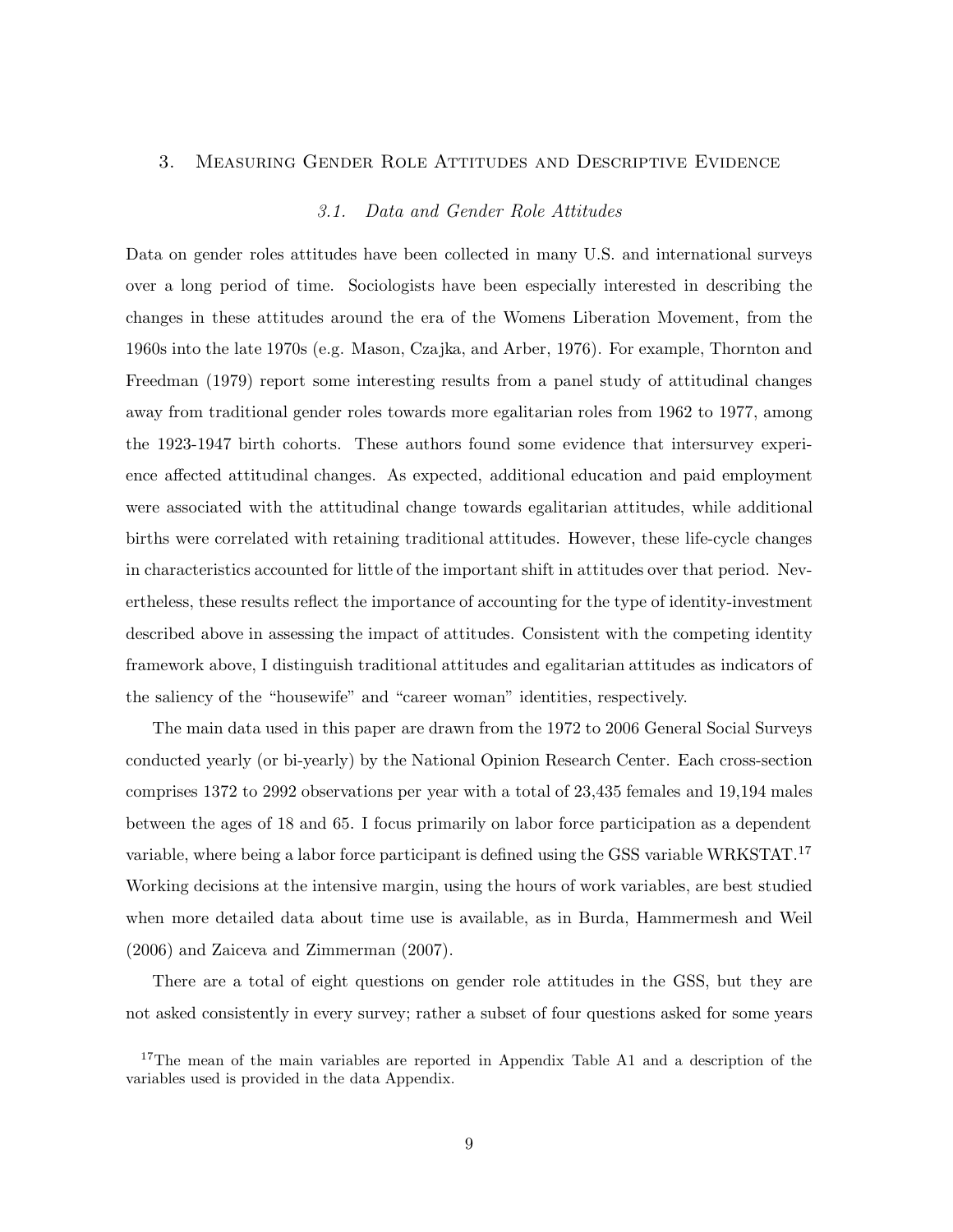## 3. Measuring Gender Role Attitudes and Descriptive Evidence

### *3.1. Data and Gender Role Attitudes*

Data on gender roles attitudes have been collected in many U.S. and international surveys over a long period of time. Sociologists have been especially interested in describing the changes in these attitudes around the era of the Womens Liberation Movement, from the 1960s into the late 1970s (e.g. Mason, Czajka, and Arber, 1976). For example, Thornton and Freedman (1979) report some interesting results from a panel study of attitudinal changes away from traditional gender roles towards more egalitarian roles from 1962 to 1977, among the 1923-1947 birth cohorts. These authors found some evidence that intersurvey experience affected attitudinal changes. As expected, additional education and paid employment were associated with the attitudinal change towards egalitarian attitudes, while additional births were correlated with retaining traditional attitudes. However, these life-cycle changes in characteristics accounted for little of the important shift in attitudes over that period. Nevertheless, these results reflect the importance of accounting for the type of identity-investment described above in assessing the impact of attitudes. Consistent with the competing identity framework above, I distinguish traditional attitudes and egalitarian attitudes as indicators of the saliency of the "housewife" and "career woman" identities, respectively.

The main data used in this paper are drawn from the 1972 to 2006 General Social Surveys conducted yearly (or bi-yearly) by the National Opinion Research Center. Each cross-section comprises 1372 to 2992 observations per year with a total of 23,435 females and 19,194 males between the ages of 18 and 65. I focus primarily on labor force participation as a dependent variable, where being a labor force participant is defined using the GSS variable WRKSTAT.[17] Working decisions at the intensive margin, using the hours of work variables, are best studied when more detailed data about time use is available, as in Burda, Hammermesh and Weil (2006) and Zaiceva and Zimmerman (2007).

There are a total of eight questions on gender role attitudes in the GSS, but they are not asked consistently in every survey; rather a subset of four questions asked for some years

[17] The mean of the main variables are reported in Appendix Table A1 and a description of the variables used is provided in the data Appendix.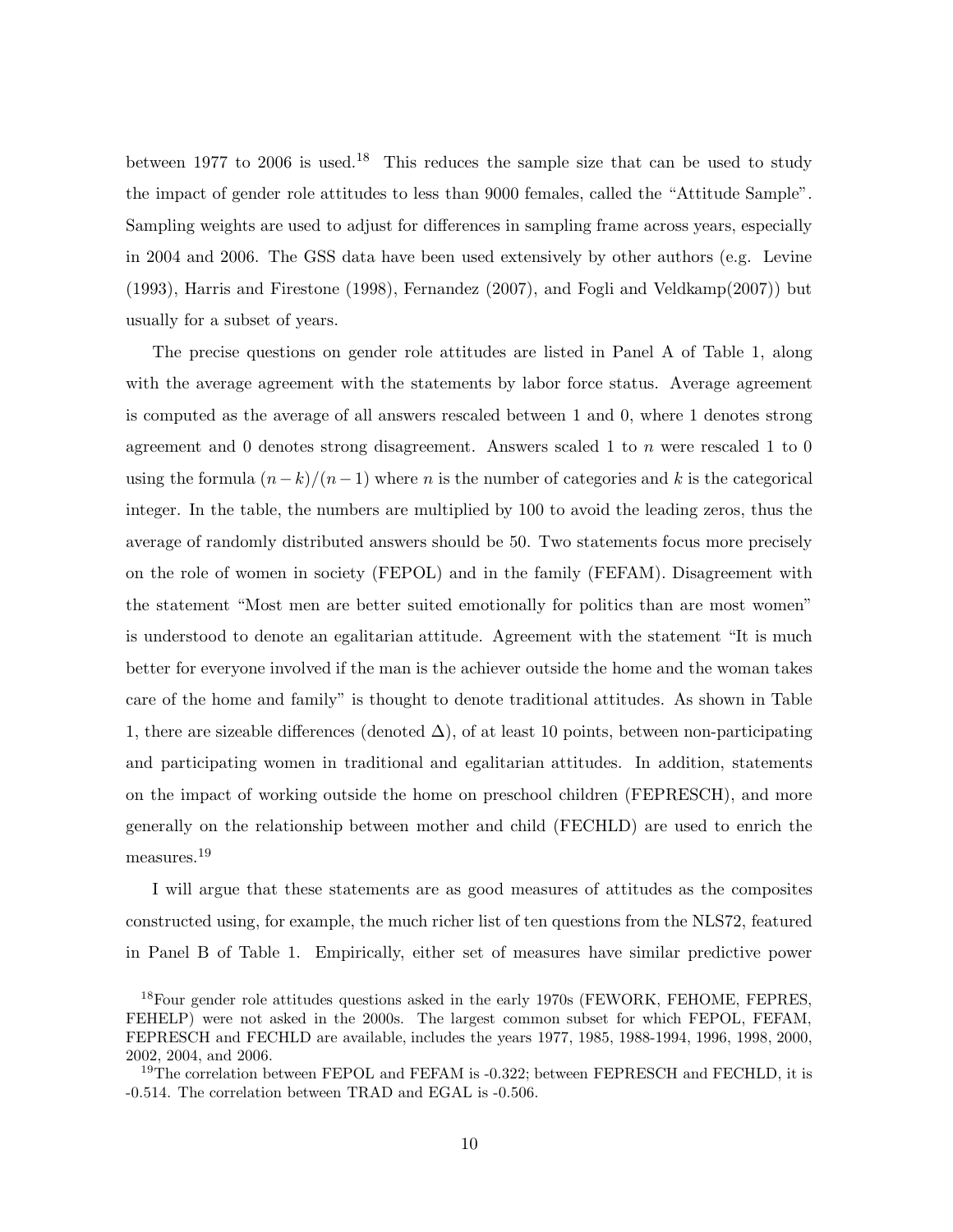between 1977 to 2006 is used.[18] This reduces the sample size that can be used to study the impact of gender role attitudes to less than 9000 females, called the "Attitude Sample". Sampling weights are used to adjust for differences in sampling frame across years, especially in 2004 and 2006. The GSS data have been used extensively by other authors (e.g. Levine (1993), Harris and Firestone (1998), Fernandez (2007), and Fogli and Veldkamp(2007)) but usually for a subset of years.

The precise questions on gender role attitudes are listed in Panel A of Table 1, along with the average agreement with the statements by labor force status. Average agreement is computed as the average of all answers rescaled between 1 and 0, where 1 denotes strong agreement and 0 denotes strong disagreement. Answers scaled 1 to $n$ were rescaled 1 to 0 using the formula $(n-k)/(n-1)$ where $n$ is the number of categories and $k$ is the categorical integer. In the table, the numbers are multiplied by 100 to avoid the leading zeros, thus the average of randomly distributed answers should be 50. Two statements focus more precisely on the role of women in society (FEPOL) and in the family (FEFAM). Disagreement with the statement "Most men are better suited emotionally for politics than are most women" is understood to denote an egalitarian attitude. Agreement with the statement "It is much better for everyone involved if the man is the achiever outside the home and the woman takes care of the home and family" is thought to denote traditional attitudes. As shown in Table 1, there are sizeable differences (denoted $\Delta$), of at least 10 points, between non-participating and participating women in traditional and egalitarian attitudes. In addition, statements on the impact of working outside the home on preschool children (FEPRESCH), and more generally on the relationship between mother and child (FECHLD) are used to enrich the measures.[19]

I will argue that these statements are as good measures of attitudes as the composites constructed using, for example, the much richer list of ten questions from the NLS72, featured in Panel B of Table 1. Empirically, either set of measures have similar predictive power

[18] Four gender role attitudes questions asked in the early 1970s (FEWORK, FEHOME, FEPRES, FEHELP) were not asked in the 2000s. The largest common subset for which FEPOL, FEFAM, FEPRESCH and FECHLD are available, includes the years 1977, 1985, 1988-1994, 1996, 1998, 2000, 2002, 2004, and 2006.

[19] The correlation between FEPOL and FEFAM is -0.322; between FEPRESCH and FECHLD, it is -0.514. The correlation between TRAD and EGAL is -0.506.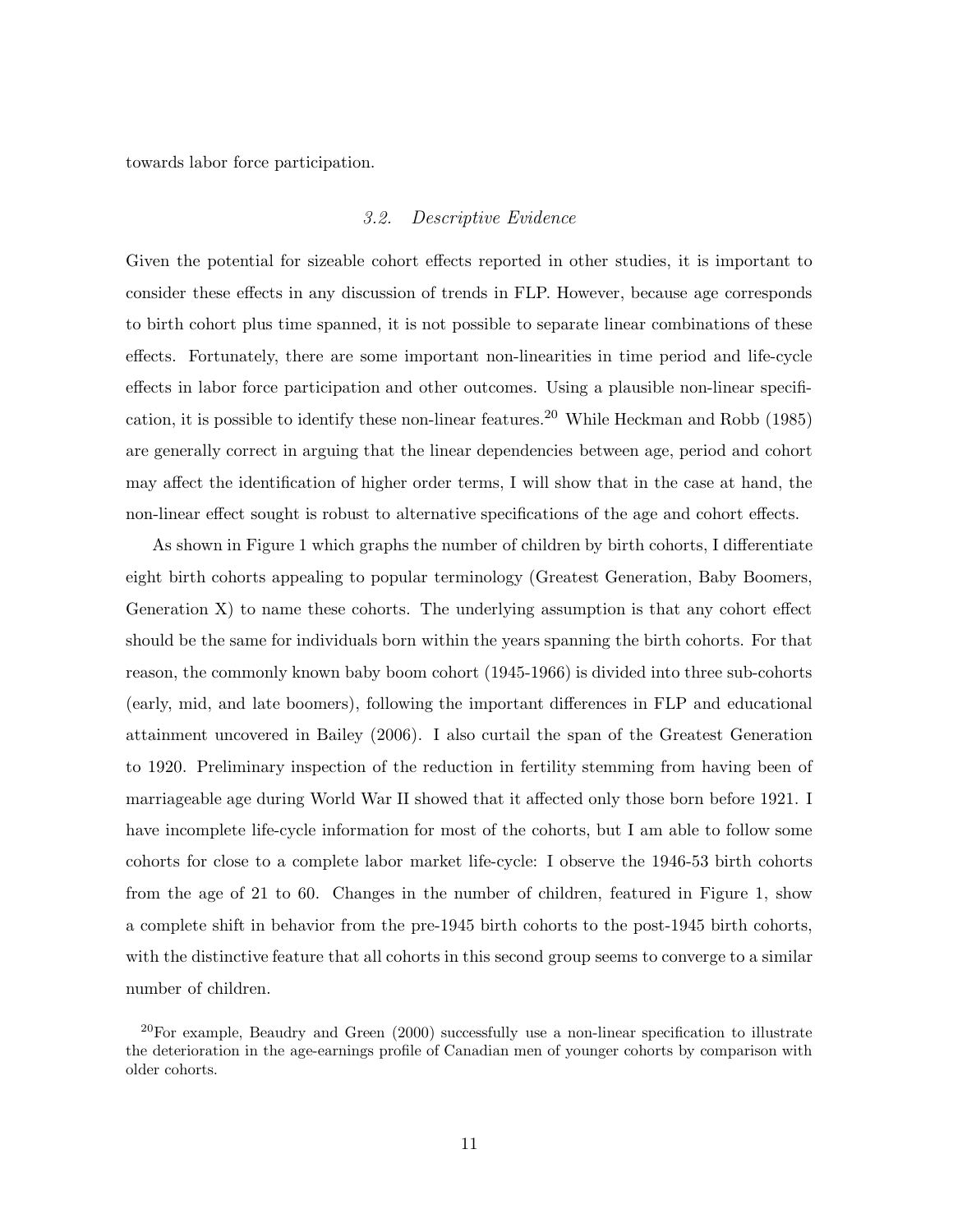towards labor force participation.

### *3.2. Descriptive Evidence*

Given the potential for sizeable cohort effects reported in other studies, it is important to consider these effects in any discussion of trends in FLP. However, because age corresponds to birth cohort plus time spanned, it is not possible to separate linear combinations of these effects. Fortunately, there are some important non-linearities in time period and life-cycle effects in labor force participation and other outcomes. Using a plausible non-linear specification, it is possible to identify these non-linear features.[20] While Heckman and Robb (1985) are generally correct in arguing that the linear dependencies between age, period and cohort may affect the identification of higher order terms, I will show that in the case at hand, the non-linear effect sought is robust to alternative specifications of the age and cohort effects.

As shown in Figure 1 which graphs the number of children by birth cohorts, I differentiate eight birth cohorts appealing to popular terminology (Greatest Generation, Baby Boomers, Generation X) to name these cohorts. The underlying assumption is that any cohort effect should be the same for individuals born within the years spanning the birth cohorts. For that reason, the commonly known baby boom cohort (1945-1966) is divided into three sub-cohorts (early, mid, and late boomers), following the important differences in FLP and educational attainment uncovered in Bailey (2006). I also curtail the span of the Greatest Generation to 1920. Preliminary inspection of the reduction in fertility stemming from having been of marriageable age during World War II showed that it affected only those born before 1921. I have incomplete life-cycle information for most of the cohorts, but I am able to follow some cohorts for close to a complete labor market life-cycle: I observe the 1946-53 birth cohorts from the age of 21 to 60. Changes in the number of children, featured in Figure 1, show a complete shift in behavior from the pre-1945 birth cohorts to the post-1945 birth cohorts, with the distinctive feature that all cohorts in this second group seems to converge to a similar number of children.

[20] For example, Beaudry and Green (2000) successfully use a non-linear specification to illustrate the deterioration in the age-earnings profile of Canadian men of younger cohorts by comparison with older cohorts.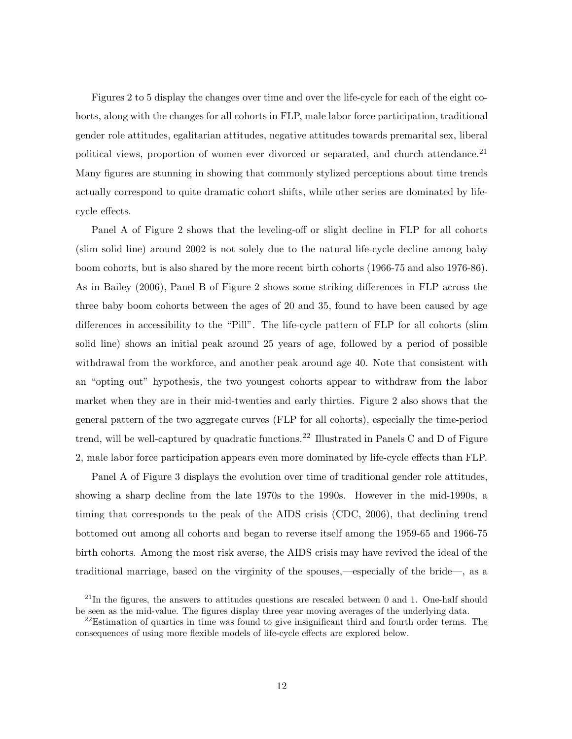Figures 2 to 5 display the changes over time and over the life-cycle for each of the eight cohorts, along with the changes for all cohorts in FLP, male labor force participation, traditional gender role attitudes, egalitarian attitudes, negative attitudes towards premarital sex, liberal political views, proportion of women ever divorced or separated, and church attendance.[21] Many figures are stunning in showing that commonly stylized perceptions about time trends actually correspond to quite dramatic cohort shifts, while other series are dominated by life-cycle effects.

Panel A of Figure 2 shows that the leveling-off or slight decline in FLP for all cohorts (slim solid line) around 2002 is not solely due to the natural life-cycle decline among baby boom cohorts, but is also shared by the more recent birth cohorts (1966-75 and also 1976-86). As in Bailey (2006), Panel B of Figure 2 shows some striking differences in FLP across the three baby boom cohorts between the ages of 20 and 35, found to have been caused by age differences in accessibility to the "Pill". The life-cycle pattern of FLP for all cohorts (slim solid line) shows an initial peak around 25 years of age, followed by a period of possible withdrawal from the workforce, and another peak around age 40. Note that consistent with an "opting out" hypothesis, the two youngest cohorts appear to withdraw from the labor market when they are in their mid-twenties and early thirties. Figure 2 also shows that the general pattern of the two aggregate curves (FLP for all cohorts), especially the time-period trend, will be well-captured by quadratic functions.[22] Illustrated in Panels C and D of Figure 2, male labor force participation appears even more dominated by life-cycle effects than FLP.

Panel A of Figure 3 displays the evolution over time of traditional gender role attitudes, showing a sharp decline from the late 1970s to the 1990s. However in the mid-1990s, a timing that corresponds to the peak of the AIDS crisis (CDC, 2006), that declining trend bottomed out among all cohorts and began to reverse itself among the 1959-65 and 1966-75 birth cohorts. Among the most risk averse, the AIDS crisis may have revived the ideal of the traditional marriage, based on the virginity of the spouses,—especially of the bride—, as a

[21] In the figures, the answers to attitudes questions are rescaled between 0 and 1. One-half should be seen as the mid-value. The figures display three year moving averages of the underlying data.

[22] Estimation of quartics in time was found to give insignificant third and fourth order terms. The consequences of using more flexible models of life-cycle effects are explored below.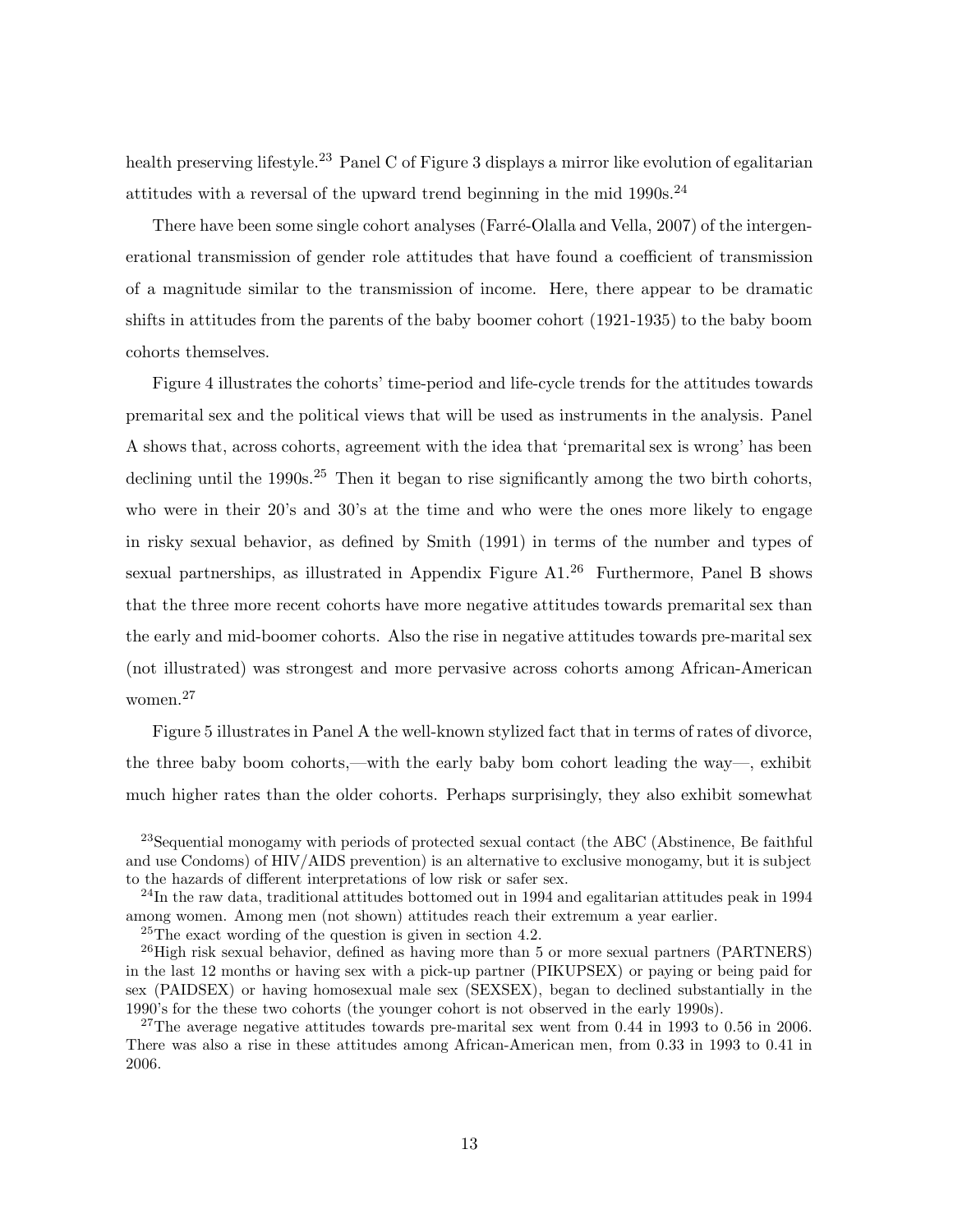health preserving lifestyle.[23] Panel C of Figure 3 displays a mirror like evolution of egalitarian attitudes with a reversal of the upward trend beginning in the mid 1990s.[24]

There have been some single cohort analyses (Farré-Olalla and Vella, 2007) of the intergenerational transmission of gender role attitudes that have found a coefficient of transmission of a magnitude similar to the transmission of income. Here, there appear to be dramatic shifts in attitudes from the parents of the baby boomer cohort (1921-1935) to the baby boom cohorts themselves.

Figure 4 illustrates the cohorts' time-period and life-cycle trends for the attitudes towards premarital sex and the political views that will be used as instruments in the analysis. Panel A shows that, across cohorts, agreement with the idea that 'premarital sex is wrong' has been declining until the 1990s.[25] Then it began to rise significantly among the two birth cohorts, who were in their 20's and 30's at the time and who were the ones more likely to engage in risky sexual behavior, as defined by Smith (1991) in terms of the number and types of sexual partnerships, as illustrated in Appendix Figure A1.[26] Furthermore, Panel B shows that the three more recent cohorts have more negative attitudes towards premarital sex than the early and mid-boomer cohorts. Also the rise in negative attitudes towards pre-marital sex (not illustrated) was strongest and more pervasive across cohorts among African-American women.[27]

Figure 5 illustrates in Panel A the well-known stylized fact that in terms of rates of divorce, the three baby boom cohorts,—with the early baby bom cohort leading the way—, exhibit much higher rates than the older cohorts. Perhaps surprisingly, they also exhibit somewhat

[23] Sequential monogamy with periods of protected sexual contact (the ABC (Abstinence, Be faithful and use Condoms) of HIV/AIDS prevention) is an alternative to exclusive monogamy, but it is subject to the hazards of different interpretations of low risk or safer sex.

[24] In the raw data, traditional attitudes bottomed out in 1994 and egalitarian attitudes peak in 1994 among women. Among men (not shown) attitudes reach their extremum a year earlier.

[25] The exact wording of the question is given in section 4.2.

[26] High risk sexual behavior, defined as having more than 5 or more sexual partners (PARTNERS) in the last 12 months or having sex with a pick-up partner (PIKUPSEX) or paying or being paid for sex (PAIDSEX) or having homosexual male sex (SEXSEX), began to declined substantially in the 1990's for the these two cohorts (the younger cohort is not observed in the early 1990s).

[27] The average negative attitudes towards pre-marital sex went from 0.44 in 1993 to 0.56 in 2006. There was also a rise in these attitudes among African-American men, from 0.33 in 1993 to 0.41 in 2006.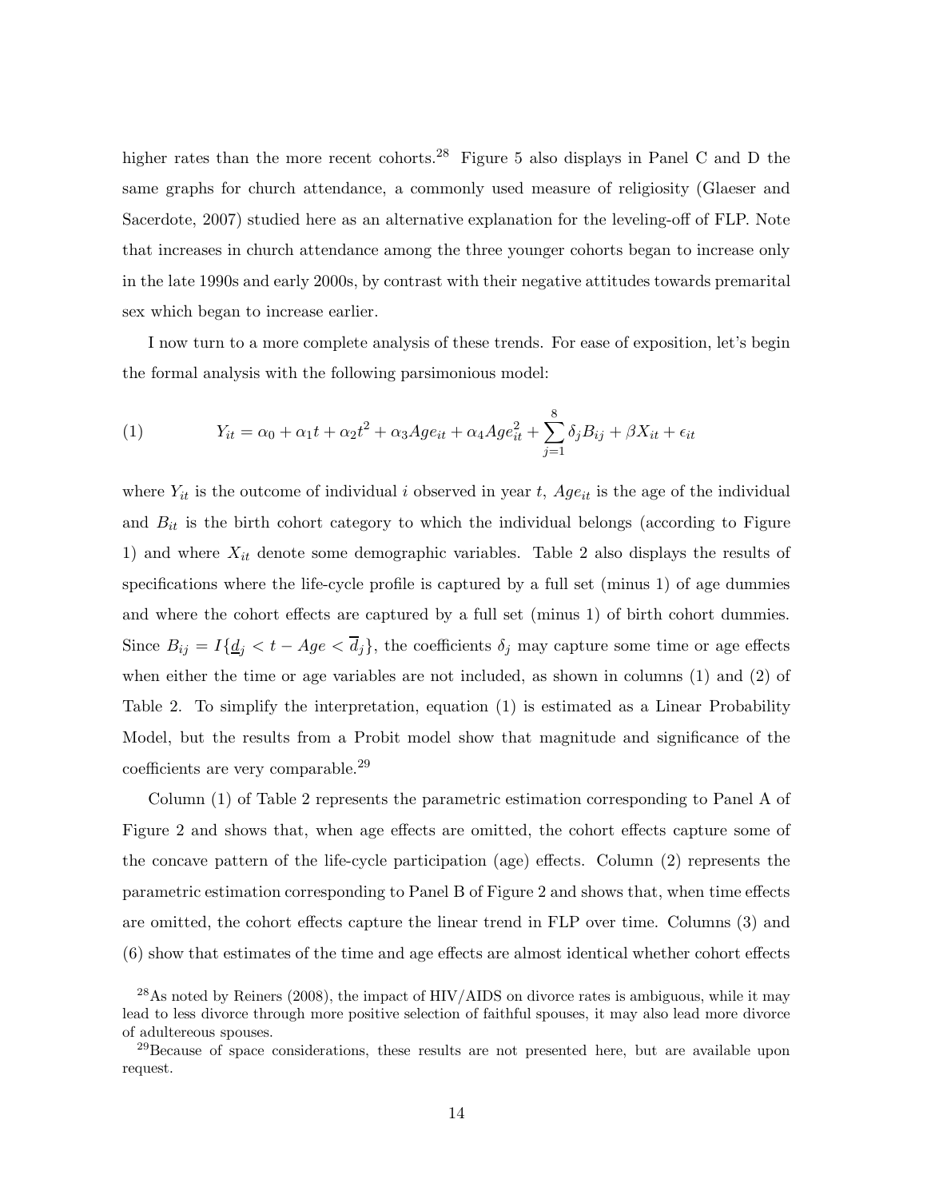higher rates than the more recent cohorts.[28] Figure 5 also displays in Panel C and D the same graphs for church attendance, a commonly used measure of religiosity (Glaeser and Sacerdote, 2007) studied here as an alternative explanation for the leveling-off of FLP. Note that increases in church attendance among the three younger cohorts began to increase only in the late 1990s and early 2000s, by contrast with their negative attitudes towards premarital sex which began to increase earlier.

I now turn to a more complete analysis of these trends. For ease of exposition, let's begin the formal analysis with the following parsimonious model:

$$(1) \qquad Y_{it} = \alpha_0 + \alpha_1 t + \alpha_2 t^2 + \alpha_3 Age_{it} + \alpha_4 Age_{it}^2 + \sum_{j=1}^{8} \delta_j B_{ij} + \beta X_{it} + \epsilon_{it}$$

where $Y_{it}$ is the outcome of individual $i$ observed in year $t$, $Age_{it}$ is the age of the individual and $B_{it}$ is the birth cohort category to which the individual belongs (according to Figure 1) and where $X_{it}$ denote some demographic variables. Table 2 also displays the results of specifications where the life-cycle profile is captured by a full set (minus 1) of age dummies and where the cohort effects are captured by a full set (minus 1) of birth cohort dummies. Since $B_{ij} = I\{\underline{d}_j < t - Age < \overline{d}_j\}$, the coefficients $\delta_j$ may capture some time or age effects when either the time or age variables are not included, as shown in columns (1) and (2) of Table 2. To simplify the interpretation, equation (1) is estimated as a Linear Probability Model, but the results from a Probit model show that magnitude and significance of the coefficients are very comparable.[29]

Column (1) of Table 2 represents the parametric estimation corresponding to Panel A of Figure 2 and shows that, when age effects are omitted, the cohort effects capture some of the concave pattern of the life-cycle participation (age) effects. Column (2) represents the parametric estimation corresponding to Panel B of Figure 2 and shows that, when time effects are omitted, the cohort effects capture the linear trend in FLP over time. Columns (3) and (6) show that estimates of the time and age effects are almost identical whether cohort effects

[28] As noted by Reiners (2008), the impact of HIV/AIDS on divorce rates is ambiguous, while it may lead to less divorce through more positive selection of faithful spouses, it may also lead more divorce of adultereous spouses.

[29] Because of space considerations, these results are not presented here, but are available upon request.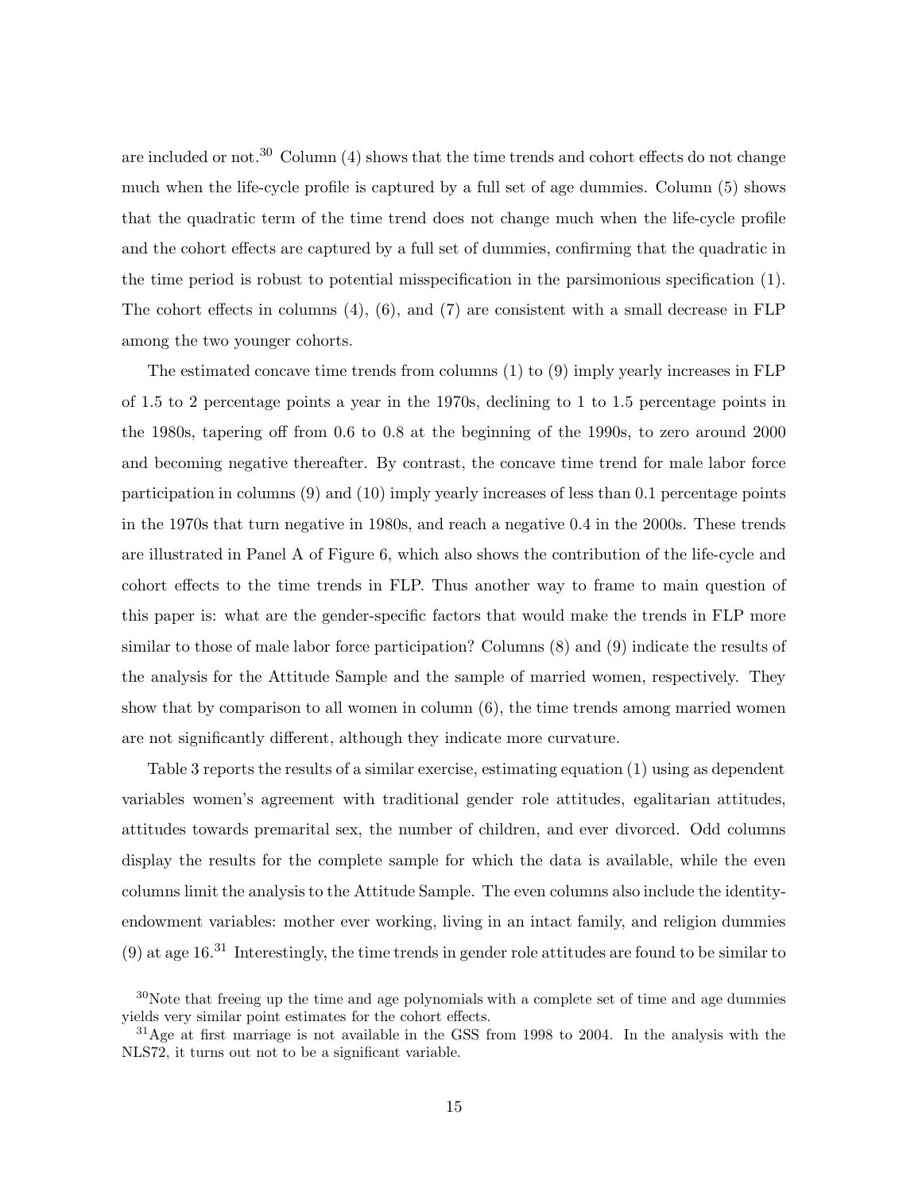are included or not.[30] Column (4) shows that the time trends and cohort effects do not change much when the life-cycle profile is captured by a full set of age dummies. Column (5) shows that the quadratic term of the time trend does not change much when the life-cycle profile and the cohort effects are captured by a full set of dummies, confirming that the quadratic in the time period is robust to potential misspecification in the parsimonious specification (1). The cohort effects in columns (4), (6), and (7) are consistent with a small decrease in FLP among the two younger cohorts.

The estimated concave time trends from columns (1) to (9) imply yearly increases in FLP of 1.5 to 2 percentage points a year in the 1970s, declining to 1 to 1.5 percentage points in the 1980s, tapering off from 0.6 to 0.8 at the beginning of the 1990s, to zero around 2000 and becoming negative thereafter. By contrast, the concave time trend for male labor force participation in columns (9) and (10) imply yearly increases of less than 0.1 percentage points in the 1970s that turn negative in 1980s, and reach a negative 0.4 in the 2000s. These trends are illustrated in Panel A of Figure 6, which also shows the contribution of the life-cycle and cohort effects to the time trends in FLP. Thus another way to frame to main question of this paper is: what are the gender-specific factors that would make the trends in FLP more similar to those of male labor force participation? Columns (8) and (9) indicate the results of the analysis for the Attitude Sample and the sample of married women, respectively. They show that by comparison to all women in column (6), the time trends among married women are not significantly different, although they indicate more curvature.

Table 3 reports the results of a similar exercise, estimating equation (1) using as dependent variables women's agreement with traditional gender role attitudes, egalitarian attitudes, attitudes towards premarital sex, the number of children, and ever divorced. Odd columns display the results for the complete sample for which the data is available, while the even columns limit the analysis to the Attitude Sample. The even columns also include the identity-endowment variables: mother ever working, living in an intact family, and religion dummies (9) at age 16.[31] Interestingly, the time trends in gender role attitudes are found to be similar to

[30]Note that freeing up the time and age polynomials with a complete set of time and age dummies yields very similar point estimates for the cohort effects.

[31]Age at first marriage is not available in the GSS from 1998 to 2004. In the analysis with the NLS72, it turns out not to be a significant variable.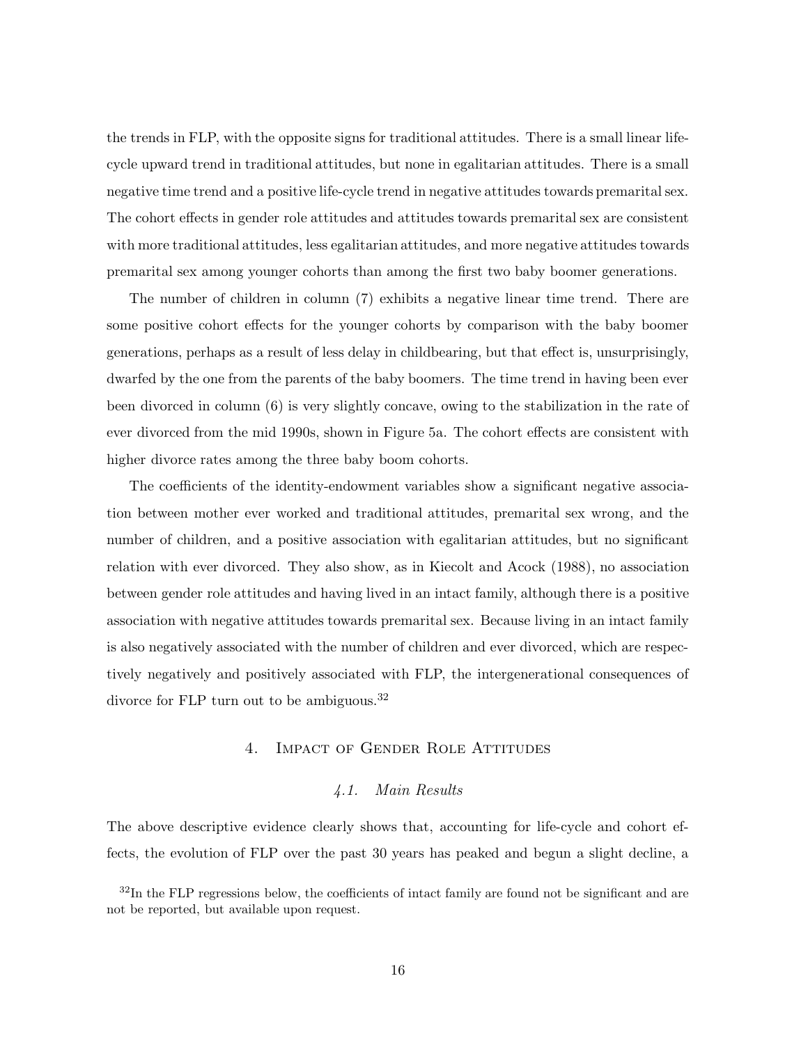the trends in FLP, with the opposite signs for traditional attitudes. There is a small linear life-cycle upward trend in traditional attitudes, but none in egalitarian attitudes. There is a small negative time trend and a positive life-cycle trend in negative attitudes towards premarital sex. The cohort effects in gender role attitudes and attitudes towards premarital sex are consistent with more traditional attitudes, less egalitarian attitudes, and more negative attitudes towards premarital sex among younger cohorts than among the first two baby boomer generations.

The number of children in column (7) exhibits a negative linear time trend. There are some positive cohort effects for the younger cohorts by comparison with the baby boomer generations, perhaps as a result of less delay in childbearing, but that effect is, unsurprisingly, dwarfed by the one from the parents of the baby boomers. The time trend in having been ever been divorced in column (6) is very slightly concave, owing to the stabilization in the rate of ever divorced from the mid 1990s, shown in Figure 5a. The cohort effects are consistent with higher divorce rates among the three baby boom cohorts.

The coefficients of the identity-endowment variables show a significant negative association between mother ever worked and traditional attitudes, premarital sex wrong, and the number of children, and a positive association with egalitarian attitudes, but no significant relation with ever divorced. They also show, as in Kiecolt and Acock (1988), no association between gender role attitudes and having lived in an intact family, although there is a positive association with negative attitudes towards premarital sex. Because living in an intact family is also negatively associated with the number of children and ever divorced, which are respectively negatively and positively associated with FLP, the intergenerational consequences of divorce for FLP turn out to be ambiguous.[32]

## 4. Impact of Gender Role Attitudes

### 4.1. Main Results

The above descriptive evidence clearly shows that, accounting for life-cycle and cohort effects, the evolution of FLP over the past 30 years has peaked and begun a slight decline, a

[32] In the FLP regressions below, the coefficients of intact family are found not be significant and are not be reported, but available upon request.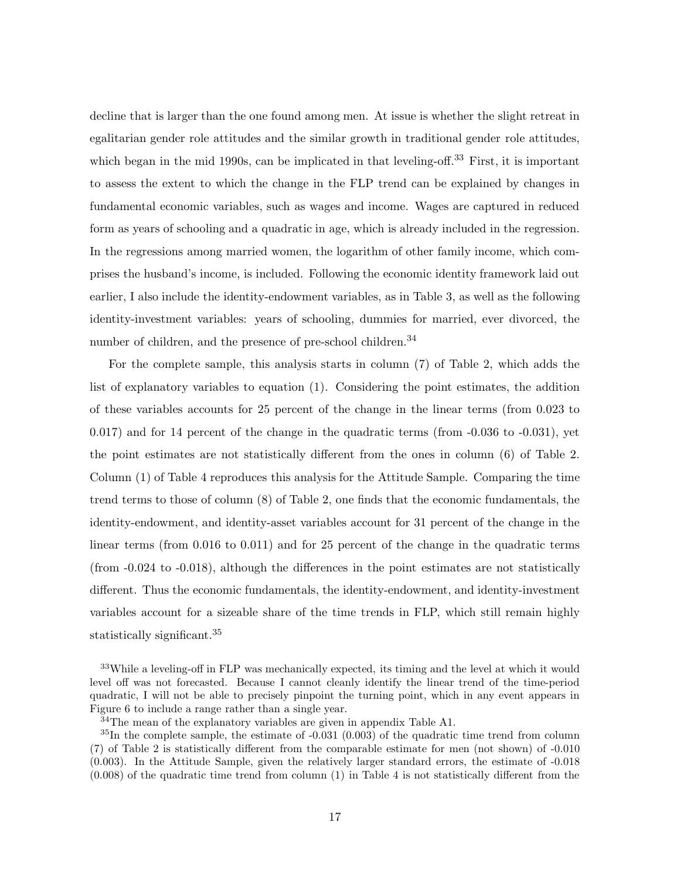decline that is larger than the one found among men. At issue is whether the slight retreat in egalitarian gender role attitudes and the similar growth in traditional gender role attitudes, which began in the mid 1990s, can be implicated in that leveling-off.[33] First, it is important to assess the extent to which the change in the FLP trend can be explained by changes in fundamental economic variables, such as wages and income. Wages are captured in reduced form as years of schooling and a quadratic in age, which is already included in the regression. In the regressions among married women, the logarithm of other family income, which comprises the husband's income, is included. Following the economic identity framework laid out earlier, I also include the identity-endowment variables, as in Table 3, as well as the following identity-investment variables: years of schooling, dummies for married, ever divorced, the number of children, and the presence of pre-school children.[34]

For the complete sample, this analysis starts in column (7) of Table 2, which adds the list of explanatory variables to equation (1). Considering the point estimates, the addition of these variables accounts for 25 percent of the change in the linear terms (from 0.023 to 0.017) and for 14 percent of the change in the quadratic terms (from -0.036 to -0.031), yet the point estimates are not statistically different from the ones in column (6) of Table 2. Column (1) of Table 4 reproduces this analysis for the Attitude Sample. Comparing the time trend terms to those of column (8) of Table 2, one finds that the economic fundamentals, the identity-endowment, and identity-asset variables account for 31 percent of the change in the linear terms (from 0.016 to 0.011) and for 25 percent of the change in the quadratic terms (from -0.024 to -0.018), although the differences in the point estimates are not statistically different. Thus the economic fundamentals, the identity-endowment, and identity-investment variables account for a sizeable share of the time trends in FLP, which still remain highly statistically significant.[35]

[33]While a leveling-off in FLP was mechanically expected, its timing and the level at which it would level off was not forecasted. Because I cannot cleanly identify the linear trend of the time-period quadratic, I will not be able to precisely pinpoint the turning point, which in any event appears in Figure 6 to include a range rather than a single year.

[34]The mean of the explanatory variables are given in appendix Table A1.

[35]In the complete sample, the estimate of -0.031 (0.003) of the quadratic time trend from column (7) of Table 2 is statistically different from the comparable estimate for men (not shown) of -0.010 (0.003). In the Attitude Sample, given the relatively larger standard errors, the estimate of -0.018 (0.008) of the quadratic time trend from column (1) in Table 4 is not statistically different from the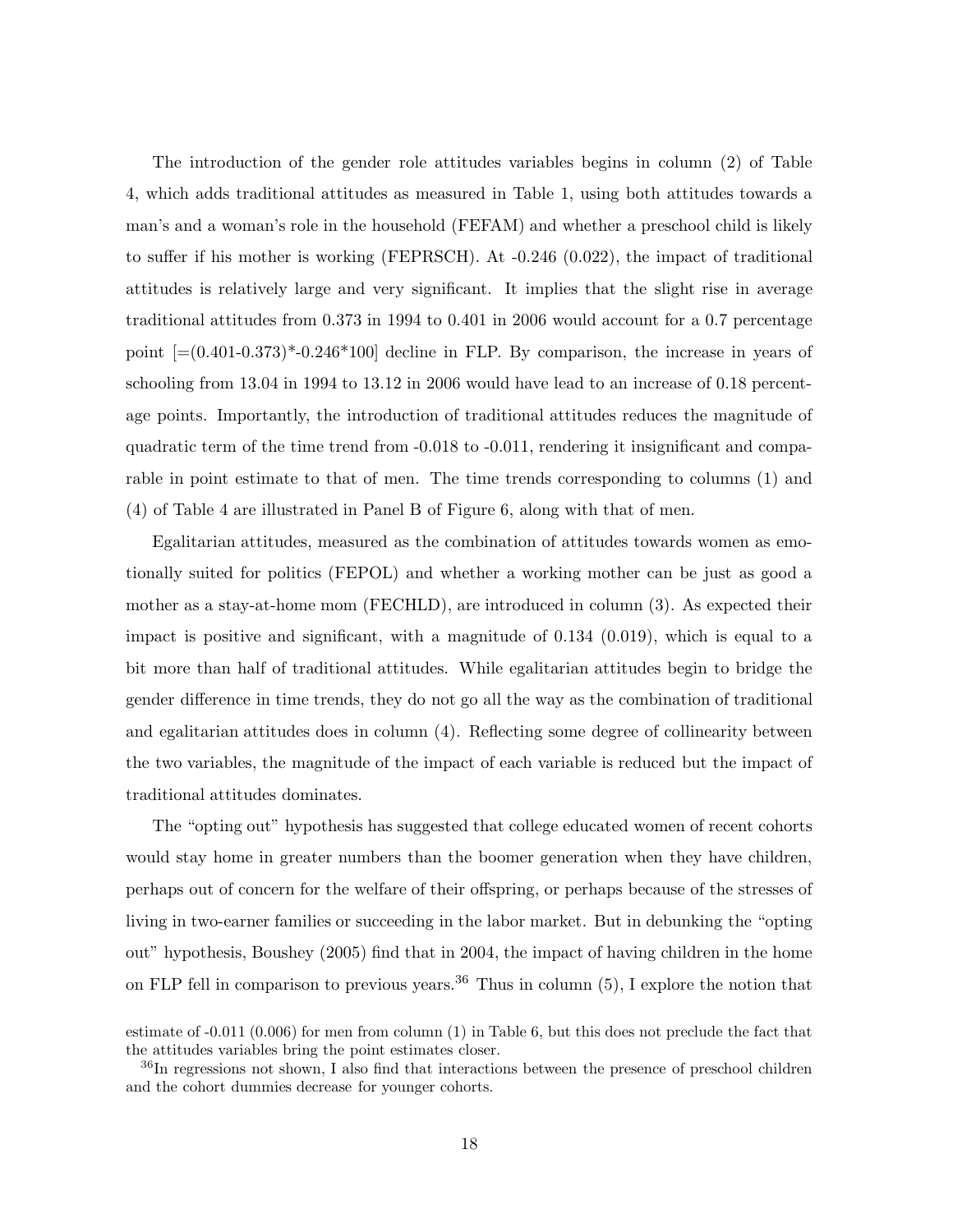The introduction of the gender role attitudes variables begins in column (2) of Table 4, which adds traditional attitudes as measured in Table 1, using both attitudes towards a man's and a woman's role in the household (FEFAM) and whether a preschool child is likely to suffer if his mother is working (FEPRSCH). At -0.246 (0.022), the impact of traditional attitudes is relatively large and very significant. It implies that the slight rise in average traditional attitudes from 0.373 in 1994 to 0.401 in 2006 would account for a 0.7 percentage point [=(0.401-0.373)*-0.246*100] decline in FLP. By comparison, the increase in years of schooling from 13.04 in 1994 to 13.12 in 2006 would have lead to an increase of 0.18 percentage points. Importantly, the introduction of traditional attitudes reduces the magnitude of quadratic term of the time trend from -0.018 to -0.011, rendering it insignificant and comparable in point estimate to that of men. The time trends corresponding to columns (1) and (4) of Table 4 are illustrated in Panel B of Figure 6, along with that of men.

Egalitarian attitudes, measured as the combination of attitudes towards women as emotionally suited for politics (FEPOL) and whether a working mother can be just as good a mother as a stay-at-home mom (FECHLD), are introduced in column (3). As expected their impact is positive and significant, with a magnitude of 0.134 (0.019), which is equal to a bit more than half of traditional attitudes. While egalitarian attitudes begin to bridge the gender difference in time trends, they do not go all the way as the combination of traditional and egalitarian attitudes does in column (4). Reflecting some degree of collinearity between the two variables, the magnitude of the impact of each variable is reduced but the impact of traditional attitudes dominates.

The "opting out" hypothesis has suggested that college educated women of recent cohorts would stay home in greater numbers than the boomer generation when they have children, perhaps out of concern for the welfare of their offspring, or perhaps because of the stresses of living in two-earner families or succeeding in the labor market. But in debunking the "opting out" hypothesis, Boushey (2005) find that in 2004, the impact of having children in the home on FLP fell in comparison to previous years.[36] Thus in column (5), I explore the notion that

estimate of -0.011 (0.006) for men from column (1) in Table 6, but this does not preclude the fact that the attitudes variables bring the point estimates closer.

[36] In regressions not shown, I also find that interactions between the presence of preschool children and the cohort dummies decrease for younger cohorts.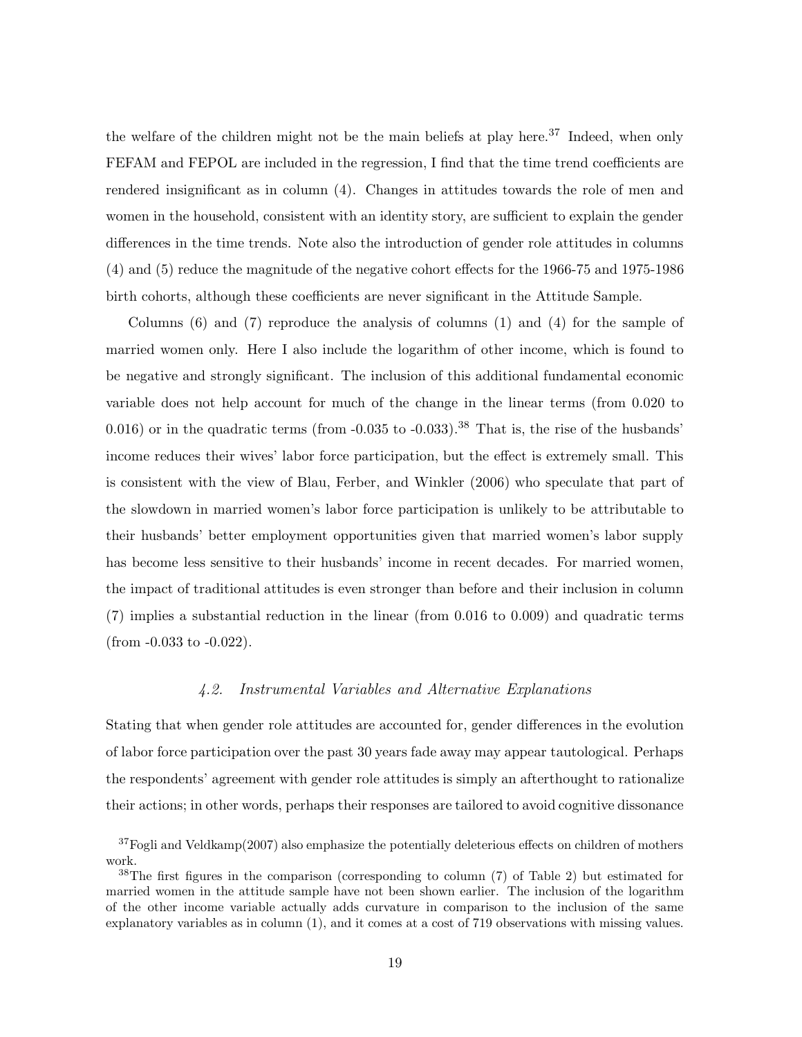the welfare of the children might not be the main beliefs at play here.[37] Indeed, when only FEFAM and FEPOL are included in the regression, I find that the time trend coefficients are rendered insignificant as in column (4). Changes in attitudes towards the role of men and women in the household, consistent with an identity story, are sufficient to explain the gender differences in the time trends. Note also the introduction of gender role attitudes in columns (4) and (5) reduce the magnitude of the negative cohort effects for the 1966-75 and 1975-1986 birth cohorts, although these coefficients are never significant in the Attitude Sample.

Columns (6) and (7) reproduce the analysis of columns (1) and (4) for the sample of married women only. Here I also include the logarithm of other income, which is found to be negative and strongly significant. The inclusion of this additional fundamental economic variable does not help account for much of the change in the linear terms (from 0.020 to 0.016) or in the quadratic terms (from -0.035 to -0.033).[38] That is, the rise of the husbands' income reduces their wives' labor force participation, but the effect is extremely small. This is consistent with the view of Blau, Ferber, and Winkler (2006) who speculate that part of the slowdown in married women's labor force participation is unlikely to be attributable to their husbands' better employment opportunities given that married women's labor supply has become less sensitive to their husbands' income in recent decades. For married women, the impact of traditional attitudes is even stronger than before and their inclusion in column (7) implies a substantial reduction in the linear (from 0.016 to 0.009) and quadratic terms (from -0.033 to -0.022).

### *4.2. Instrumental Variables and Alternative Explanations*

Stating that when gender role attitudes are accounted for, gender differences in the evolution of labor force participation over the past 30 years fade away may appear tautological. Perhaps the respondents' agreement with gender role attitudes is simply an afterthought to rationalize their actions; in other words, perhaps their responses are tailored to avoid cognitive dissonance

[37] Fogli and Veldkamp(2007) also emphasize the potentially deleterious effects on children of mothers work.

[38] The first figures in the comparison (corresponding to column (7) of Table 2) but estimated for married women in the attitude sample have not been shown earlier. The inclusion of the logarithm of the other income variable actually adds curvature in comparison to the inclusion of the same explanatory variables as in column (1), and it comes at a cost of 719 observations with missing values.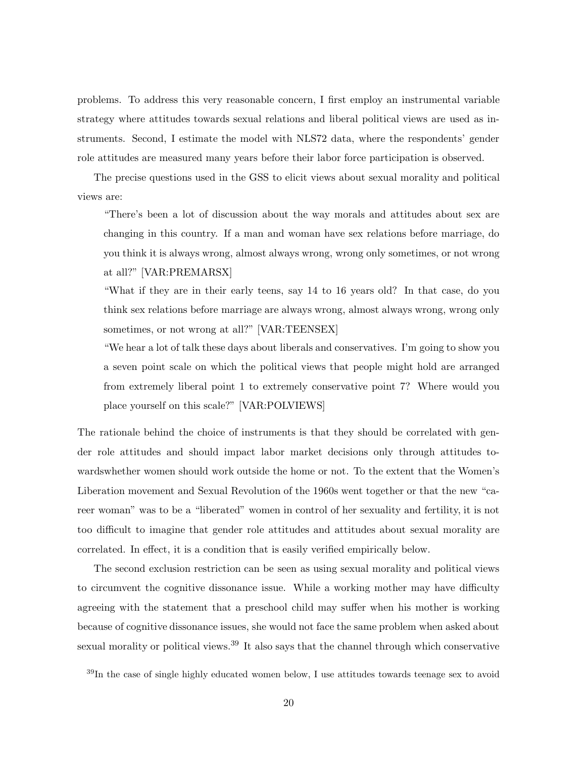problems. To address this very reasonable concern, I first employ an instrumental variable strategy where attitudes towards sexual relations and liberal political views are used as instruments. Second, I estimate the model with NLS72 data, where the respondents' gender role attitudes are measured many years before their labor force participation is observed.

The precise questions used in the GSS to elicit views about sexual morality and political views are:

> "There's been a lot of discussion about the way morals and attitudes about sex are changing in this country. If a man and woman have sex relations before marriage, do you think it is always wrong, almost always wrong, wrong only sometimes, or not wrong at all?" [VAR:PREMARSX]
>
> "What if they are in their early teens, say 14 to 16 years old? In that case, do you think sex relations before marriage are always wrong, almost always wrong, wrong only sometimes, or not wrong at all?" [VAR:TEENSEX]
>
> "We hear a lot of talk these days about liberals and conservatives. I'm going to show you a seven point scale on which the political views that people might hold are arranged from extremely liberal point 1 to extremely conservative point 7? Where would you place yourself on this scale?" [VAR:POLVIEWS]

The rationale behind the choice of instruments is that they should be correlated with gender role attitudes and should impact labor market decisions only through attitudes towardswhether women should work outside the home or not. To the extent that the Women's Liberation movement and Sexual Revolution of the 1960s went together or that the new "career woman" was to be a "liberated" women in control of her sexuality and fertility, it is not too difficult to imagine that gender role attitudes and attitudes about sexual morality are correlated. In effect, it is a condition that is easily verified empirically below.

The second exclusion restriction can be seen as using sexual morality and political views to circumvent the cognitive dissonance issue. While a working mother may have difficulty agreeing with the statement that a preschool child may suffer when his mother is working because of cognitive dissonance issues, she would not face the same problem when asked about sexual morality or political views.[39] It also says that the channel through which conservative

[39] In the case of single highly educated women below, I use attitudes towards teenage sex to avoid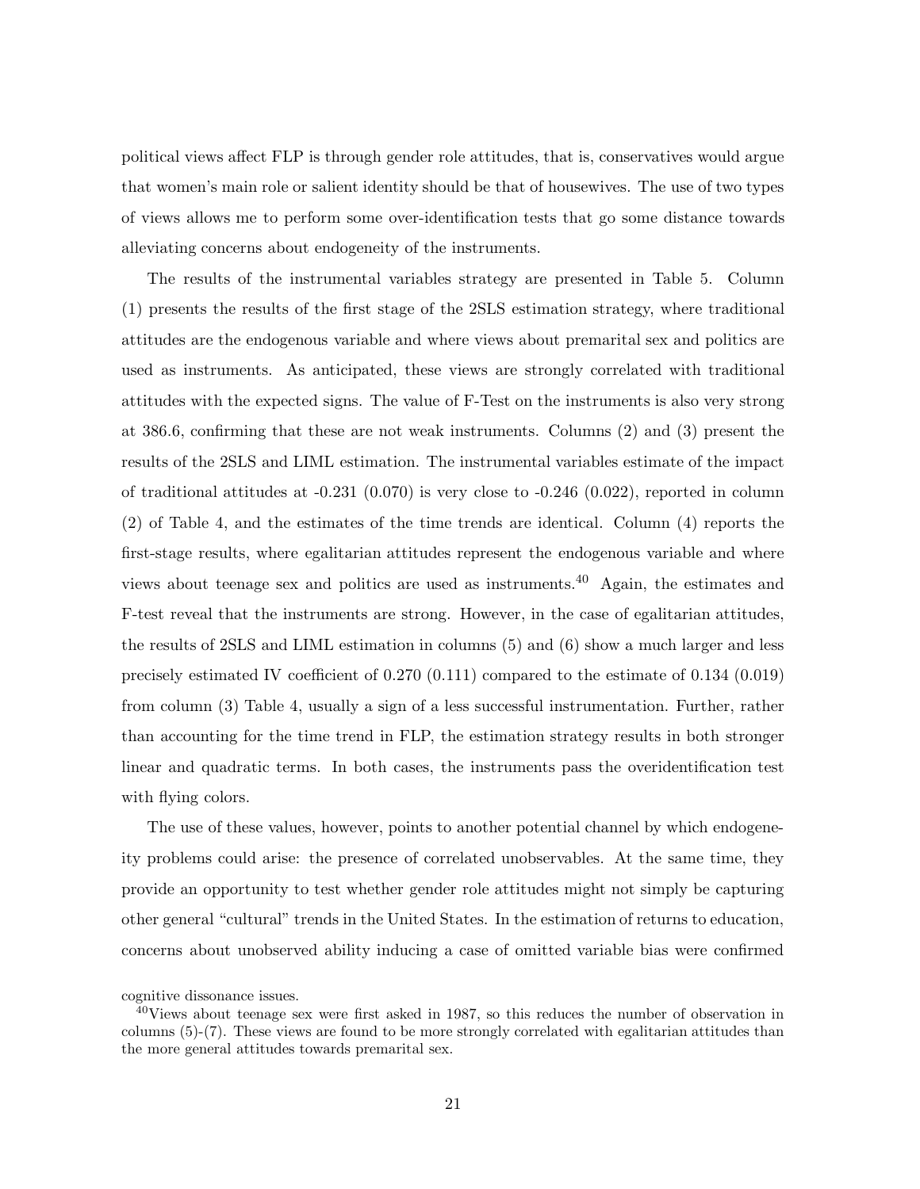political views affect FLP is through gender role attitudes, that is, conservatives would argue that women's main role or salient identity should be that of housewives. The use of two types of views allows me to perform some over-identification tests that go some distance towards alleviating concerns about endogeneity of the instruments.

The results of the instrumental variables strategy are presented in Table 5. Column (1) presents the results of the first stage of the 2SLS estimation strategy, where traditional attitudes are the endogenous variable and where views about premarital sex and politics are used as instruments. As anticipated, these views are strongly correlated with traditional attitudes with the expected signs. The value of F-Test on the instruments is also very strong at 386.6, confirming that these are not weak instruments. Columns (2) and (3) present the results of the 2SLS and LIML estimation. The instrumental variables estimate of the impact of traditional attitudes at -0.231 (0.070) is very close to -0.246 (0.022), reported in column (2) of Table 4, and the estimates of the time trends are identical. Column (4) reports the first-stage results, where egalitarian attitudes represent the endogenous variable and where views about teenage sex and politics are used as instruments.[40] Again, the estimates and F-test reveal that the instruments are strong. However, in the case of egalitarian attitudes, the results of 2SLS and LIML estimation in columns (5) and (6) show a much larger and less precisely estimated IV coefficient of 0.270 (0.111) compared to the estimate of 0.134 (0.019) from column (3) Table 4, usually a sign of a less successful instrumentation. Further, rather than accounting for the time trend in FLP, the estimation strategy results in both stronger linear and quadratic terms. In both cases, the instruments pass the overidentification test with flying colors.

The use of these values, however, points to another potential channel by which endogeneity problems could arise: the presence of correlated unobservables. At the same time, they provide an opportunity to test whether gender role attitudes might not simply be capturing other general "cultural" trends in the United States. In the estimation of returns to education, concerns about unobserved ability inducing a case of omitted variable bias were confirmed

cognitive dissonance issues.

[40] Views about teenage sex were first asked in 1987, so this reduces the number of observation in columns (5)-(7). These views are found to be more strongly correlated with egalitarian attitudes than the more general attitudes towards premarital sex.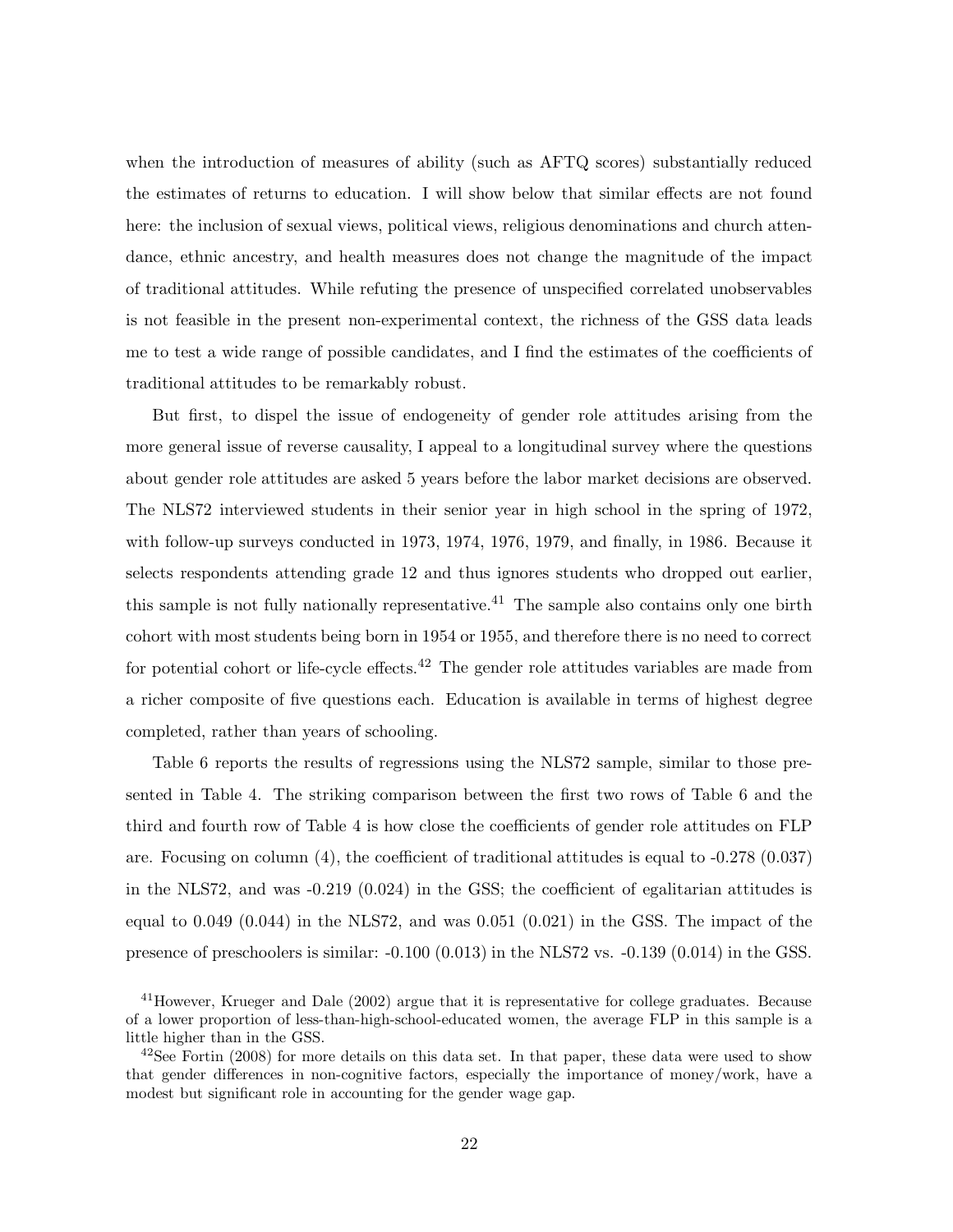when the introduction of measures of ability (such as AFTQ scores) substantially reduced the estimates of returns to education. I will show below that similar effects are not found here: the inclusion of sexual views, political views, religious denominations and church attendance, ethnic ancestry, and health measures does not change the magnitude of the impact of traditional attitudes. While refuting the presence of unspecified correlated unobservables is not feasible in the present non-experimental context, the richness of the GSS data leads me to test a wide range of possible candidates, and I find the estimates of the coefficients of traditional attitudes to be remarkably robust.

But first, to dispel the issue of endogeneity of gender role attitudes arising from the more general issue of reverse causality, I appeal to a longitudinal survey where the questions about gender role attitudes are asked 5 years before the labor market decisions are observed. The NLS72 interviewed students in their senior year in high school in the spring of 1972, with follow-up surveys conducted in 1973, 1974, 1976, 1979, and finally, in 1986. Because it selects respondents attending grade 12 and thus ignores students who dropped out earlier, this sample is not fully nationally representative.[41] The sample also contains only one birth cohort with most students being born in 1954 or 1955, and therefore there is no need to correct for potential cohort or life-cycle effects.[42] The gender role attitudes variables are made from a richer composite of five questions each. Education is available in terms of highest degree completed, rather than years of schooling.

Table 6 reports the results of regressions using the NLS72 sample, similar to those presented in Table 4. The striking comparison between the first two rows of Table 6 and the third and fourth row of Table 4 is how close the coefficients of gender role attitudes on FLP are. Focusing on column (4), the coefficient of traditional attitudes is equal to -0.278 (0.037) in the NLS72, and was -0.219 (0.024) in the GSS; the coefficient of egalitarian attitudes is equal to 0.049 (0.044) in the NLS72, and was 0.051 (0.021) in the GSS. The impact of the presence of preschoolers is similar: -0.100 (0.013) in the NLS72 vs. -0.139 (0.014) in the GSS.

[41] However, Krueger and Dale (2002) argue that it is representative for college graduates. Because of a lower proportion of less-than-high-school-educated women, the average FLP in this sample is a little higher than in the GSS.

[42] See Fortin (2008) for more details on this data set. In that paper, these data were used to show that gender differences in non-cognitive factors, especially the importance of money/work, have a modest but significant role in accounting for the gender wage gap.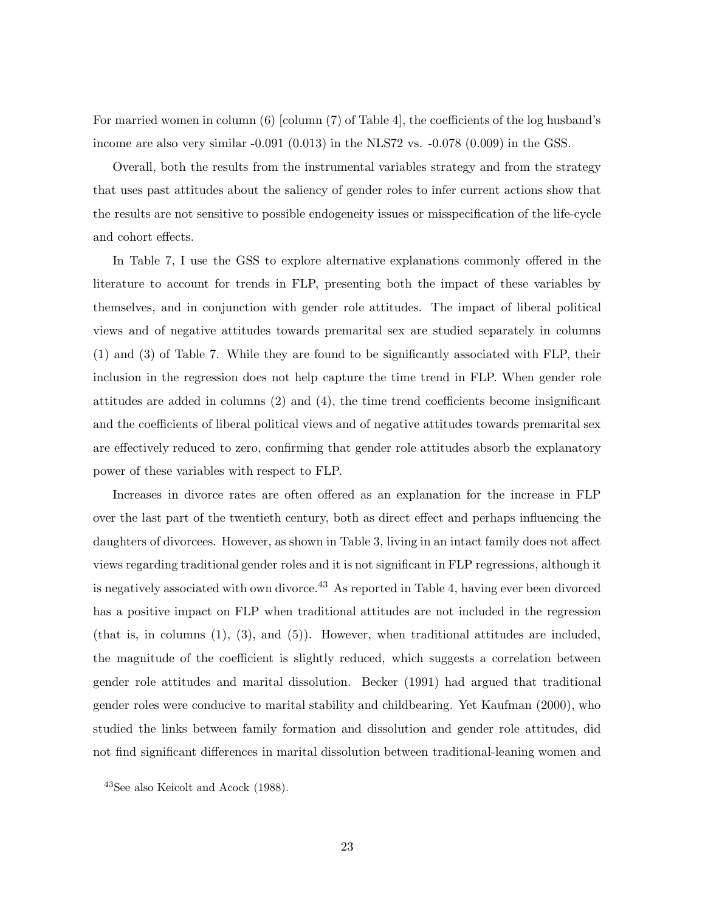For married women in column (6) [column (7) of Table 4], the coefficients of the log husband's income are also very similar -0.091 (0.013) in the NLS72 vs. -0.078 (0.009) in the GSS.

Overall, both the results from the instrumental variables strategy and from the strategy that uses past attitudes about the saliency of gender roles to infer current actions show that the results are not sensitive to possible endogeneity issues or misspecification of the life-cycle and cohort effects.

In Table 7, I use the GSS to explore alternative explanations commonly offered in the literature to account for trends in FLP, presenting both the impact of these variables by themselves, and in conjunction with gender role attitudes. The impact of liberal political views and of negative attitudes towards premarital sex are studied separately in columns (1) and (3) of Table 7. While they are found to be significantly associated with FLP, their inclusion in the regression does not help capture the time trend in FLP. When gender role attitudes are added in columns (2) and (4), the time trend coefficients become insignificant and the coefficients of liberal political views and of negative attitudes towards premarital sex are effectively reduced to zero, confirming that gender role attitudes absorb the explanatory power of these variables with respect to FLP.

Increases in divorce rates are often offered as an explanation for the increase in FLP over the last part of the twentieth century, both as direct effect and perhaps influencing the daughters of divorcees. However, as shown in Table 3, living in an intact family does not affect views regarding traditional gender roles and it is not significant in FLP regressions, although it is negatively associated with own divorce.[43] As reported in Table 4, having ever been divorced has a positive impact on FLP when traditional attitudes are not included in the regression (that is, in columns (1), (3), and (5)). However, when traditional attitudes are included, the magnitude of the coefficient is slightly reduced, which suggests a correlation between gender role attitudes and marital dissolution. Becker (1991) had argued that traditional gender roles were conducive to marital stability and childbearing. Yet Kaufman (2000), who studied the links between family formation and dissolution and gender role attitudes, did not find significant differences in marital dissolution between traditional-leaning women and

[43] See also Keicolt and Acock (1988).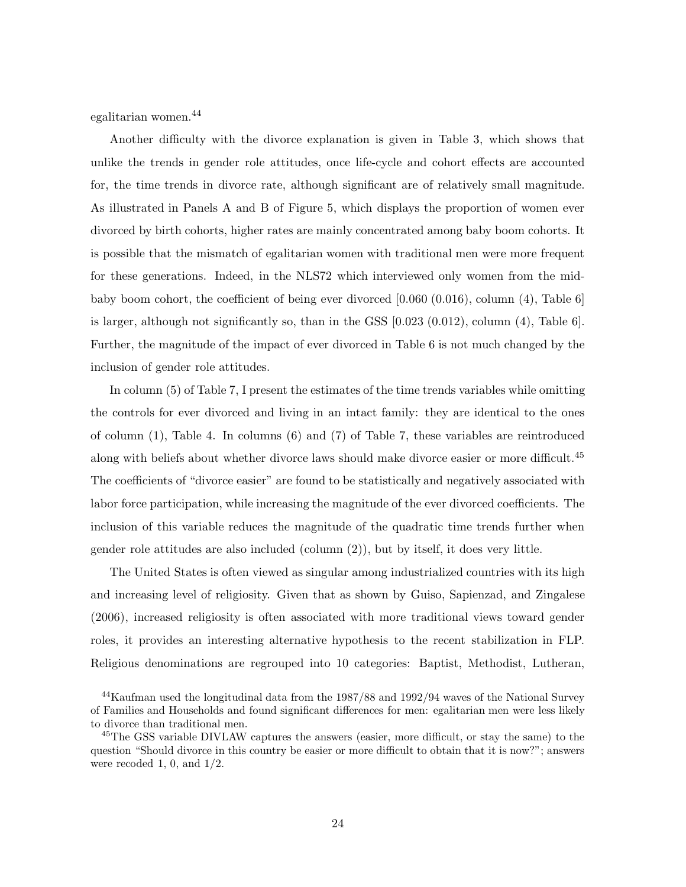egalitarian women.[44]

Another difficulty with the divorce explanation is given in Table 3, which shows that unlike the trends in gender role attitudes, once life-cycle and cohort effects are accounted for, the time trends in divorce rate, although significant are of relatively small magnitude. As illustrated in Panels A and B of Figure 5, which displays the proportion of women ever divorced by birth cohorts, higher rates are mainly concentrated among baby boom cohorts. It is possible that the mismatch of egalitarian women with traditional men were more frequent for these generations. Indeed, in the NLS72 which interviewed only women from the mid-baby boom cohort, the coefficient of being ever divorced [0.060 (0.016), column (4), Table 6] is larger, although not significantly so, than in the GSS [0.023 (0.012), column (4), Table 6]. Further, the magnitude of the impact of ever divorced in Table 6 is not much changed by the inclusion of gender role attitudes.

In column (5) of Table 7, I present the estimates of the time trends variables while omitting the controls for ever divorced and living in an intact family: they are identical to the ones of column (1), Table 4. In columns (6) and (7) of Table 7, these variables are reintroduced along with beliefs about whether divorce laws should make divorce easier or more difficult.[45] The coefficients of "divorce easier" are found to be statistically and negatively associated with labor force participation, while increasing the magnitude of the ever divorced coefficients. The inclusion of this variable reduces the magnitude of the quadratic time trends further when gender role attitudes are also included (column (2)), but by itself, it does very little.

The United States is often viewed as singular among industrialized countries with its high and increasing level of religiosity. Given that as shown by Guiso, Sapienzad, and Zingalese (2006), increased religiosity is often associated with more traditional views toward gender roles, it provides an interesting alternative hypothesis to the recent stabilization in FLP. Religious denominations are regrouped into 10 categories: Baptist, Methodist, Lutheran,

[44] Kaufman used the longitudinal data from the 1987/88 and 1992/94 waves of the National Survey of Families and Households and found significant differences for men: egalitarian men were less likely to divorce than traditional men.

[45] The GSS variable DIVLAW captures the answers (easier, more difficult, or stay the same) to the question "Should divorce in this country be easier or more difficult to obtain that it is now?"; answers were recoded 1, 0, and 1/2.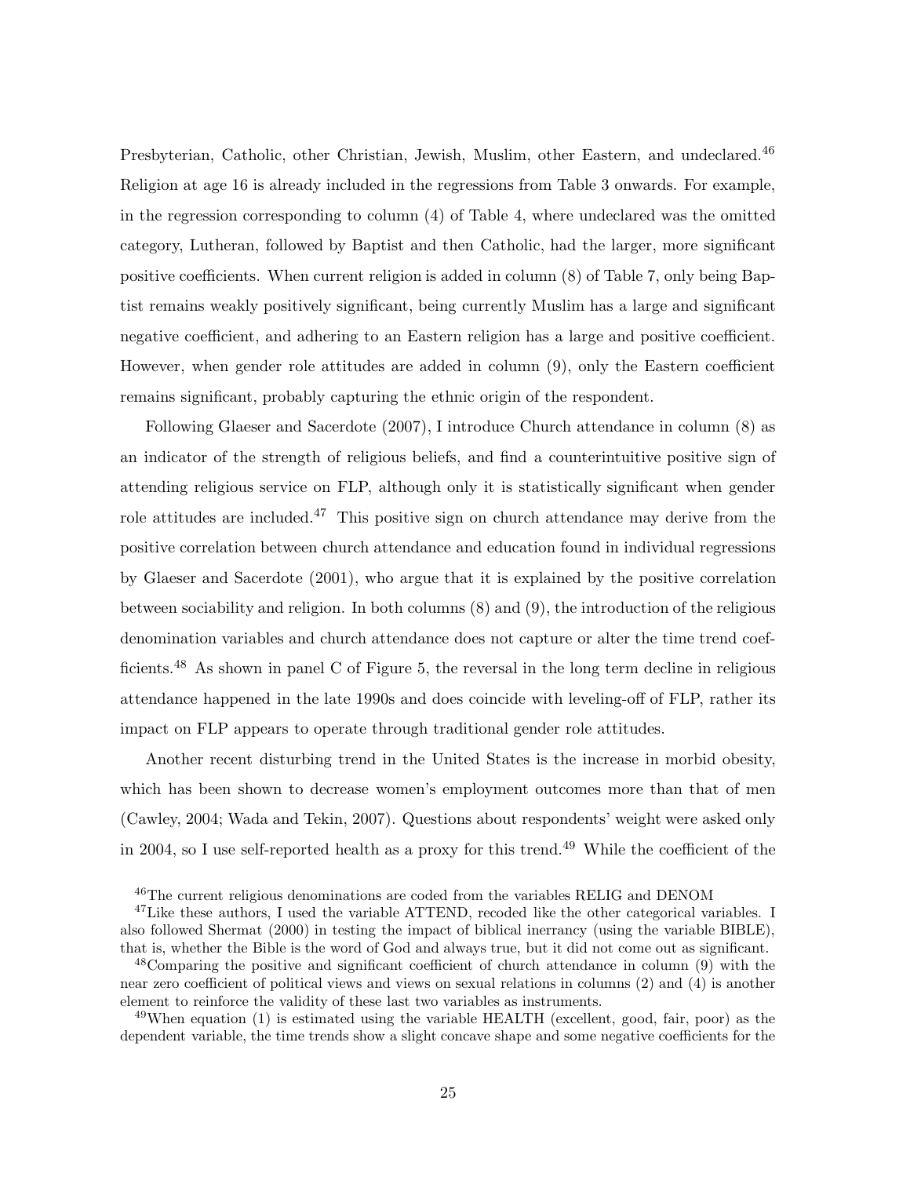Presbyterian, Catholic, other Christian, Jewish, Muslim, other Eastern, and undeclared.[46] Religion at age 16 is already included in the regressions from Table 3 onwards. For example, in the regression corresponding to column (4) of Table 4, where undeclared was the omitted category, Lutheran, followed by Baptist and then Catholic, had the larger, more significant positive coefficients. When current religion is added in column (8) of Table 7, only being Baptist remains weakly positively significant, being currently Muslim has a large and significant negative coefficient, and adhering to an Eastern religion has a large and positive coefficient. However, when gender role attitudes are added in column (9), only the Eastern coefficient remains significant, probably capturing the ethnic origin of the respondent.

Following Glaeser and Sacerdote (2007), I introduce Church attendance in column (8) as an indicator of the strength of religious beliefs, and find a counterintuitive positive sign of attending religious service on FLP, although only it is statistically significant when gender role attitudes are included.[47] This positive sign on church attendance may derive from the positive correlation between church attendance and education found in individual regressions by Glaeser and Sacerdote (2001), who argue that it is explained by the positive correlation between sociability and religion. In both columns (8) and (9), the introduction of the religious denomination variables and church attendance does not capture or alter the time trend coefficients.[48] As shown in panel C of Figure 5, the reversal in the long term decline in religious attendance happened in the late 1990s and does coincide with leveling-off of FLP, rather its impact on FLP appears to operate through traditional gender role attitudes.

Another recent disturbing trend in the United States is the increase in morbid obesity, which has been shown to decrease women's employment outcomes more than that of men (Cawley, 2004; Wada and Tekin, 2007). Questions about respondents' weight were asked only in 2004, so I use self-reported health as a proxy for this trend.[49] While the coefficient of the

[46] The current religious denominations are coded from the variables RELIG and DENOM

[47] Like these authors, I used the variable ATTEND, recoded like the other categorical variables. I also followed Shermat (2000) in testing the impact of biblical inerrancy (using the variable BIBLE), that is, whether the Bible is the word of God and always true, but it did not come out as significant.

[48] Comparing the positive and significant coefficient of church attendance in column (9) with the near zero coefficient of political views and views on sexual relations in columns (2) and (4) is another element to reinforce the validity of these last two variables as instruments.

[49] When equation (1) is estimated using the variable HEALTH (excellent, good, fair, poor) as the dependent variable, the time trends show a slight concave shape and some negative coefficients for the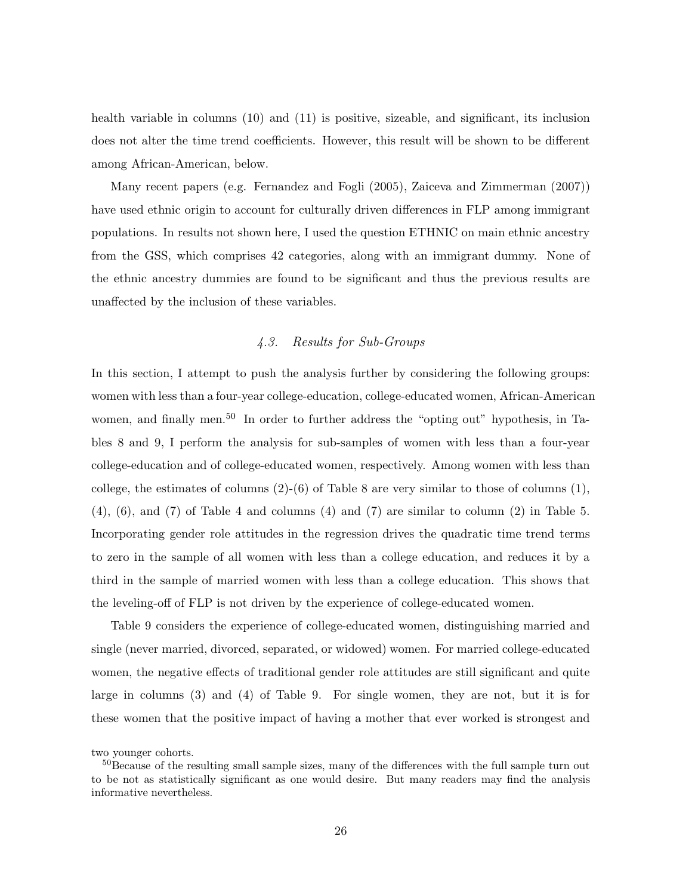health variable in columns (10) and (11) is positive, sizeable, and significant, its inclusion does not alter the time trend coefficients. However, this result will be shown to be different among African-American, below.

Many recent papers (e.g. Fernandez and Fogli (2005), Zaiceva and Zimmerman (2007)) have used ethnic origin to account for culturally driven differences in FLP among immigrant populations. In results not shown here, I used the question ETHNIC on main ethnic ancestry from the GSS, which comprises 42 categories, along with an immigrant dummy. None of the ethnic ancestry dummies are found to be significant and thus the previous results are unaffected by the inclusion of these variables.

### *4.3. Results for Sub-Groups*

In this section, I attempt to push the analysis further by considering the following groups: women with less than a four-year college-education, college-educated women, African-American women, and finally men.[50] In order to further address the "opting out" hypothesis, in Tables 8 and 9, I perform the analysis for sub-samples of women with less than a four-year college-education and of college-educated women, respectively. Among women with less than college, the estimates of columns (2)-(6) of Table 8 are very similar to those of columns (1), (4), (6), and (7) of Table 4 and columns (4) and (7) are similar to column (2) in Table 5. Incorporating gender role attitudes in the regression drives the quadratic time trend terms to zero in the sample of all women with less than a college education, and reduces it by a third in the sample of married women with less than a college education. This shows that the leveling-off of FLP is not driven by the experience of college-educated women.

Table 9 considers the experience of college-educated women, distinguishing married and single (never married, divorced, separated, or widowed) women. For married college-educated women, the negative effects of traditional gender role attitudes are still significant and quite large in columns (3) and (4) of Table 9. For single women, they are not, but it is for these women that the positive impact of having a mother that ever worked is strongest and

two younger cohorts.

[50] Because of the resulting small sample sizes, many of the differences with the full sample turn out to be not as statistically significant as one would desire. But many readers may find the analysis informative nevertheless.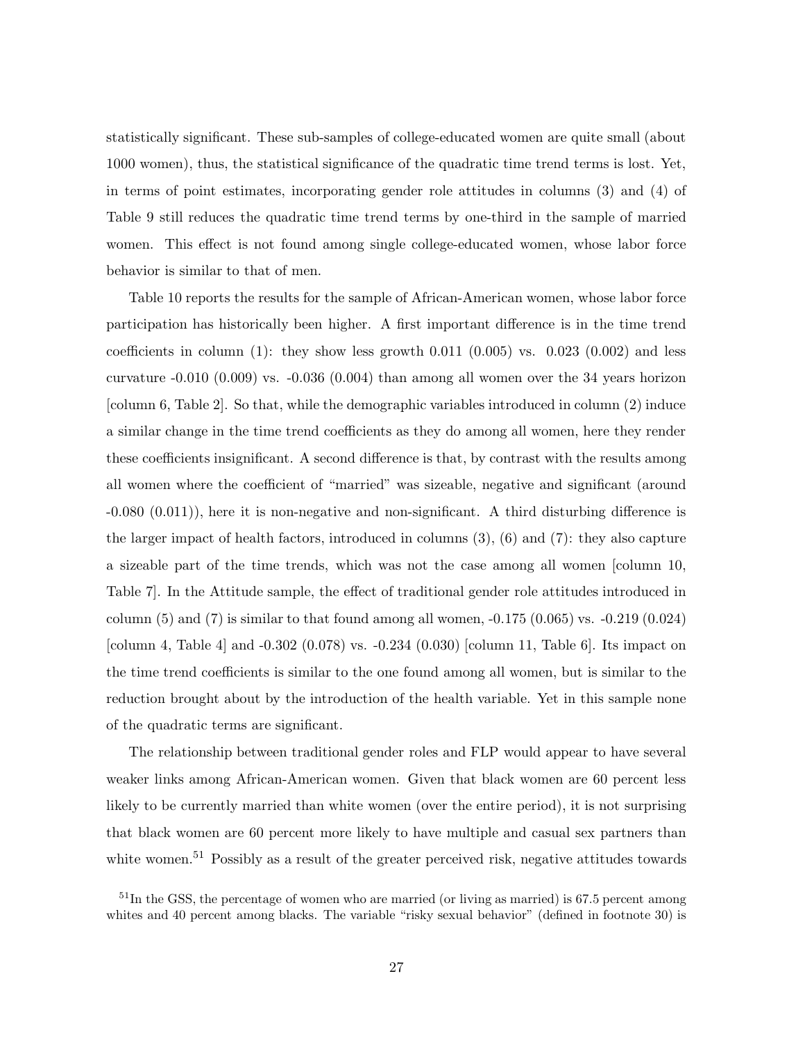statistically significant. These sub-samples of college-educated women are quite small (about 1000 women), thus, the statistical significance of the quadratic time trend terms is lost. Yet, in terms of point estimates, incorporating gender role attitudes in columns (3) and (4) of Table 9 still reduces the quadratic time trend terms by one-third in the sample of married women. This effect is not found among single college-educated women, whose labor force behavior is similar to that of men.

Table 10 reports the results for the sample of African-American women, whose labor force participation has historically been higher. A first important difference is in the time trend coefficients in column (1): they show less growth 0.011 (0.005) vs. 0.023 (0.002) and less curvature -0.010 (0.009) vs. -0.036 (0.004) than among all women over the 34 years horizon [column 6, Table 2]. So that, while the demographic variables introduced in column (2) induce a similar change in the time trend coefficients as they do among all women, here they render these coefficients insignificant. A second difference is that, by contrast with the results among all women where the coefficient of "married" was sizeable, negative and significant (around -0.080 (0.011)), here it is non-negative and non-significant. A third disturbing difference is the larger impact of health factors, introduced in columns (3), (6) and (7): they also capture a sizeable part of the time trends, which was not the case among all women [column 10, Table 7]. In the Attitude sample, the effect of traditional gender role attitudes introduced in column (5) and (7) is similar to that found among all women, -0.175 (0.065) vs. -0.219 (0.024) [column 4, Table 4] and -0.302 (0.078) vs. -0.234 (0.030) [column 11, Table 6]. Its impact on the time trend coefficients is similar to the one found among all women, but is similar to the reduction brought about by the introduction of the health variable. Yet in this sample none of the quadratic terms are significant.

The relationship between traditional gender roles and FLP would appear to have several weaker links among African-American women. Given that black women are 60 percent less likely to be currently married than white women (over the entire period), it is not surprising that black women are 60 percent more likely to have multiple and casual sex partners than white women.[51] Possibly as a result of the greater perceived risk, negative attitudes towards

[51] In the GSS, the percentage of women who are married (or living as married) is 67.5 percent among whites and 40 percent among blacks. The variable "risky sexual behavior" (defined in footnote 30) is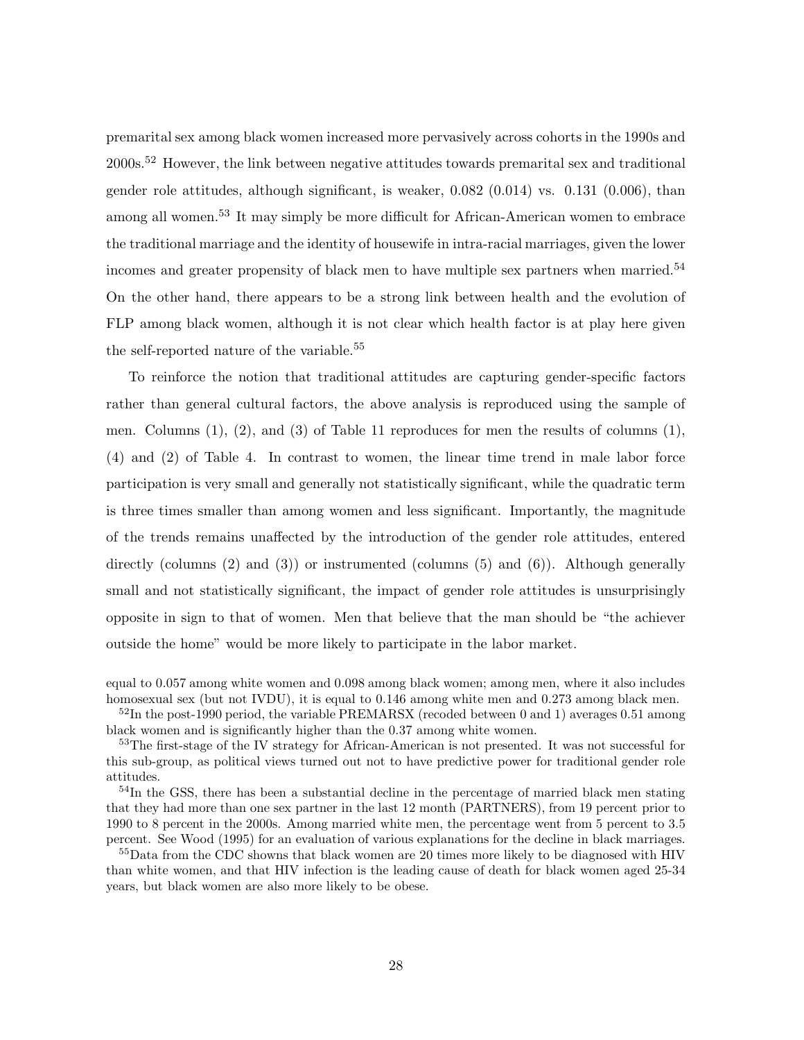premarital sex among black women increased more pervasively across cohorts in the 1990s and 2000s.[52] However, the link between negative attitudes towards premarital sex and traditional gender role attitudes, although significant, is weaker, 0.082 (0.014) vs. 0.131 (0.006), than among all women.[53] It may simply be more difficult for African-American women to embrace the traditional marriage and the identity of housewife in intra-racial marriages, given the lower incomes and greater propensity of black men to have multiple sex partners when married.[54] On the other hand, there appears to be a strong link between health and the evolution of FLP among black women, although it is not clear which health factor is at play here given the self-reported nature of the variable.[55]

To reinforce the notion that traditional attitudes are capturing gender-specific factors rather than general cultural factors, the above analysis is reproduced using the sample of men. Columns (1), (2), and (3) of Table 11 reproduces for men the results of columns (1), (4) and (2) of Table 4. In contrast to women, the linear time trend in male labor force participation is very small and generally not statistically significant, while the quadratic term is three times smaller than among women and less significant. Importantly, the magnitude of the trends remains unaffected by the introduction of the gender role attitudes, entered directly (columns (2) and (3)) or instrumented (columns (5) and (6)). Although generally small and not statistically significant, the impact of gender role attitudes is unsurprisingly opposite in sign to that of women. Men that believe that the man should be "the achiever outside the home" would be more likely to participate in the labor market.

equal to 0.057 among white women and 0.098 among black women; among men, where it also includes homosexual sex (but not IVDU), it is equal to 0.146 among white men and 0.273 among black men.

[52]In the post-1990 period, the variable PREMARSX (recoded between 0 and 1) averages 0.51 among black women and is significantly higher than the 0.37 among white women.

[53]The first-stage of the IV strategy for African-American is not presented. It was not successful for this sub-group, as political views turned out not to have predictive power for traditional gender role attitudes.

[54]In the GSS, there has been a substantial decline in the percentage of married black men stating that they had more than one sex partner in the last 12 month (PARTNERS), from 19 percent prior to 1990 to 8 percent in the 2000s. Among married white men, the percentage went from 5 percent to 3.5 percent. See Wood (1995) for an evaluation of various explanations for the decline in black marriages.

[55]Data from the CDC showns that black women are 20 times more likely to be diagnosed with HIV than white women, and that HIV infection is the leading cause of death for black women aged 25-34 years, but black women are also more likely to be obese.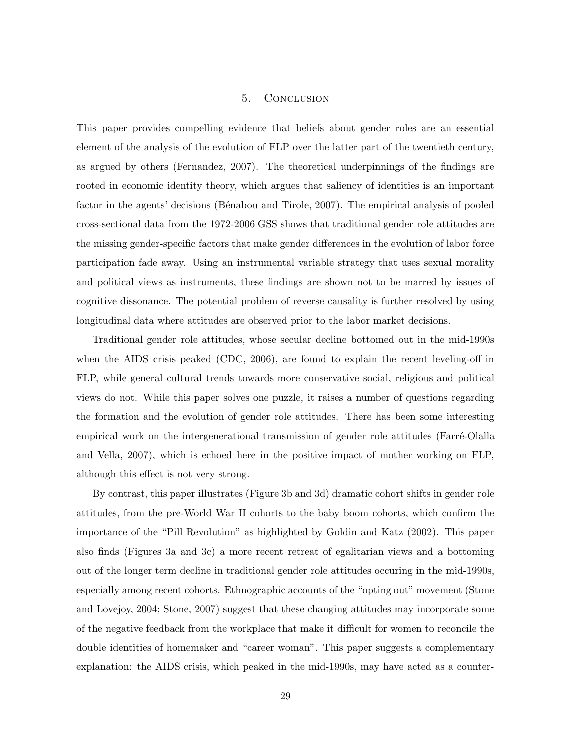## 5. Conclusion

This paper provides compelling evidence that beliefs about gender roles are an essential element of the analysis of the evolution of FLP over the latter part of the twentieth century, as argued by others (Fernandez, 2007). The theoretical underpinnings of the findings are rooted in economic identity theory, which argues that saliency of identities is an important factor in the agents' decisions (Bénabou and Tirole, 2007). The empirical analysis of pooled cross-sectional data from the 1972-2006 GSS shows that traditional gender role attitudes are the missing gender-specific factors that make gender differences in the evolution of labor force participation fade away. Using an instrumental variable strategy that uses sexual morality and political views as instruments, these findings are shown not to be marred by issues of cognitive dissonance. The potential problem of reverse causality is further resolved by using longitudinal data where attitudes are observed prior to the labor market decisions.

Traditional gender role attitudes, whose secular decline bottomed out in the mid-1990s when the AIDS crisis peaked (CDC, 2006), are found to explain the recent leveling-off in FLP, while general cultural trends towards more conservative social, religious and political views do not. While this paper solves one puzzle, it raises a number of questions regarding the formation and the evolution of gender role attitudes. There has been some interesting empirical work on the intergenerational transmission of gender role attitudes (Farré-Olalla and Vella, 2007), which is echoed here in the positive impact of mother working on FLP, although this effect is not very strong.

By contrast, this paper illustrates (Figure 3b and 3d) dramatic cohort shifts in gender role attitudes, from the pre-World War II cohorts to the baby boom cohorts, which confirm the importance of the "Pill Revolution" as highlighted by Goldin and Katz (2002). This paper also finds (Figures 3a and 3c) a more recent retreat of egalitarian views and a bottoming out of the longer term decline in traditional gender role attitudes occuring in the mid-1990s, especially among recent cohorts. Ethnographic accounts of the "opting out" movement (Stone and Lovejoy, 2004; Stone, 2007) suggest that these changing attitudes may incorporate some of the negative feedback from the workplace that make it difficult for women to reconcile the double identities of homemaker and "career woman". This paper suggests a complementary explanation: the AIDS crisis, which peaked in the mid-1990s, may have acted as a counter-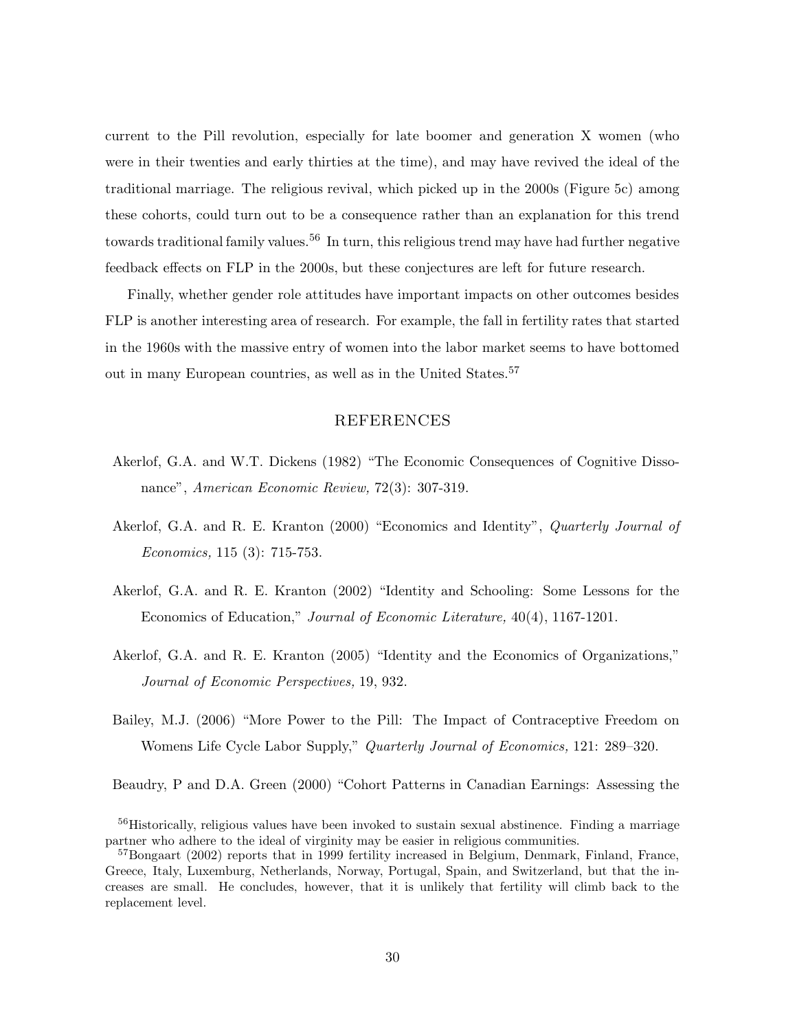current to the Pill revolution, especially for late boomer and generation X women (who were in their twenties and early thirties at the time), and may have revived the ideal of the traditional marriage. The religious revival, which picked up in the 2000s (Figure 5c) among these cohorts, could turn out to be a consequence rather than an explanation for this trend towards traditional family values.[56] In turn, this religious trend may have had further negative feedback effects on FLP in the 2000s, but these conjectures are left for future research.

Finally, whether gender role attitudes have important impacts on other outcomes besides FLP is another interesting area of research. For example, the fall in fertility rates that started in the 1960s with the massive entry of women into the labor market seems to have bottomed out in many European countries, as well as in the United States.[57]

## REFERENCES

Akerlof, G.A. and W.T. Dickens (1982) "The Economic Consequences of Cognitive Dissonance", *American Economic Review,* 72(3): 307-319.

Akerlof, G.A. and R. E. Kranton (2000) "Economics and Identity", *Quarterly Journal of Economics,* 115 (3): 715-753.

Akerlof, G.A. and R. E. Kranton (2002) "Identity and Schooling: Some Lessons for the Economics of Education," *Journal of Economic Literature,* 40(4), 1167-1201.

Akerlof, G.A. and R. E. Kranton (2005) "Identity and the Economics of Organizations," *Journal of Economic Perspectives,* 19, 932.

Bailey, M.J. (2006) "More Power to the Pill: The Impact of Contraceptive Freedom on Womens Life Cycle Labor Supply," *Quarterly Journal of Economics,* 121: 289–320.

Beaudry, P and D.A. Green (2000) "Cohort Patterns in Canadian Earnings: Assessing the

[56]Historically, religious values have been invoked to sustain sexual abstinence. Finding a marriage partner who adhere to the ideal of virginity may be easier in religious communities.

[57]Bongaart (2002) reports that in 1999 fertility increased in Belgium, Denmark, Finland, France, Greece, Italy, Luxemburg, Netherlands, Norway, Portugal, Spain, and Switzerland, but that the increases are small. He concludes, however, that it is unlikely that fertility will climb back to the replacement level.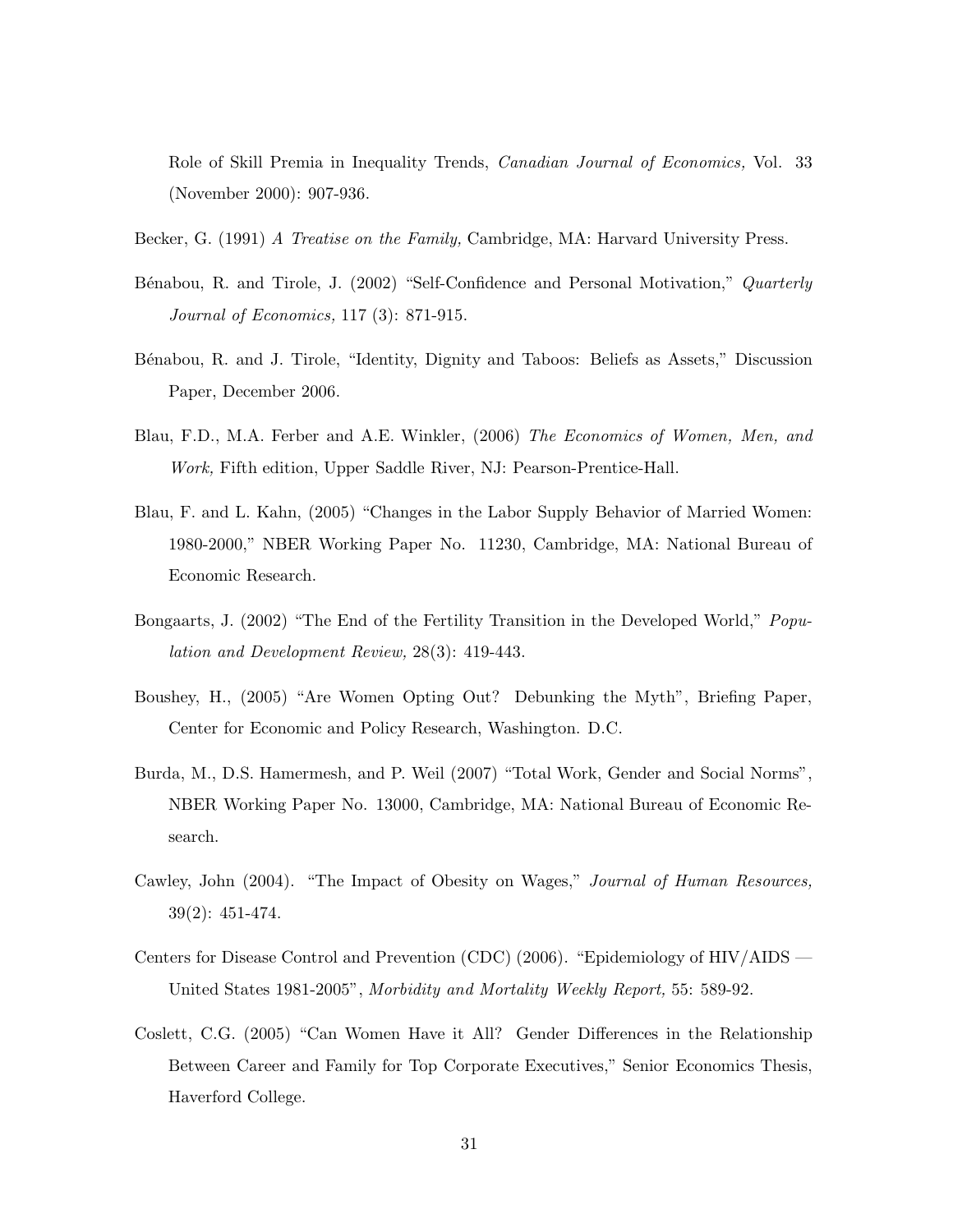Role of Skill Premia in Inequality Trends, *Canadian Journal of Economics,* Vol. 33 (November 2000): 907-936.

Becker, G. (1991) *A Treatise on the Family,* Cambridge, MA: Harvard University Press.

Bénabou, R. and Tirole, J. (2002) "Self-Confidence and Personal Motivation," *Quarterly Journal of Economics,* 117 (3): 871-915.

Bénabou, R. and J. Tirole, "Identity, Dignity and Taboos: Beliefs as Assets," Discussion Paper, December 2006.

Blau, F.D., M.A. Ferber and A.E. Winkler, (2006) *The Economics of Women, Men, and Work,* Fifth edition, Upper Saddle River, NJ: Pearson-Prentice-Hall.

Blau, F. and L. Kahn, (2005) "Changes in the Labor Supply Behavior of Married Women: 1980-2000," NBER Working Paper No. 11230, Cambridge, MA: National Bureau of Economic Research.

Bongaarts, J. (2002) "The End of the Fertility Transition in the Developed World," *Population and Development Review,* 28(3): 419-443.

Boushey, H., (2005) "Are Women Opting Out? Debunking the Myth", Briefing Paper, Center for Economic and Policy Research, Washington. D.C.

Burda, M., D.S. Hamermesh, and P. Weil (2007) "Total Work, Gender and Social Norms", NBER Working Paper No. 13000, Cambridge, MA: National Bureau of Economic Research.

Cawley, John (2004). "The Impact of Obesity on Wages," *Journal of Human Resources,* 39(2): 451-474.

Centers for Disease Control and Prevention (CDC) (2006). "Epidemiology of HIV/AIDS — United States 1981-2005", *Morbidity and Mortality Weekly Report,* 55: 589-92.

Coslett, C.G. (2005) "Can Women Have it All? Gender Differences in the Relationship Between Career and Family for Top Corporate Executives," Senior Economics Thesis, Haverford College.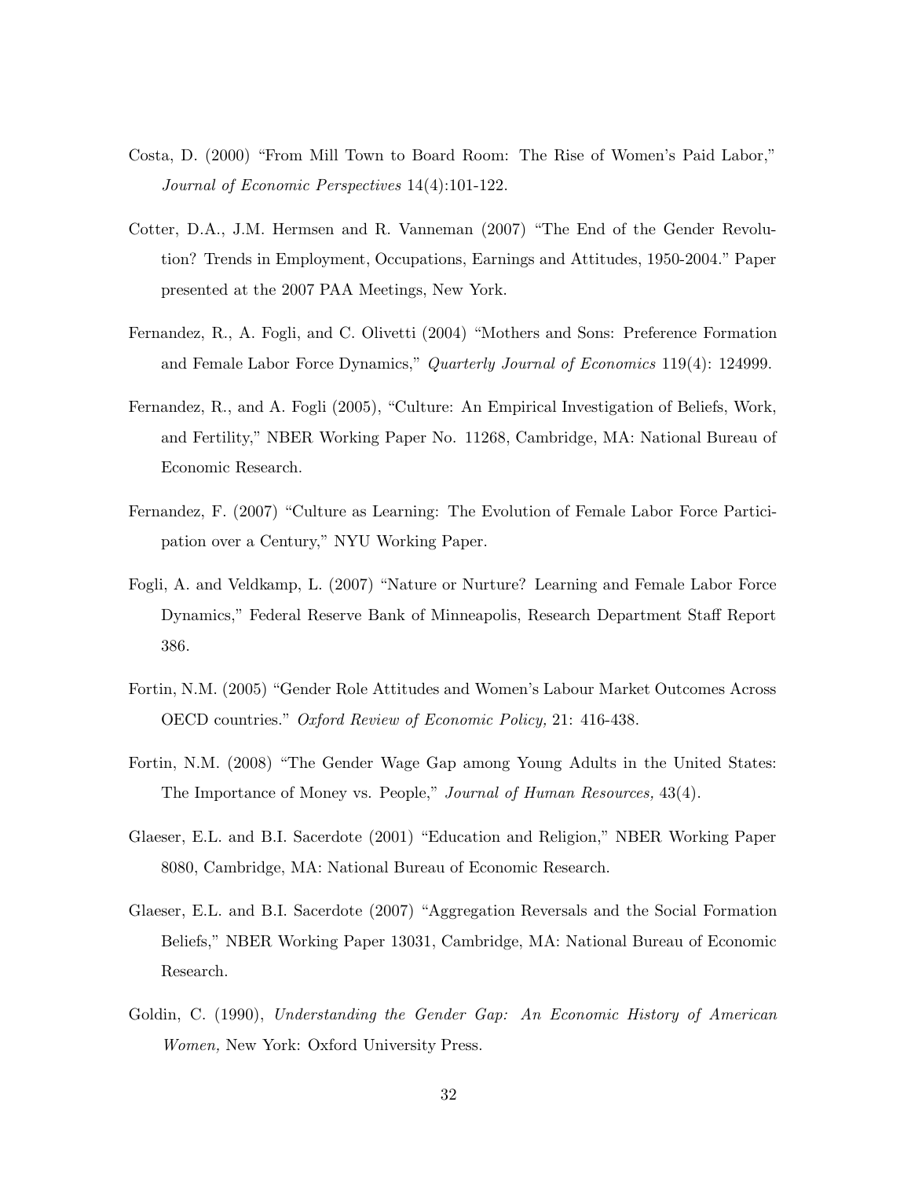Costa, D. (2000) "From Mill Town to Board Room: The Rise of Women's Paid Labor," *Journal of Economic Perspectives* 14(4):101-122.

Cotter, D.A., J.M. Hermsen and R. Vanneman (2007) "The End of the Gender Revolution? Trends in Employment, Occupations, Earnings and Attitudes, 1950-2004." Paper presented at the 2007 PAA Meetings, New York.

Fernandez, R., A. Fogli, and C. Olivetti (2004) "Mothers and Sons: Preference Formation and Female Labor Force Dynamics," *Quarterly Journal of Economics* 119(4): 124999.

Fernandez, R., and A. Fogli (2005), "Culture: An Empirical Investigation of Beliefs, Work, and Fertility," NBER Working Paper No. 11268, Cambridge, MA: National Bureau of Economic Research.

Fernandez, F. (2007) "Culture as Learning: The Evolution of Female Labor Force Participation over a Century," NYU Working Paper.

Fogli, A. and Veldkamp, L. (2007) "Nature or Nurture? Learning and Female Labor Force Dynamics," Federal Reserve Bank of Minneapolis, Research Department Staff Report 386.

Fortin, N.M. (2005) "Gender Role Attitudes and Women's Labour Market Outcomes Across OECD countries." *Oxford Review of Economic Policy,* 21: 416-438.

Fortin, N.M. (2008) "The Gender Wage Gap among Young Adults in the United States: The Importance of Money vs. People," *Journal of Human Resources,* 43(4).

Glaeser, E.L. and B.I. Sacerdote (2001) "Education and Religion," NBER Working Paper 8080, Cambridge, MA: National Bureau of Economic Research.

Glaeser, E.L. and B.I. Sacerdote (2007) "Aggregation Reversals and the Social Formation Beliefs," NBER Working Paper 13031, Cambridge, MA: National Bureau of Economic Research.

Goldin, C. (1990), *Understanding the Gender Gap: An Economic History of American Women,* New York: Oxford University Press.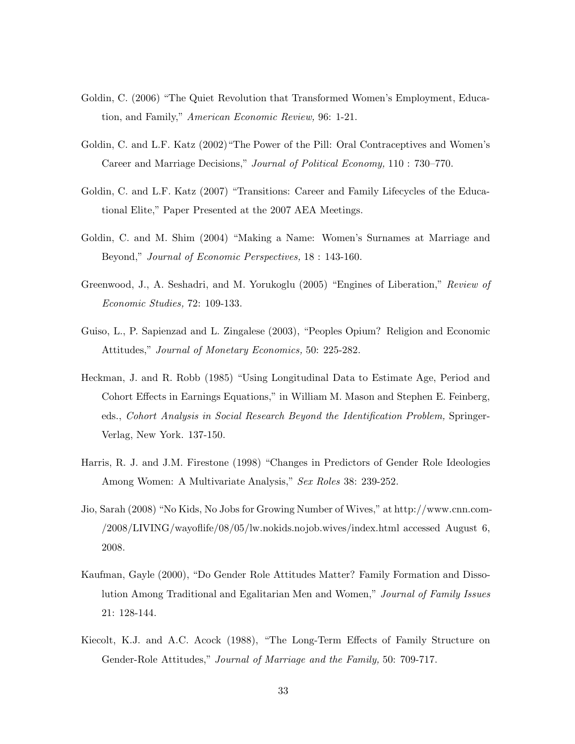Goldin, C. (2006) "The Quiet Revolution that Transformed Women's Employment, Education, and Family," *American Economic Review,* 96: 1-21.

Goldin, C. and L.F. Katz (2002)"The Power of the Pill: Oral Contraceptives and Women's Career and Marriage Decisions," *Journal of Political Economy,* 110 : 730–770.

Goldin, C. and L.F. Katz (2007) "Transitions: Career and Family Lifecycles of the Educational Elite," Paper Presented at the 2007 AEA Meetings.

Goldin, C. and M. Shim (2004) "Making a Name: Women's Surnames at Marriage and Beyond," *Journal of Economic Perspectives,* 18 : 143-160.

Greenwood, J., A. Seshadri, and M. Yorukoglu (2005) "Engines of Liberation," *Review of Economic Studies,* 72: 109-133.

Guiso, L., P. Sapienzad and L. Zingalese (2003), "Peoples Opium? Religion and Economic Attitudes," *Journal of Monetary Economics,* 50: 225-282.

Heckman, J. and R. Robb (1985) "Using Longitudinal Data to Estimate Age, Period and Cohort Effects in Earnings Equations," in William M. Mason and Stephen E. Feinberg, eds., *Cohort Analysis in Social Research Beyond the Identification Problem,* Springer-Verlag, New York. 137-150.

Harris, R. J. and J.M. Firestone (1998) "Changes in Predictors of Gender Role Ideologies Among Women: A Multivariate Analysis," *Sex Roles* 38: 239-252.

Jio, Sarah (2008) "No Kids, No Jobs for Growing Number of Wives," at http://www.cnn.com-/2008/LIVING/wayoflife/08/05/lw.nokids.nojob.wives/index.html accessed August 6, 2008.

Kaufman, Gayle (2000), "Do Gender Role Attitudes Matter? Family Formation and Dissolution Among Traditional and Egalitarian Men and Women," *Journal of Family Issues* 21: 128-144.

Kiecolt, K.J. and A.C. Acock (1988), "The Long-Term Effects of Family Structure on Gender-Role Attitudes," *Journal of Marriage and the Family,* 50: 709-717.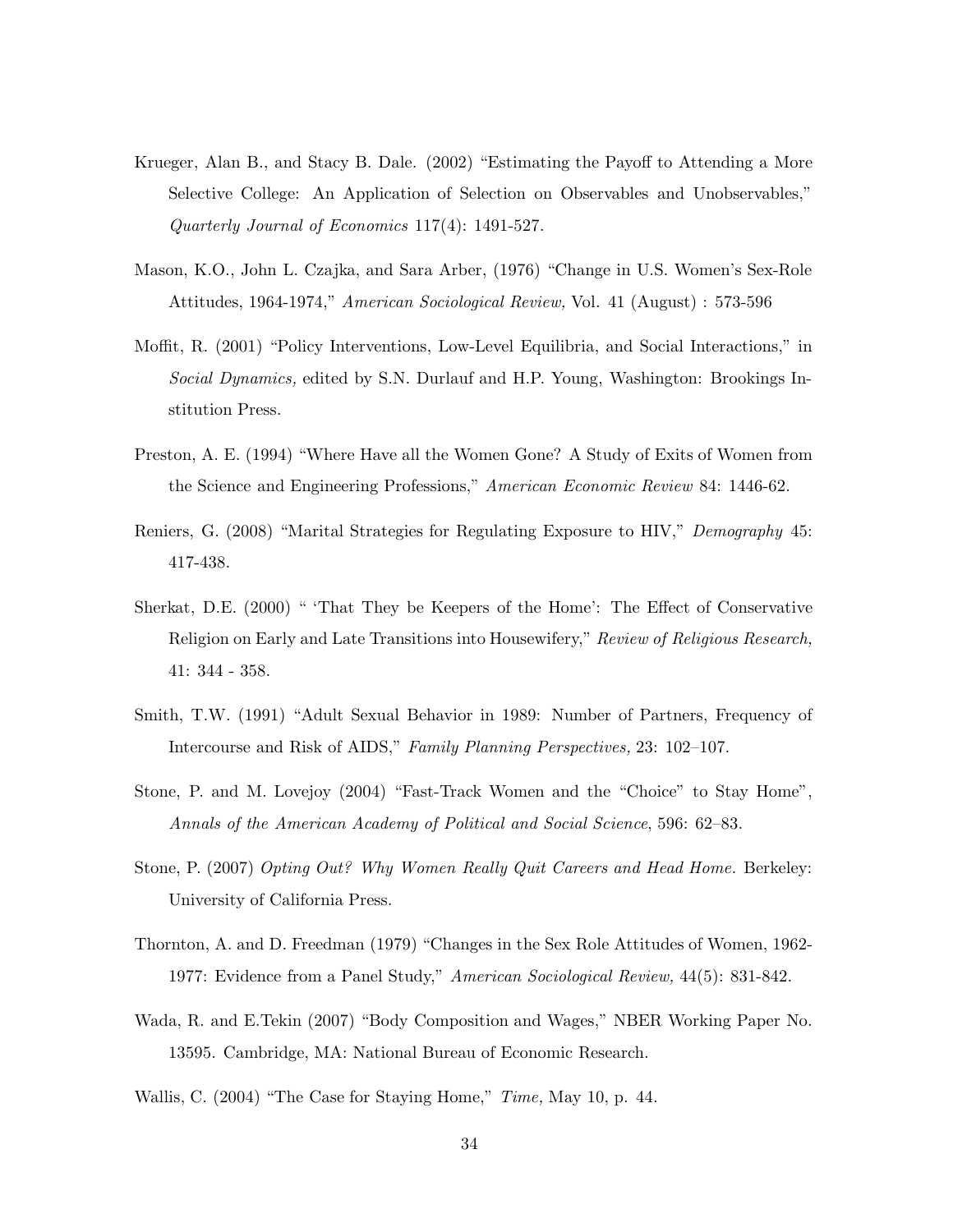Krueger, Alan B., and Stacy B. Dale. (2002) "Estimating the Payoff to Attending a More Selective College: An Application of Selection on Observables and Unobservables," *Quarterly Journal of Economics* 117(4): 1491-527.

Mason, K.O., John L. Czajka, and Sara Arber, (1976) "Change in U.S. Women's Sex-Role Attitudes, 1964-1974," *American Sociological Review,* Vol. 41 (August) : 573-596

Moffit, R. (2001) "Policy Interventions, Low-Level Equilibria, and Social Interactions," in *Social Dynamics,* edited by S.N. Durlauf and H.P. Young, Washington: Brookings Institution Press.

Preston, A. E. (1994) "Where Have all the Women Gone? A Study of Exits of Women from the Science and Engineering Professions," *American Economic Review* 84: 1446-62.

Reniers, G. (2008) "Marital Strategies for Regulating Exposure to HIV," *Demography* 45: 417-438.

Sherkat, D.E. (2000) " 'That They be Keepers of the Home': The Effect of Conservative Religion on Early and Late Transitions into Housewifery," *Review of Religious Research,* 41: 344 - 358.

Smith, T.W. (1991) "Adult Sexual Behavior in 1989: Number of Partners, Frequency of Intercourse and Risk of AIDS," *Family Planning Perspectives,* 23: 102–107.

Stone, P. and M. Lovejoy (2004) "Fast-Track Women and the "Choice" to Stay Home", *Annals of the American Academy of Political and Social Science*, 596: 62–83.

Stone, P. (2007) *Opting Out? Why Women Really Quit Careers and Head Home.* Berkeley: University of California Press.

Thornton, A. and D. Freedman (1979) "Changes in the Sex Role Attitudes of Women, 1962-1977: Evidence from a Panel Study," *American Sociological Review,* 44(5): 831-842.

Wada, R. and E.Tekin (2007) "Body Composition and Wages," NBER Working Paper No. 13595. Cambridge, MA: National Bureau of Economic Research.

Wallis, C. (2004) "The Case for Staying Home," *Time,* May 10, p. 44.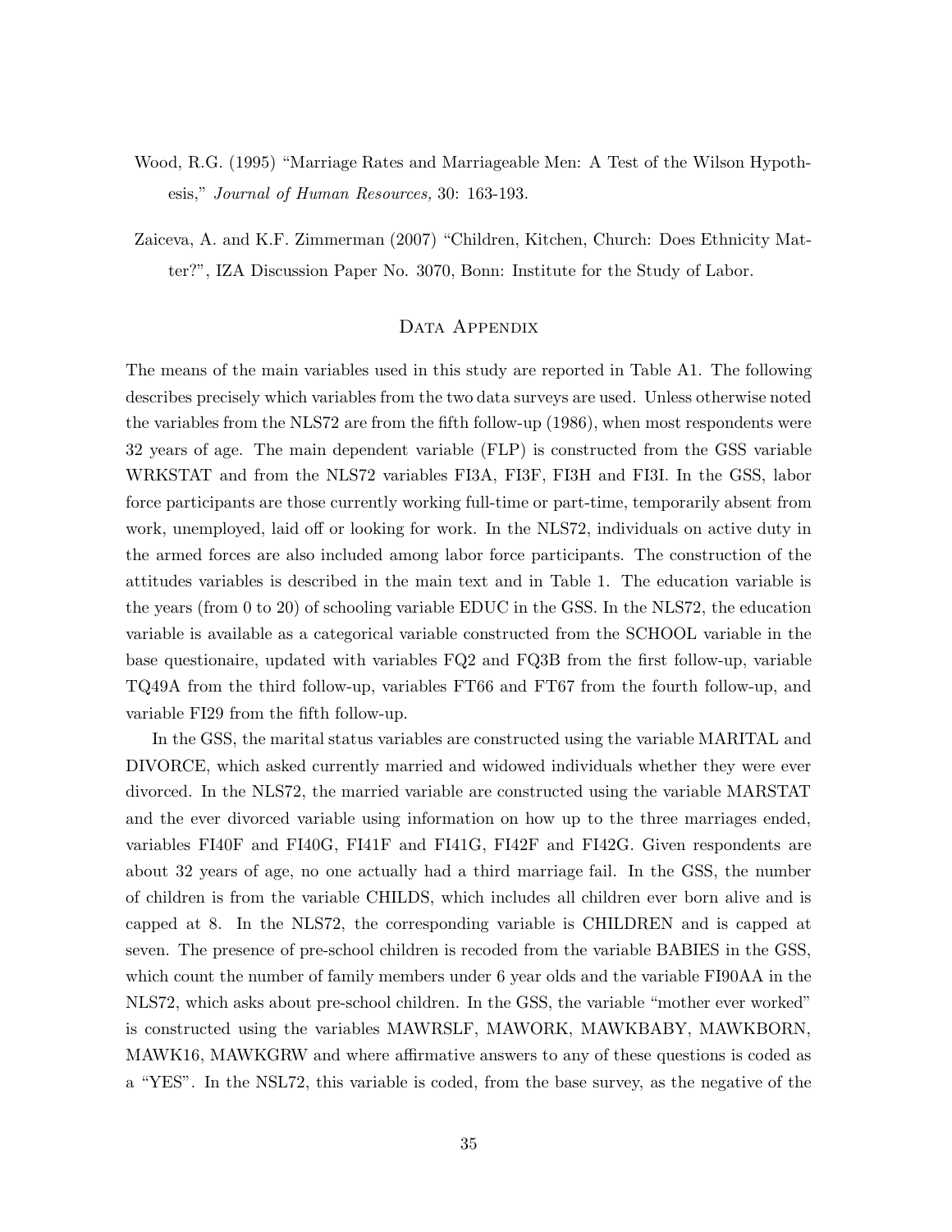Wood, R.G. (1995) "Marriage Rates and Marriageable Men: A Test of the Wilson Hypothesis," *Journal of Human Resources,* 30: 163-193.

Zaiceva, A. and K.F. Zimmerman (2007) "Children, Kitchen, Church: Does Ethnicity Matter?", IZA Discussion Paper No. 3070, Bonn: Institute for the Study of Labor.

## Data Appendix

The means of the main variables used in this study are reported in Table A1. The following describes precisely which variables from the two data surveys are used. Unless otherwise noted the variables from the NLS72 are from the fifth follow-up (1986), when most respondents were 32 years of age. The main dependent variable (FLP) is constructed from the GSS variable WRKSTAT and from the NLS72 variables FI3A, FI3F, FI3H and FI3I. In the GSS, labor force participants are those currently working full-time or part-time, temporarily absent from work, unemployed, laid off or looking for work. In the NLS72, individuals on active duty in the armed forces are also included among labor force participants. The construction of the attitudes variables is described in the main text and in Table 1. The education variable is the years (from 0 to 20) of schooling variable EDUC in the GSS. In the NLS72, the education variable is available as a categorical variable constructed from the SCHOOL variable in the base questionaire, updated with variables FQ2 and FQ3B from the first follow-up, variable TQ49A from the third follow-up, variables FT66 and FT67 from the fourth follow-up, and variable FI29 from the fifth follow-up.

In the GSS, the marital status variables are constructed using the variable MARITAL and DIVORCE, which asked currently married and widowed individuals whether they were ever divorced. In the NLS72, the married variable are constructed using the variable MARSTAT and the ever divorced variable using information on how up to the three marriages ended, variables FI40F and FI40G, FI41F and FI41G, FI42F and FI42G. Given respondents are about 32 years of age, no one actually had a third marriage fail. In the GSS, the number of children is from the variable CHILDS, which includes all children ever born alive and is capped at 8. In the NLS72, the corresponding variable is CHILDREN and is capped at seven. The presence of pre-school children is recoded from the variable BABIES in the GSS, which count the number of family members under 6 year olds and the variable FI90AA in the NLS72, which asks about pre-school children. In the GSS, the variable "mother ever worked" is constructed using the variables MAWRSLF, MAWORK, MAWKBABY, MAWKBORN, MAWK16, MAWKGRW and where affirmative answers to any of these questions is coded as a "YES". In the NSL72, this variable is coded, from the base survey, as the negative of the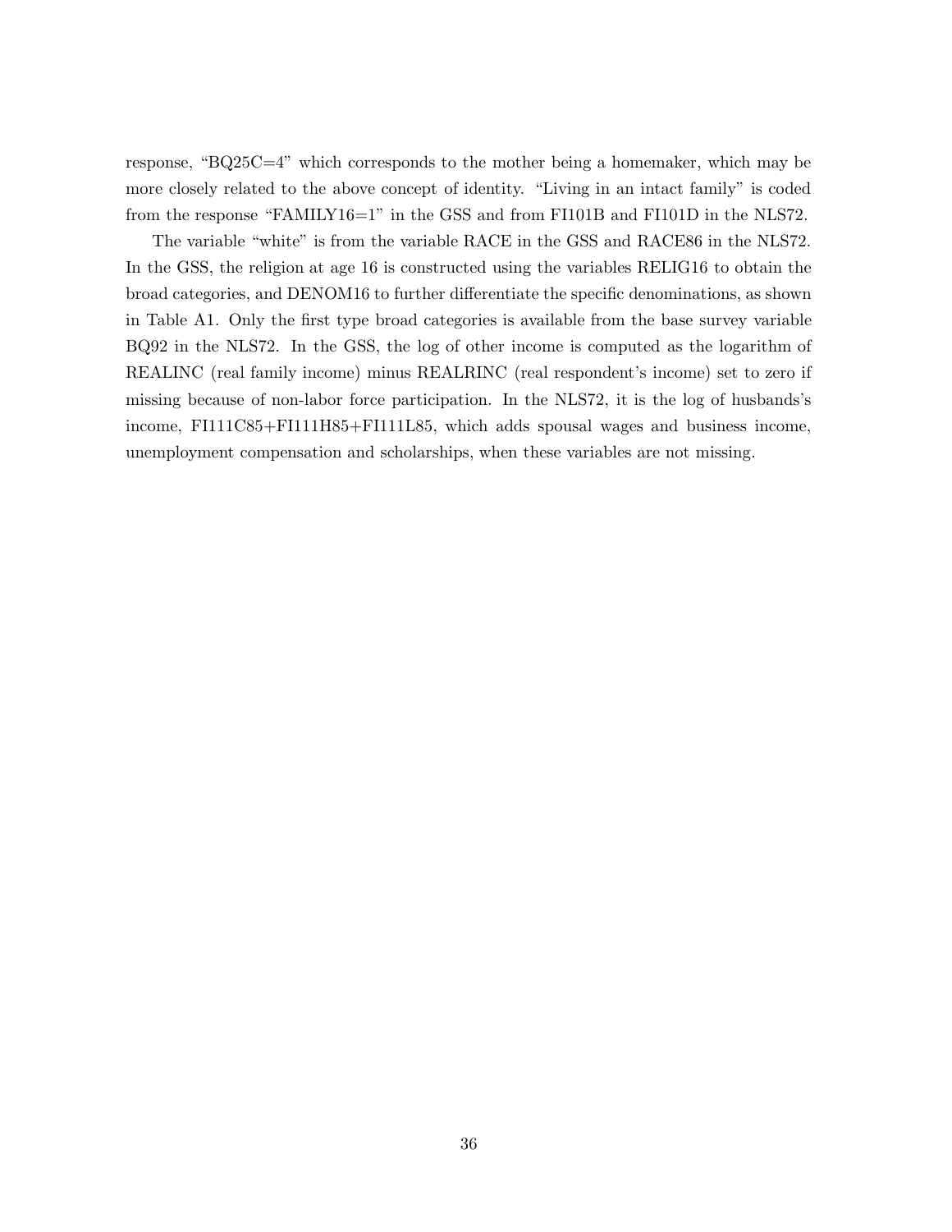response, "BQ25C=4" which corresponds to the mother being a homemaker, which may be more closely related to the above concept of identity. "Living in an intact family" is coded from the response "FAMILY16=1" in the GSS and from FI101B and FI101D in the NLS72.

The variable "white" is from the variable RACE in the GSS and RACE86 in the NLS72. In the GSS, the religion at age 16 is constructed using the variables RELIG16 to obtain the broad categories, and DENOM16 to further differentiate the specific denominations, as shown in Table A1. Only the first type broad categories is available from the base survey variable BQ92 in the NLS72. In the GSS, the log of other income is computed as the logarithm of REALINC (real family income) minus REALRINC (real respondent's income) set to zero if missing because of non-labor force participation. In the NLS72, it is the log of husbands's income, FI111C85+FI111H85+FI111L85, which adds spousal wages and business income, unemployment compensation and scholarships, when these variables are not missing.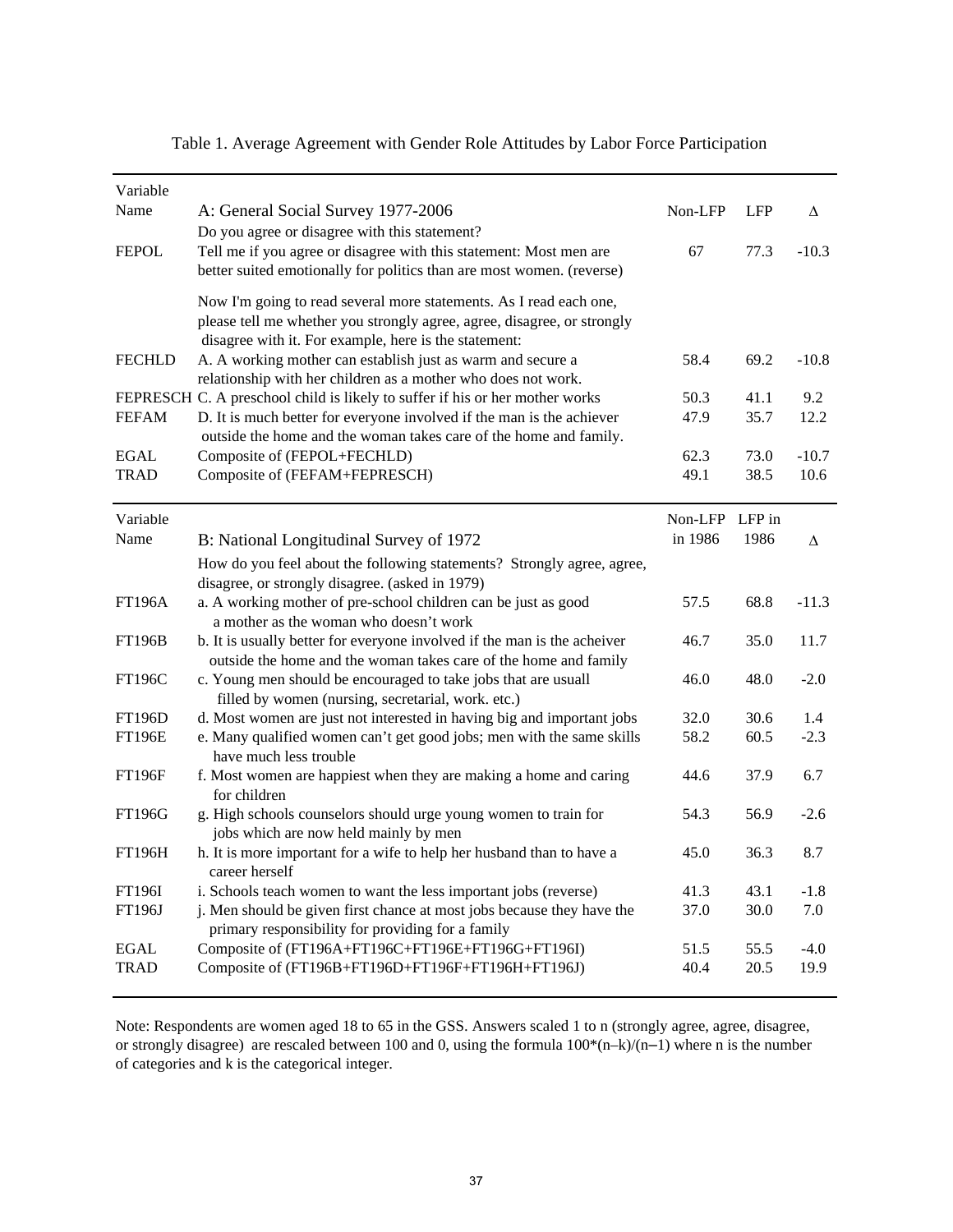Table 1. Average Agreement with Gender Role Attitudes by Labor Force Participation

| Variable Name | A: General Social Survey 1977-2006 | Non-LFP | LFP | Δ |
|---|---|---|---|---|
| | Do you agree or disagree with this statement? | | | |
| FEPOL | Tell me if you agree or disagree with this statement: Most men are better suited emotionally for politics than are most women. (reverse) | 67 | 77.3 | -10.3 |
| | Now I'm going to read several more statements. As I read each one, please tell me whether you strongly agree, agree, disagree, or strongly disagree with it. For example, here is the statement: | | | |
| FECHLD | A. A working mother can establish just as warm and secure a relationship with her children as a mother who does not work. | 58.4 | 69.2 | -10.8 |
| FEPRESCH | C. A preschool child is likely to suffer if his or her mother works | 50.3 | 41.1 | 9.2 |
| FEFAM | D. It is much better for everyone involved if the man is the achiever outside the home and the woman takes care of the home and family. | 47.9 | 35.7 | 12.2 |
| EGAL | Composite of (FEPOL+FECHLD) | 62.3 | 73.0 | -10.7 |
| TRAD | Composite of (FEFAM+FEPRESCH) | 49.1 | 38.5 | 10.6 |

| Variable Name | B: National Longitudinal Survey of 1972 | Non-LFP in 1986 | LFP in 1986 | Δ |
|---|---|---|---|---|
| | How do you feel about the following statements? Strongly agree, agree, disagree, or strongly disagree. (asked in 1979) | | | |
| FT196A | a. A working mother of pre-school children can be just as good a mother as the woman who doesn't work | 57.5 | 68.8 | -11.3 |
| FT196B | b. It is usually better for everyone involved if the man is the acheiver outside the home and the woman takes care of the home and family | 46.7 | 35.0 | 11.7 |
| FT196C | c. Young men should be encouraged to take jobs that are usuall filled by women (nursing, secretarial, work. etc.) | 46.0 | 48.0 | -2.0 |
| FT196D | d. Most women are just not interested in having big and important jobs | 32.0 | 30.6 | 1.4 |
| FT196E | e. Many qualified women can't get good jobs; men with the same skills have much less trouble | 58.2 | 60.5 | -2.3 |
| FT196F | f. Most women are happiest when they are making a home and caring for children | 44.6 | 37.9 | 6.7 |
| FT196G | g. High schools counselors should urge young women to train for jobs which are now held mainly by men | 54.3 | 56.9 | -2.6 |
| FT196H | h. It is more important for a wife to help her husband than to have a career herself | 45.0 | 36.3 | 8.7 |
| FT196I | i. Schools teach women to want the less important jobs (reverse) | 41.3 | 43.1 | -1.8 |
| FT196J | j. Men should be given first chance at most jobs because they have the primary responsibility for providing for a family | 37.0 | 30.0 | 7.0 |
| EGAL | Composite of (FT196A+FT196C+FT196E+FT196G+FT196I) | 51.5 | 55.5 | -4.0 |
| TRAD | Composite of (FT196B+FT196D+FT196F+FT196H+FT196J) | 40.4 | 20.5 | 19.9 |

Note: Respondents are women aged 18 to 65 in the GSS. Answers scaled 1 to n (strongly agree, agree, disagree, or strongly disagree) are rescaled between 100 and 0, using the formula $100*(n-k)/(n-1)$ where n is the number of categories and k is the categorical integer.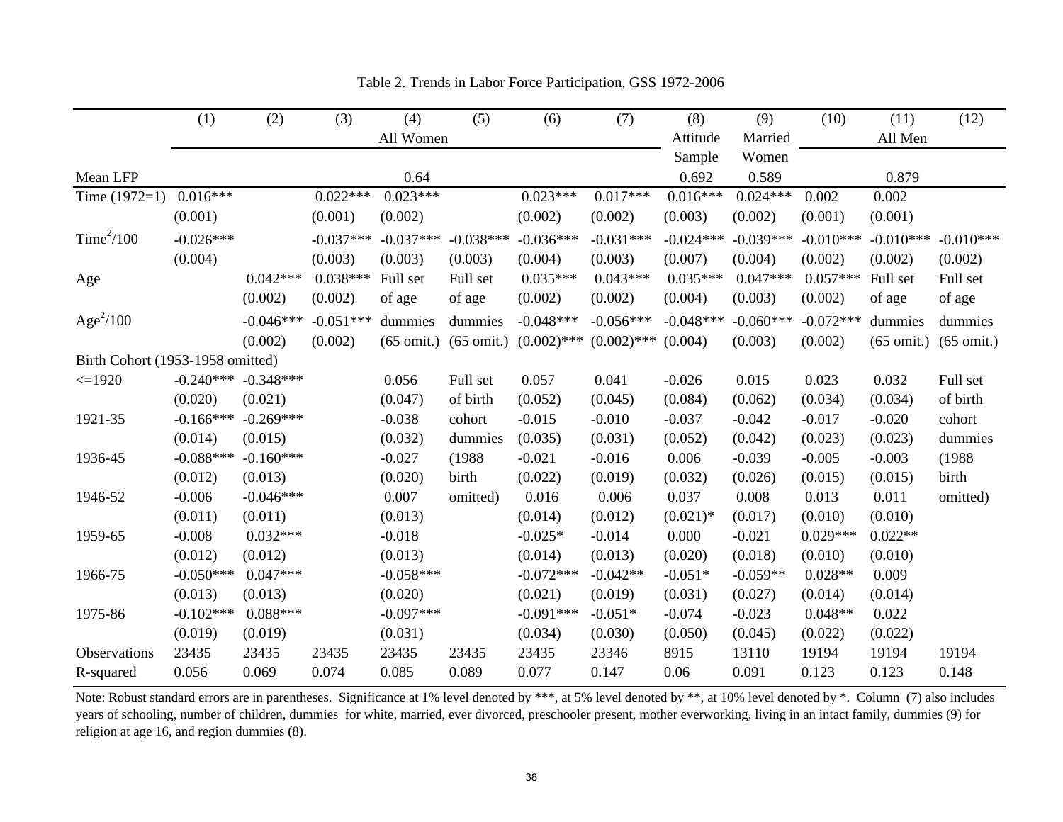Table 2. Trends in Labor Force Participation, GSS 1972-2006

| | (1) | (2) | (3) | (4) | (5) | (6) | (7) | (8) | (9) | (10) | (11) | (12) |
|---|---|---|---|---|---|---|---|---|---|---|---|---|
| | All Women | | | | | | | Attitude Sample | Married Women | All Men | | |
| Mean LFP | | | | 0.64 | | | | 0.692 | 0.589 | | 0.879 | |
| Time (1972=1) | 0.016*** | | 0.022*** | 0.023*** | | 0.023*** | 0.017*** | 0.016*** | 0.024*** | 0.002 | 0.002 | |
| | (0.001) | | (0.001) | (0.002) | | (0.002) | (0.002) | (0.003) | (0.002) | (0.001) | (0.001) | |
| $Time^2/100$ | -0.026*** | | -0.037*** | -0.037*** | -0.038*** | -0.036*** | -0.031*** | -0.024*** | -0.039*** | -0.010*** | -0.010*** | -0.010*** |
| | (0.004) | | (0.003) | (0.003) | (0.003) | (0.004) | (0.003) | (0.007) | (0.004) | (0.002) | (0.002) | (0.002) |
| Age | | 0.042*** | 0.038*** | Full set of age | Full set of age | 0.035*** | 0.043*** | 0.035*** | 0.047*** | 0.057*** | Full set of age | Full set of age |
| | | (0.002) | (0.002) | | | (0.002) | (0.002) | (0.004) | (0.003) | (0.002) | | |
| $Age^2/100$ | | -0.046*** | -0.051*** | dummies (65 omit.) | dummies (65 omit.) | -0.048*** | -0.056*** | -0.048*** | -0.060*** | -0.072*** | dummies (65 omit.) | dummies (65 omit.) |
| | | (0.002) | (0.002) | | | (0.002)*** | (0.002)*** | (0.004) | (0.003) | (0.002) | | |
| Birth Cohort (1953-1958 omitted) | | | | | | | | | | | | |
| <=1920 | -0.240*** | -0.348*** | | 0.056 | Full set of birth cohort dummies (1988 birth omitted) | 0.057 | 0.041 | -0.026 | 0.015 | 0.023 | 0.032 | Full set of birth cohort dummies (1988 birth omitted) |
| | (0.020) | (0.021) | | (0.047) | | (0.052) | (0.045) | (0.084) | (0.062) | (0.034) | (0.034) | |
| 1921-35 | -0.166*** | -0.269*** | | -0.038 | | -0.015 | -0.010 | -0.037 | -0.042 | -0.017 | -0.020 | |
| | (0.014) | (0.015) | | (0.032) | | (0.035) | (0.031) | (0.052) | (0.042) | (0.023) | (0.023) | |
| 1936-45 | -0.088*** | -0.160*** | | -0.027 | | -0.021 | -0.016 | 0.006 | -0.039 | -0.005 | -0.003 | |
| | (0.012) | (0.013) | | (0.020) | | (0.022) | (0.019) | (0.032) | (0.026) | (0.015) | (0.015) | |
| 1946-52 | -0.006 | -0.046*** | | 0.007 | | 0.016 | 0.006 | 0.037 | 0.008 | 0.013 | 0.011 | |
| | (0.011) | (0.011) | | (0.013) | | (0.014) | (0.012) | (0.021)* | (0.017) | (0.010) | (0.010) | |
| 1959-65 | -0.008 | 0.032*** | | -0.018 | | -0.025* | -0.014 | 0.000 | -0.021 | 0.029*** | 0.022** | |
| | (0.012) | (0.012) | | (0.013) | | (0.014) | (0.013) | (0.020) | (0.018) | (0.010) | (0.010) | |
| 1966-75 | -0.050*** | 0.047*** | | -0.058*** | | -0.072*** | -0.042** | -0.051* | -0.059** | 0.028** | 0.009 | |
| | (0.013) | (0.013) | | (0.020) | | (0.021) | (0.019) | (0.031) | (0.027) | (0.014) | (0.014) | |
| 1975-86 | -0.102*** | 0.088*** | | -0.097*** | | -0.091*** | -0.051* | -0.074 | -0.023 | 0.048** | 0.022 | |
| | (0.019) | (0.019) | | (0.031) | | (0.034) | (0.030) | (0.050) | (0.045) | (0.022) | (0.022) | |
| Observations | 23435 | 23435 | 23435 | 23435 | 23435 | 23435 | 23346 | 8915 | 13110 | 19194 | 19194 | 19194 |
| R-squared | 0.056 | 0.069 | 0.074 | 0.085 | 0.089 | 0.077 | 0.147 | 0.06 | 0.091 | 0.123 | 0.123 | 0.148 |

Note: Robust standard errors are in parentheses. Significance at 1% level denoted by ***, at 5% level denoted by **, at 10% level denoted by *. Column (7) also includes years of schooling, number of children, dummies for white, married, ever divorced, preschooler present, mother everworking, living in an intact family, dummies (9) for religion at age 16, and region dummies (8).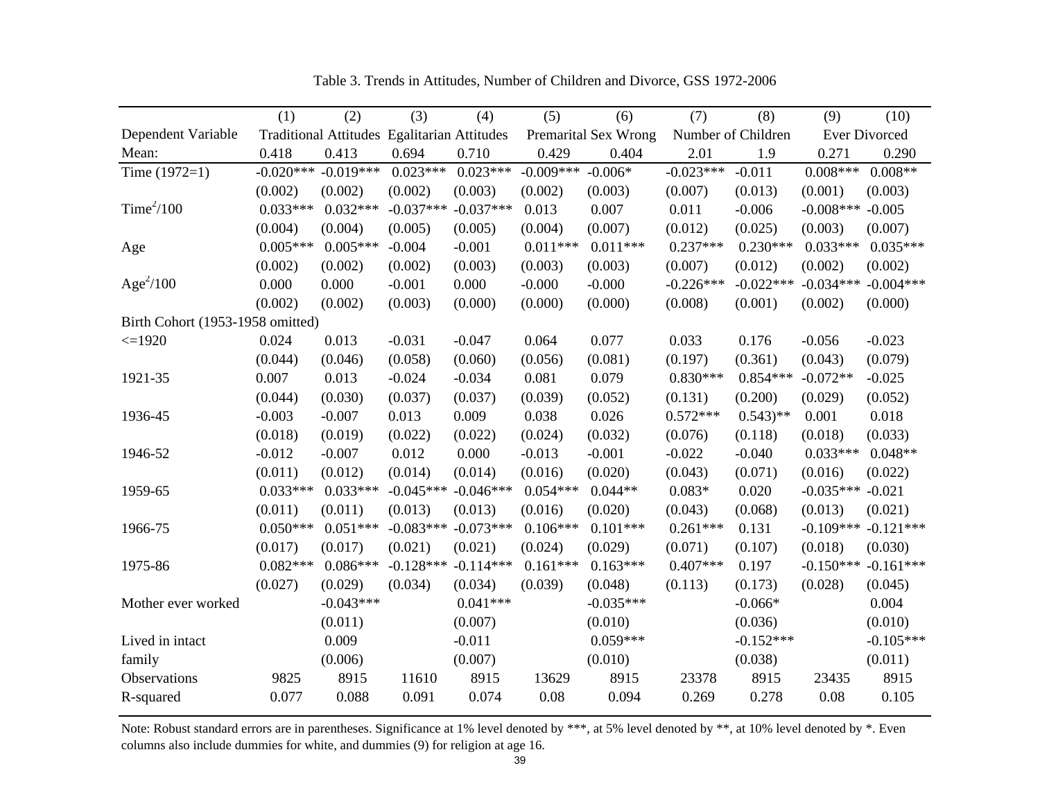Table 3. Trends in Attitudes, Number of Children and Divorce, GSS 1972-2006

| | (1) | (2) | (3) | (4) | (5) | (6) | (7) | (8) | (9) | (10) |
|---|---|---|---|---|---|---|---|---|---|---|
| Dependent Variable | Traditional Attitudes | | Egalitarian Attitudes | | Premarital Sex Wrong | | Number of Children | | Ever Divorced | |
| Mean: | 0.418 | 0.413 | 0.694 | 0.710 | 0.429 | 0.404 | 2.01 | 1.9 | 0.271 | 0.290 |
| Time (1972=1) | -0.020*** | -0.019*** | 0.023*** | 0.023*** | -0.009*** | -0.006* | -0.023*** | -0.011 | 0.008*** | 0.008** |
| | (0.002) | (0.002) | (0.002) | (0.003) | (0.002) | (0.003) | (0.007) | (0.013) | (0.001) | (0.003) |
| $Time^2/100$ | 0.033*** | 0.032*** | -0.037*** | -0.037*** | 0.013 | 0.007 | 0.011 | -0.006 | -0.008*** | -0.005 |
| | (0.004) | (0.004) | (0.005) | (0.005) | (0.004) | (0.007) | (0.012) | (0.025) | (0.003) | (0.007) |
| Age | 0.005*** | 0.005*** | -0.004 | -0.001 | 0.011*** | 0.011*** | 0.237*** | 0.230*** | 0.033*** | 0.035*** |
| | (0.002) | (0.002) | (0.002) | (0.003) | (0.003) | (0.003) | (0.007) | (0.012) | (0.002) | (0.002) |
| $Age^2/100$ | 0.000 | 0.000 | -0.001 | 0.000 | -0.000 | -0.000 | -0.226*** | -0.022*** | -0.034*** | -0.004*** |
| | (0.002) | (0.002) | (0.003) | (0.000) | (0.000) | (0.000) | (0.008) | (0.001) | (0.002) | (0.000) |
| Birth Cohort (1953-1958 omitted) | | | | | | | | | | |
| <=1920 | 0.024 | 0.013 | -0.031 | -0.047 | 0.064 | 0.077 | 0.033 | 0.176 | -0.056 | -0.023 |
| | (0.044) | (0.046) | (0.058) | (0.060) | (0.056) | (0.081) | (0.197) | (0.361) | (0.043) | (0.079) |
| 1921-35 | 0.007 | 0.013 | -0.024 | -0.034 | 0.081 | 0.079 | 0.830*** | 0.854*** | -0.072** | -0.025 |
| | (0.044) | (0.030) | (0.037) | (0.037) | (0.039) | (0.052) | (0.131) | (0.200) | (0.029) | (0.052) |
| 1936-45 | -0.003 | -0.007 | 0.013 | 0.009 | 0.038 | 0.026 | 0.572*** | 0.543)** | 0.001 | 0.018 |
| | (0.018) | (0.019) | (0.022) | (0.022) | (0.024) | (0.032) | (0.076) | (0.118) | (0.018) | (0.033) |
| 1946-52 | -0.012 | -0.007 | 0.012 | 0.000 | -0.013 | -0.001 | -0.022 | -0.040 | 0.033*** | 0.048** |
| | (0.011) | (0.012) | (0.014) | (0.014) | (0.016) | (0.020) | (0.043) | (0.071) | (0.016) | (0.022) |
| 1959-65 | 0.033*** | 0.033*** | -0.045*** | -0.046*** | 0.054*** | 0.044** | 0.083* | 0.020 | -0.035*** | -0.021 |
| | (0.011) | (0.011) | (0.013) | (0.013) | (0.016) | (0.020) | (0.043) | (0.068) | (0.013) | (0.021) |
| 1966-75 | 0.050*** | 0.051*** | -0.083*** | -0.073*** | 0.106*** | 0.101*** | 0.261*** | 0.131 | -0.109*** | -0.121*** |
| | (0.017) | (0.017) | (0.021) | (0.021) | (0.024) | (0.029) | (0.071) | (0.107) | (0.018) | (0.030) |
| 1975-86 | 0.082*** | 0.086*** | -0.128*** | -0.114*** | 0.161*** | 0.163*** | 0.407*** | 0.197 | -0.150*** | -0.161*** |
| | (0.027) | (0.029) | (0.034) | (0.034) | (0.039) | (0.048) | (0.113) | (0.173) | (0.028) | (0.045) |
| Mother ever worked | | -0.043*** | | 0.041*** | | -0.035*** | | -0.066* | | 0.004 |
| | | (0.011) | | (0.007) | | (0.010) | | (0.036) | | (0.010) |
| Lived in intact family | | 0.009 | | -0.011 | | 0.059*** | | -0.152*** | | -0.105*** |
| | | (0.006) | | (0.007) | | (0.010) | | (0.038) | | (0.011) |
| Observations | 9825 | 8915 | 11610 | 8915 | 13629 | 8915 | 23378 | 8915 | 23435 | 8915 |
| R-squared | 0.077 | 0.088 | 0.091 | 0.074 | 0.08 | 0.094 | 0.269 | 0.278 | 0.08 | 0.105 |

Note: Robust standard errors are in parentheses. Significance at 1% level denoted by ***, at 5% level denoted by **, at 10% level denoted by *. Even columns also include dummies for white, and dummies (9) for religion at age 16.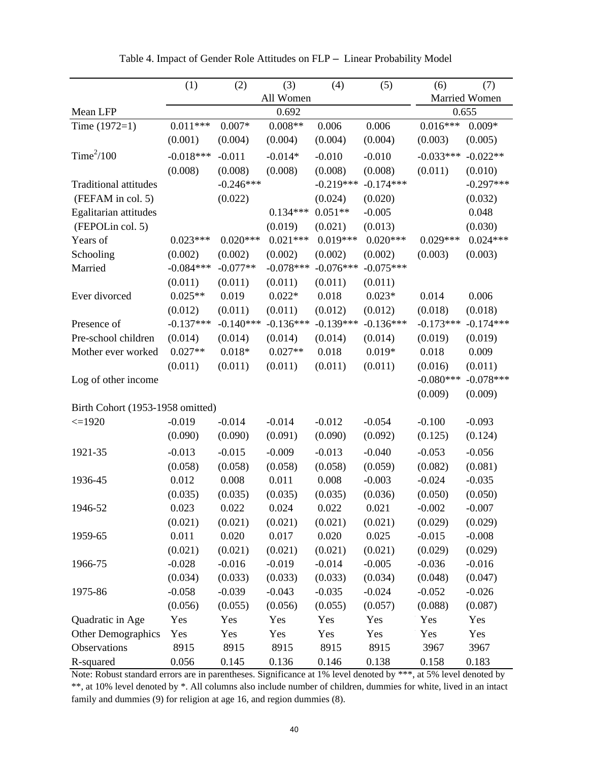Table 4. Impact of Gender Role Attitudes on FLP – Linear Probability Model

| | (1) | (2) | (3) | (4) | (5) | (6) | (7) |
|---|---|---|---|---|---|---|---|
| | All Women | | | | | Married Women | |
| Mean LFP | 0.692 | | | | | 0.655 | |
| Time (1972=1) | 0.011*** | 0.007* | 0.008** | 0.006 | 0.006 | 0.016*** | 0.009* |
| | (0.001) | (0.004) | (0.004) | (0.004) | (0.004) | (0.003) | (0.005) |
| $Time^2/100$ | -0.018*** | -0.011 | -0.014* | -0.010 | -0.010 | -0.033*** | -0.022** |
| | (0.008) | (0.008) | (0.008) | (0.008) | (0.008) | (0.011) | (0.010) |
| Traditional attitudes | | -0.246*** | | -0.219*** | -0.174*** | | -0.297*** |
| (FEFAM in col. 5) | | (0.022) | | (0.024) | (0.020) | | (0.032) |
| Egalitarian attitudes | | | 0.134*** | 0.051** | -0.005 | | 0.048 |
| (FEPOLin col. 5) | | | (0.019) | (0.021) | (0.013) | | (0.030) |
| Years of | 0.023*** | 0.020*** | 0.021*** | 0.019*** | 0.020*** | 0.029*** | 0.024*** |
| Schooling | (0.002) | (0.002) | (0.002) | (0.002) | (0.002) | (0.003) | (0.003) |
| Married | -0.084*** | -0.077** | -0.078*** | -0.076*** | -0.075*** | | |
| | (0.011) | (0.011) | (0.011) | (0.011) | (0.011) | | |
| Ever divorced | 0.025** | 0.019 | 0.022* | 0.018 | 0.023* | 0.014 | 0.006 |
| | (0.012) | (0.011) | (0.011) | (0.012) | (0.012) | (0.018) | (0.018) |
| Presence of | -0.137*** | -0.140*** | -0.136*** | -0.139*** | -0.136*** | -0.173*** | -0.174*** |
| Pre-school children | (0.014) | (0.014) | (0.014) | (0.014) | (0.014) | (0.019) | (0.019) |
| Mother ever worked | 0.027** | 0.018* | 0.027** | 0.018 | 0.019* | 0.018 | 0.009 |
| | (0.011) | (0.011) | (0.011) | (0.011) | (0.011) | (0.016) | (0.011) |
| Log of other income | | | | | | -0.080*** | -0.078*** |
| | | | | | | (0.009) | (0.009) |
| Birth Cohort (1953-1958 omitted) | | | | | | | |
| <=1920 | -0.019 | -0.014 | -0.014 | -0.012 | -0.054 | -0.100 | -0.093 |
| | (0.090) | (0.090) | (0.091) | (0.090) | (0.092) | (0.125) | (0.124) |
| 1921-35 | -0.013 | -0.015 | -0.009 | -0.013 | -0.040 | -0.053 | -0.056 |
| | (0.058) | (0.058) | (0.058) | (0.058) | (0.059) | (0.082) | (0.081) |
| 1936-45 | 0.012 | 0.008 | 0.011 | 0.008 | -0.003 | -0.024 | -0.035 |
| | (0.035) | (0.035) | (0.035) | (0.035) | (0.036) | (0.050) | (0.050) |
| 1946-52 | 0.023 | 0.022 | 0.024 | 0.022 | 0.021 | -0.002 | -0.007 |
| | (0.021) | (0.021) | (0.021) | (0.021) | (0.021) | (0.029) | (0.029) |
| 1959-65 | 0.011 | 0.020 | 0.017 | 0.020 | 0.025 | -0.015 | -0.008 |
| | (0.021) | (0.021) | (0.021) | (0.021) | (0.021) | (0.029) | (0.029) |
| 1966-75 | -0.028 | -0.016 | -0.019 | -0.014 | -0.005 | -0.036 | -0.016 |
| | (0.034) | (0.033) | (0.033) | (0.033) | (0.034) | (0.048) | (0.047) |
| 1975-86 | -0.058 | -0.039 | -0.043 | -0.035 | -0.024 | -0.052 | -0.026 |
| | (0.056) | (0.055) | (0.056) | (0.055) | (0.057) | (0.088) | (0.087) |
| Quadratic in Age | Yes | Yes | Yes | Yes | Yes | Yes | Yes |
| Other Demographics | Yes | Yes | Yes | Yes | Yes | Yes | Yes |
| Observations | 8915 | 8915 | 8915 | 8915 | 8915 | 3967 | 3967 |
| R-squared | 0.056 | 0.145 | 0.136 | 0.146 | 0.138 | 0.158 | 0.183 |

Note: Robust standard errors are in parentheses. Significance at 1% level denoted by ***, at 5% level denoted by **, at 10% level denoted by *. All columns also include number of children, dummies for white, lived in an intact family and dummies (9) for religion at age 16, and region dummies (8).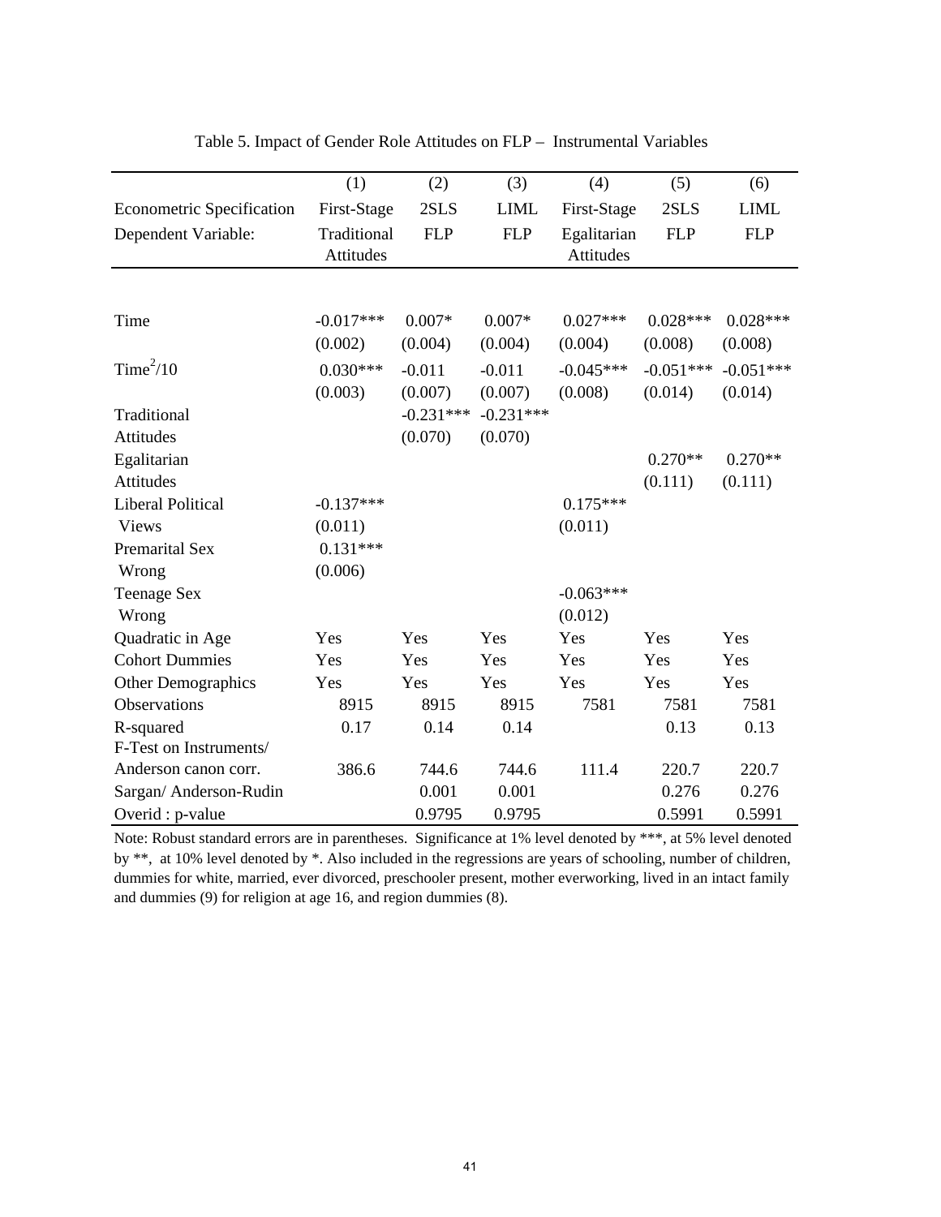Table 5. Impact of Gender Role Attitudes on FLP – Instrumental Variables

| | (1) | (2) | (3) | (4) | (5) | (6) |
|---|---|---|---|---|---|---|
| Econometric Specification | First-Stage | 2SLS | LIML | First-Stage | 2SLS | LIML |
| Dependent Variable: | Traditional Attitudes | FLP | FLP | Egalitarian Attitudes | FLP | FLP |
| Time | -0.017*** | 0.007* | 0.007* | 0.027*** | 0.028*** | 0.028*** |
| | (0.002) | (0.004) | (0.004) | (0.004) | (0.008) | (0.008) |
| $Time^2/10$ | 0.030*** | -0.011 | -0.011 | -0.045*** | -0.051*** | -0.051*** |
| | (0.003) | (0.007) | (0.007) | (0.008) | (0.014) | (0.014) |
| Traditional Attitudes | | -0.231*** | -0.231*** | | | |
| | | (0.070) | (0.070) | | | |
| Egalitarian Attitudes | | | | | 0.270** | 0.270** |
| | | | | | (0.111) | (0.111) |
| Liberal Political Views | -0.137*** | | | 0.175*** | | |
| | (0.011) | | | (0.011) | | |
| Premarital Sex Wrong | 0.131*** | | | | | |
| | (0.006) | | | | | |
| Teenage Sex Wrong | | | | -0.063*** | | |
| | | | | (0.012) | | |
| Quadratic in Age | Yes | Yes | Yes | Yes | Yes | Yes |
| Cohort Dummies | Yes | Yes | Yes | Yes | Yes | Yes |
| Other Demographics | Yes | Yes | Yes | Yes | Yes | Yes |
| Observations | 8915 | 8915 | 8915 | 7581 | 7581 | 7581 |
| R-squared | 0.17 | 0.14 | 0.14 | | 0.13 | 0.13 |
| F-Test on Instruments/ Anderson canon corr. | 386.6 | 744.6 | 744.6 | 111.4 | 220.7 | 220.7 |
| Sargan/ Anderson-Rudin | | 0.001 | 0.001 | | 0.276 | 0.276 |
| Overid : p-value | | 0.9795 | 0.9795 | | 0.5991 | 0.5991 |

Note: Robust standard errors are in parentheses. Significance at 1% level denoted by ***, at 5% level denoted by **, at 10% level denoted by *. Also included in the regressions are years of schooling, number of children, dummies for white, married, ever divorced, preschooler present, mother everworking, lived in an intact family and dummies (9) for religion at age 16, and region dummies (8).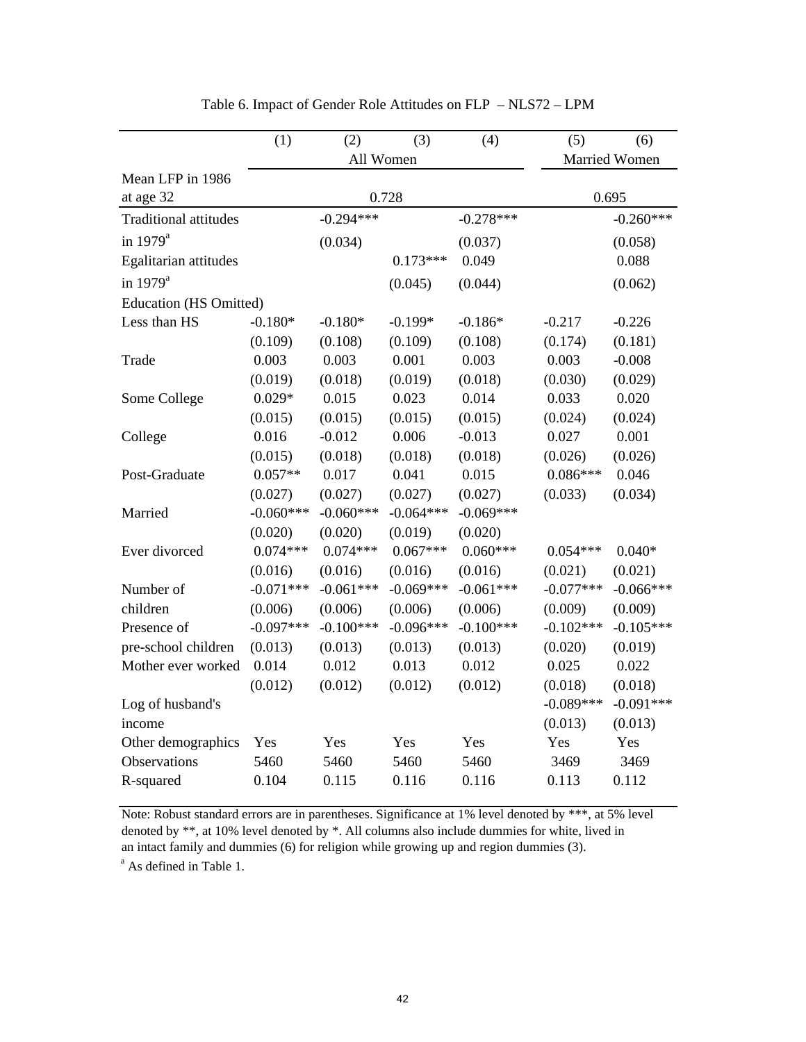Table 6. Impact of Gender Role Attitudes on FLP – NLS72 – LPM

| | (1) | (2) | (3) | (4) | (5) | (6) |
|---|---|---|---|---|---|---|
| | All Women | | | | Married Women | |
| Mean LFP in 1986 at age 32 | 0.728 | | | | 0.695 | |
| Traditional attitudes in 1979[a] | | -0.294*** | | -0.278*** | | -0.260*** |
| | | (0.034) | | (0.037) | | (0.058) |
| Egalitarian attitudes in 1979[a] | | | 0.173*** | 0.049 | | 0.088 |
| | | | (0.045) | (0.044) | | (0.062) |
| Education (HS Omitted) | | | | | | |
| Less than HS | -0.180* | -0.180* | -0.199* | -0.186* | -0.217 | -0.226 |
| | (0.109) | (0.108) | (0.109) | (0.108) | (0.174) | (0.181) |
| Trade | 0.003 | 0.003 | 0.001 | 0.003 | 0.003 | -0.008 |
| | (0.019) | (0.018) | (0.019) | (0.018) | (0.030) | (0.029) |
| Some College | 0.029* | 0.015 | 0.023 | 0.014 | 0.033 | 0.020 |
| | (0.015) | (0.015) | (0.015) | (0.015) | (0.024) | (0.024) |
| College | 0.016 | -0.012 | 0.006 | -0.013 | 0.027 | 0.001 |
| | (0.015) | (0.018) | (0.018) | (0.018) | (0.026) | (0.026) |
| Post-Graduate | 0.057** | 0.017 | 0.041 | 0.015 | 0.086*** | 0.046 |
| | (0.027) | (0.027) | (0.027) | (0.027) | (0.033) | (0.034) |
| Married | -0.060*** | -0.060*** | -0.064*** | -0.069*** | | |
| | (0.020) | (0.020) | (0.019) | (0.020) | | |
| Ever divorced | 0.074*** | 0.074*** | 0.067*** | 0.060*** | 0.054*** | 0.040* |
| | (0.016) | (0.016) | (0.016) | (0.016) | (0.021) | (0.021) |
| Number of children | -0.071*** | -0.061*** | -0.069*** | -0.061*** | -0.077*** | -0.066*** |
| | (0.006) | (0.006) | (0.006) | (0.006) | (0.009) | (0.009) |
| Presence of pre-school children | -0.097*** | -0.100*** | -0.096*** | -0.100*** | -0.102*** | -0.105*** |
| | (0.013) | (0.013) | (0.013) | (0.013) | (0.020) | (0.019) |
| Mother ever worked | 0.014 | 0.012 | 0.013 | 0.012 | 0.025 | 0.022 |
| | (0.012) | (0.012) | (0.012) | (0.012) | (0.018) | (0.018) |
| Log of husband's income | | | | | -0.089*** | -0.091*** |
| | | | | | (0.013) | (0.013) |
| Other demographics | Yes | Yes | Yes | Yes | Yes | Yes |
| Observations | 5460 | 5460 | 5460 | 5460 | 3469 | 3469 |
| R-squared | 0.104 | 0.115 | 0.116 | 0.116 | 0.113 | 0.112 |

Note: Robust standard errors are in parentheses. Significance at 1% level denoted by ***, at 5% level denoted by **, at 10% level denoted by *. All columns also include dummies for white, lived in an intact family and dummies (6) for religion while growing up and region dummies (3).

[a] As defined in Table 1.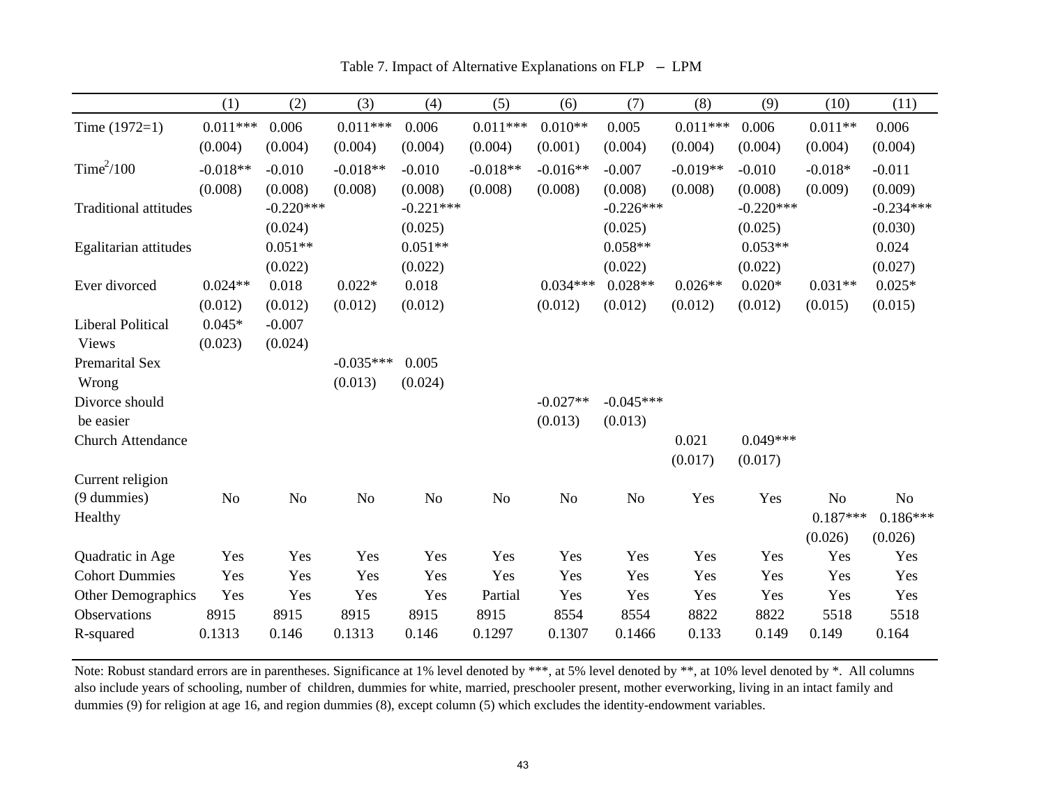Table 7. Impact of Alternative Explanations on FLP – LPM

| | (1) | (2) | (3) | (4) | (5) | (6) | (7) | (8) | (9) | (10) | (11) |
|---|---|---|---|---|---|---|---|---|---|---|---|
| Time (1972=1) | 0.011*** | 0.006 | 0.011*** | 0.006 | 0.011*** | 0.010** | 0.005 | 0.011*** | 0.006 | 0.011** | 0.006 |
| | (0.004) | (0.004) | (0.004) | (0.004) | (0.004) | (0.001) | (0.004) | (0.004) | (0.004) | (0.004) | (0.004) |
| $Time^2/100$ | -0.018** | -0.010 | -0.018** | -0.010 | -0.018** | -0.016** | -0.007 | -0.019** | -0.010 | -0.018* | -0.011 |
| | (0.008) | (0.008) | (0.008) | (0.008) | (0.008) | (0.008) | (0.008) | (0.008) | (0.008) | (0.009) | (0.009) |
| Traditional attitudes | | -0.220*** | | -0.221*** | | | -0.226*** | | -0.220*** | | -0.234*** |
| | | (0.024) | | (0.025) | | | (0.025) | | (0.025) | | (0.030) |
| Egalitarian attitudes | | 0.051** | | 0.051** | | | 0.058** | | 0.053** | | 0.024 |
| | | (0.022) | | (0.022) | | | (0.022) | | (0.022) | | (0.027) |
| Ever divorced | 0.024** | 0.018 | 0.022* | 0.018 | | 0.034*** | 0.028** | 0.026** | 0.020* | 0.031** | 0.025* |
| | (0.012) | (0.012) | (0.012) | (0.012) | | (0.012) | (0.012) | (0.012) | (0.012) | (0.015) | (0.015) |
| Liberal Political Views | 0.045* | -0.007 | | | | | | | | | |
| | (0.023) | (0.024) | | | | | | | | | |
| Premarital Sex Wrong | | | -0.035*** | 0.005 | | | | | | | |
| | | | (0.013) | (0.024) | | | | | | | |
| Divorce should be easier | | | | | | -0.027** | -0.045*** | | | | |
| | | | | | | (0.013) | (0.013) | | | | |
| Church Attendance | | | | | | | | 0.021 | 0.049*** | | |
| | | | | | | | | (0.017) | (0.017) | | |
| Current religion (9 dummies) | No | No | No | No | No | No | No | Yes | Yes | No | No |
| Healthy | | | | | | | | | | 0.187*** | 0.186*** |
| | | | | | | | | | | (0.026) | (0.026) |
| Quadratic in Age | Yes | Yes | Yes | Yes | Yes | Yes | Yes | Yes | Yes | Yes | Yes |
| Cohort Dummies | Yes | Yes | Yes | Yes | Yes | Yes | Yes | Yes | Yes | Yes | Yes |
| Other Demographics | Yes | Yes | Yes | Yes | Partial | Yes | Yes | Yes | Yes | Yes | Yes |
| Observations | 8915 | 8915 | 8915 | 8915 | 8915 | 8554 | 8554 | 8822 | 8822 | 5518 | 5518 |
| R-squared | 0.1313 | 0.146 | 0.1313 | 0.146 | 0.1297 | 0.1307 | 0.1466 | 0.133 | 0.149 | 0.149 | 0.164 |

Note: Robust standard errors are in parentheses. Significance at 1% level denoted by ***, at 5% level denoted by **, at 10% level denoted by *. All columns also include years of schooling, number of children, dummies for white, married, preschooler present, mother everworking, living in an intact family and dummies (9) for religion at age 16, and region dummies (8), except column (5) which excludes the identity-endowment variables.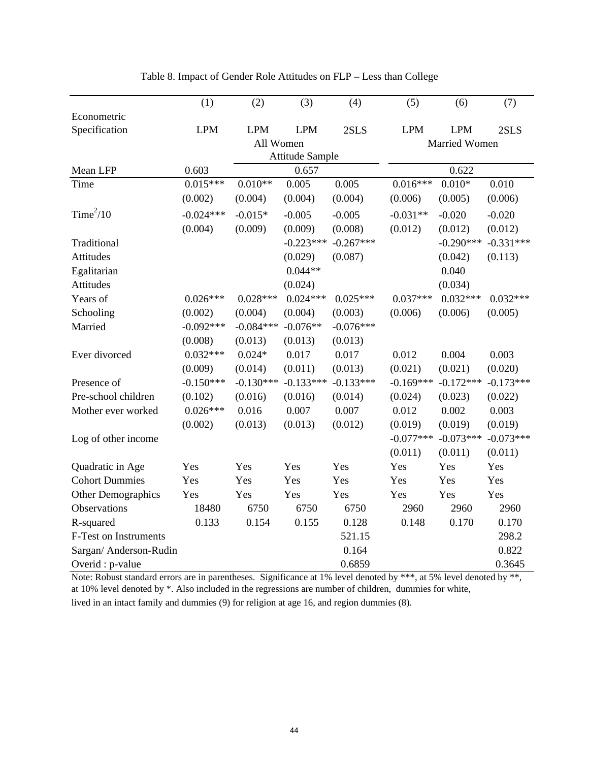Table 8. Impact of Gender Role Attitudes on FLP – Less than College

| | (1) | (2) | (3) | (4) | (5) | (6) | (7) |
|---|---|---|---|---|---|---|---|
| Econometric Specification | LPM | LPM | LPM | 2SLS | LPM | LPM | 2SLS |
| | | All Women | | | | Married Women | |
| | | | Attitude Sample | | | | |
| Mean LFP | 0.603 | | 0.657 | | | 0.622 | |
| Time | 0.015*** | 0.010** | 0.005 | 0.005 | 0.016*** | 0.010* | 0.010 |
| | (0.002) | (0.004) | (0.004) | (0.004) | (0.006) | (0.005) | (0.006) |
| $Time^2/10$ | -0.024*** | -0.015* | -0.005 | -0.005 | -0.031** | -0.020 | -0.020 |
| | (0.004) | (0.009) | (0.009) | (0.008) | (0.012) | (0.012) | (0.012) |
| Traditional Attitudes | | | -0.223*** | -0.267*** | | -0.290*** | -0.331*** |
| | | | (0.029) | (0.087) | | (0.042) | (0.113) |
| Egalitarian Attitudes | | | 0.044** | | | 0.040 | |
| | | | (0.024) | | | (0.034) | |
| Years of Schooling | 0.026*** | 0.028*** | 0.024*** | 0.025*** | 0.037*** | 0.032*** | 0.032*** |
| | (0.002) | (0.004) | (0.004) | (0.003) | (0.006) | (0.006) | (0.005) |
| Married | -0.092*** | -0.084*** | -0.076** | -0.076*** | | | |
| | (0.008) | (0.013) | (0.013) | (0.013) | | | |
| Ever divorced | 0.032*** | 0.024* | 0.017 | 0.017 | 0.012 | 0.004 | 0.003 |
| | (0.009) | (0.014) | (0.011) | (0.013) | (0.021) | (0.021) | (0.020) |
| Presence of Pre-school children | -0.150*** | -0.130*** | -0.133*** | -0.133*** | -0.169*** | -0.172*** | -0.173*** |
| | (0.102) | (0.016) | (0.016) | (0.014) | (0.024) | (0.023) | (0.022) |
| Mother ever worked | 0.026*** | 0.016 | 0.007 | 0.007 | 0.012 | 0.002 | 0.003 |
| | (0.002) | (0.013) | (0.013) | (0.012) | (0.019) | (0.019) | (0.019) |
| Log of other income | | | | | -0.077*** | -0.073*** | -0.073*** |
| | | | | | (0.011) | (0.011) | (0.011) |
| Quadratic in Age | Yes | Yes | Yes | Yes | Yes | Yes | Yes |
| Cohort Dummies | Yes | Yes | Yes | Yes | Yes | Yes | Yes |
| Other Demographics | Yes | Yes | Yes | Yes | Yes | Yes | Yes |
| Observations | 18480 | 6750 | 6750 | 6750 | 2960 | 2960 | 2960 |
| R-squared | 0.133 | 0.154 | 0.155 | 0.128 | 0.148 | 0.170 | 0.170 |
| F-Test on Instruments | | | | 521.15 | | | 298.2 |
| Sargan/ Anderson-Rudin | | | | 0.164 | | | 0.822 |
| Overid : p-value | | | | 0.6859 | | | 0.3645 |

Note: Robust standard errors are in parentheses. Significance at 1% level denoted by ***, at 5% level denoted by **, at 10% level denoted by *. Also included in the regressions are number of children, dummies for white, lived in an intact family and dummies (9) for religion at age 16, and region dummies (8).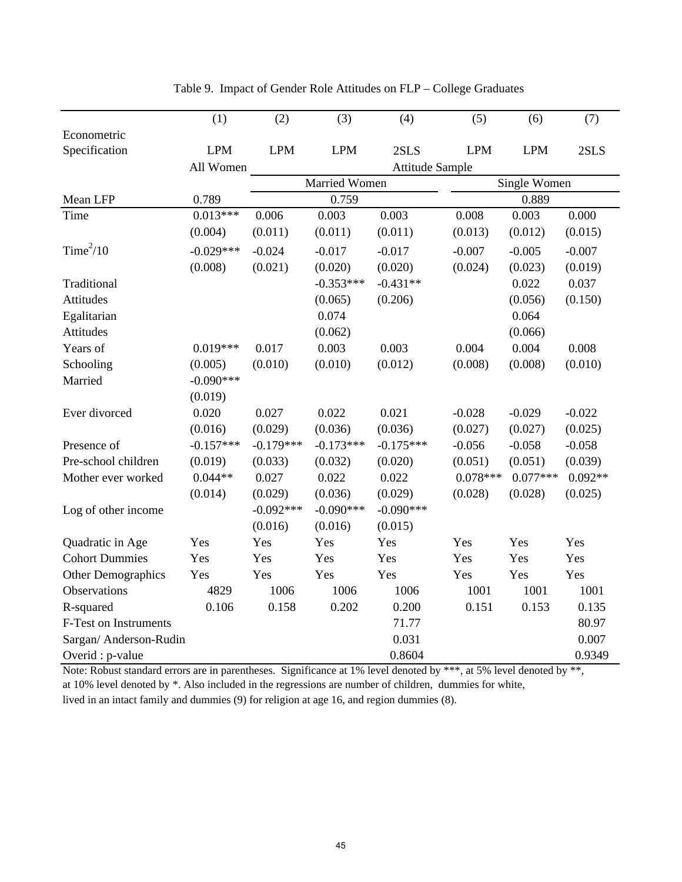Table 9. Impact of Gender Role Attitudes on FLP – College Graduates

| | (1) | (2) | (3) | (4) | (5) | (6) | (7) |
|---|---|---|---|---|---|---|---|
| Econometric Specification | LPM | LPM | LPM | 2SLS | LPM | LPM | 2SLS |
| | All Women | Attitude Sample | | | | | |
| | | Married Women | | | Single Women | | |
| Mean LFP | 0.789 | 0.759 | | | 0.889 | | |
| Time | 0.013*** | 0.006 | 0.003 | 0.003 | 0.008 | 0.003 | 0.000 |
| | (0.004) | (0.011) | (0.011) | (0.011) | (0.013) | (0.012) | (0.015) |
| $Time^2/10$ | -0.029*** | -0.024 | -0.017 | -0.017 | -0.007 | -0.005 | -0.007 |
| | (0.008) | (0.021) | (0.020) | (0.020) | (0.024) | (0.023) | (0.019) |
| Traditional Attitudes | | | -0.353*** | -0.431** | | 0.022 | 0.037 |
| | | | (0.065) | (0.206) | | (0.056) | (0.150) |
| Egalitarian Attitudes | | | 0.074 | | | 0.064 | |
| | | | (0.062) | | | (0.066) | |
| Years of Schooling | 0.019*** | 0.017 | 0.003 | 0.003 | 0.004 | 0.004 | 0.008 |
| | (0.005) | (0.010) | (0.010) | (0.012) | (0.008) | (0.008) | (0.010) |
| Married | -0.090*** | | | | | | |
| | (0.019) | | | | | | |
| Ever divorced | 0.020 | 0.027 | 0.022 | 0.021 | -0.028 | -0.029 | -0.022 |
| | (0.016) | (0.029) | (0.036) | (0.036) | (0.027) | (0.027) | (0.025) |
| Presence of Pre-school children | -0.157*** | -0.179*** | -0.173*** | -0.175*** | -0.056 | -0.058 | -0.058 |
| | (0.019) | (0.033) | (0.032) | (0.020) | (0.051) | (0.051) | (0.039) |
| Mother ever worked | 0.044** | 0.027 | 0.022 | 0.022 | 0.078*** | 0.077*** | 0.092** |
| | (0.014) | (0.029) | (0.036) | (0.029) | (0.028) | (0.028) | (0.025) |
| Log of other income | | -0.092*** | -0.090*** | -0.090*** | | | |
| | | (0.016) | (0.016) | (0.015) | | | |
| Quadratic in Age | Yes | Yes | Yes | Yes | Yes | Yes | Yes |
| Cohort Dummies | Yes | Yes | Yes | Yes | Yes | Yes | Yes |
| Other Demographics | Yes | Yes | Yes | Yes | Yes | Yes | Yes |
| Observations | 4829 | 1006 | 1006 | 1006 | 1001 | 1001 | 1001 |
| R-squared | 0.106 | 0.158 | 0.202 | 0.200 | 0.151 | 0.153 | 0.135 |
| F-Test on Instruments | | | | 71.77 | | | 80.97 |
| Sargan/ Anderson-Rudin | | | | 0.031 | | | 0.007 |
| Overid : p-value | | | | 0.8604 | | | 0.9349 |

Note: Robust standard errors are in parentheses. Significance at 1% level denoted by ***, at 5% level denoted by **, at 10% level denoted by *. Also included in the regressions are number of children, dummies for white, lived in an intact family and dummies (9) for religion at age 16, and region dummies (8).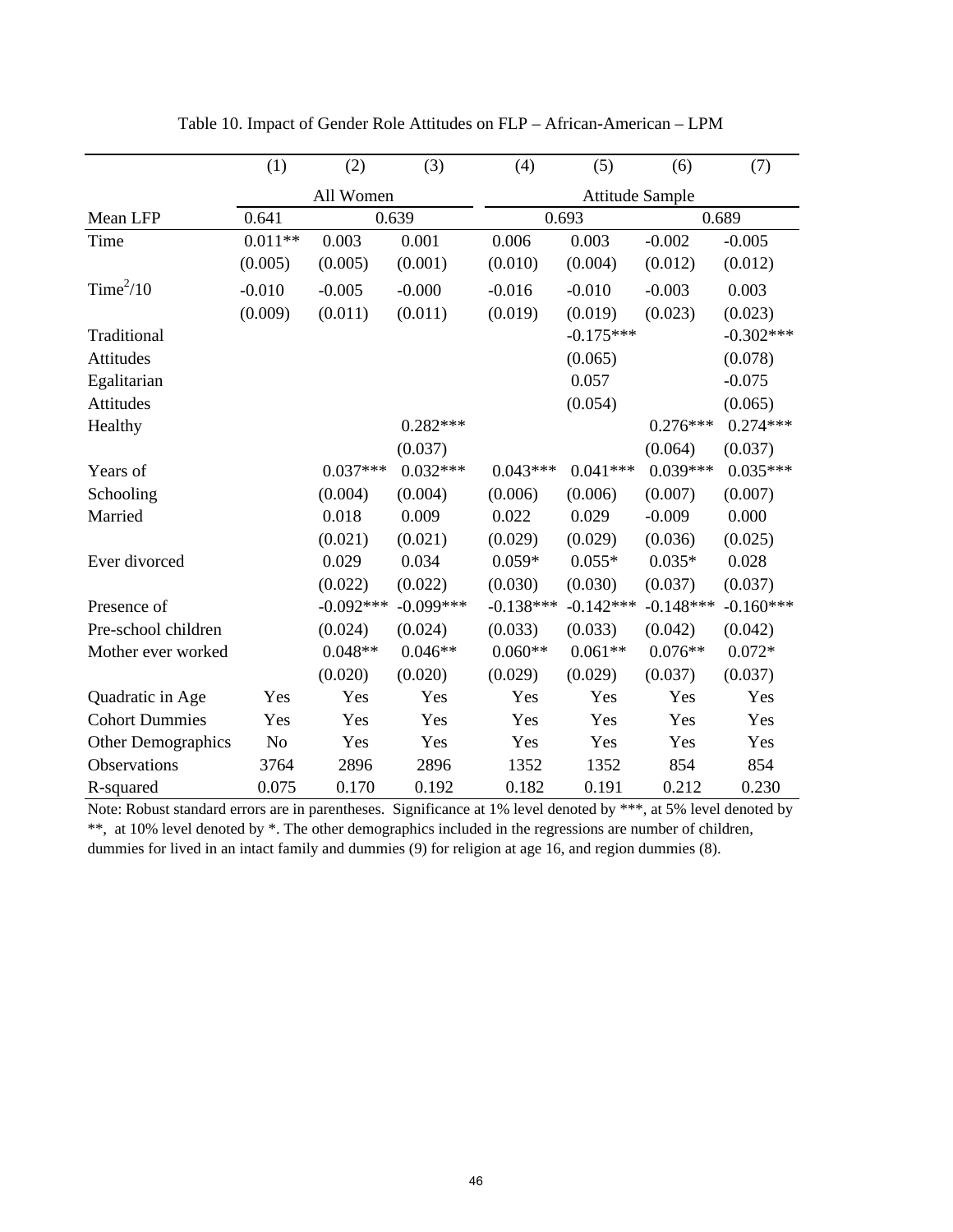Table 10. Impact of Gender Role Attitudes on FLP – African-American – LPM

| | (1) | (2) | (3) | (4) | (5) | (6) | (7) |
|---|---|---|---|---|---|---|---|
| | All Women | | | Attitude Sample | | | |
| Mean LFP | 0.641 | 0.639 | | 0.693 | | 0.689 | |
| Time | 0.011** | 0.003 | 0.001 | 0.006 | 0.003 | -0.002 | -0.005 |
| | (0.005) | (0.005) | (0.001) | (0.010) | (0.004) | (0.012) | (0.012) |
| $Time^2/10$ | -0.010 | -0.005 | -0.000 | -0.016 | -0.010 | -0.003 | 0.003 |
| | (0.009) | (0.011) | (0.011) | (0.019) | (0.019) | (0.023) | (0.023) |
| Traditional Attitudes | | | | | -0.175*** | | -0.302*** |
| | | | | | (0.065) | | (0.078) |
| Egalitarian Attitudes | | | | | 0.057 | | -0.075 |
| | | | | | (0.054) | | (0.065) |
| Healthy | | | 0.282*** | | | 0.276*** | 0.274*** |
| | | | (0.037) | | | (0.064) | (0.037) |
| Years of Schooling | | 0.037*** | 0.032*** | 0.043*** | 0.041*** | 0.039*** | 0.035*** |
| | | (0.004) | (0.004) | (0.006) | (0.006) | (0.007) | (0.007) |
| Married | | 0.018 | 0.009 | 0.022 | 0.029 | -0.009 | 0.000 |
| | | (0.021) | (0.021) | (0.029) | (0.029) | (0.036) | (0.025) |
| Ever divorced | | 0.029 | 0.034 | 0.059* | 0.055* | 0.035* | 0.028 |
| | | (0.022) | (0.022) | (0.030) | (0.030) | (0.037) | (0.037) |
| Presence of Pre-school children | | -0.092*** | -0.099*** | -0.138*** | -0.142*** | -0.148*** | -0.160*** |
| | | (0.024) | (0.024) | (0.033) | (0.033) | (0.042) | (0.042) |
| Mother ever worked | | 0.048** | 0.046** | 0.060** | 0.061** | 0.076** | 0.072* |
| | | (0.020) | (0.020) | (0.029) | (0.029) | (0.037) | (0.037) |
| Quadratic in Age | Yes | Yes | Yes | Yes | Yes | Yes | Yes |
| Cohort Dummies | Yes | Yes | Yes | Yes | Yes | Yes | Yes |
| Other Demographics | No | Yes | Yes | Yes | Yes | Yes | Yes |
| Observations | 3764 | 2896 | 2896 | 1352 | 1352 | 854 | 854 |
| R-squared | 0.075 | 0.170 | 0.192 | 0.182 | 0.191 | 0.212 | 0.230 |

Note: Robust standard errors are in parentheses. Significance at 1% level denoted by ***, at 5% level denoted by **, at 10% level denoted by *. The other demographics included in the regressions are number of children, dummies for lived in an intact family and dummies (9) for religion at age 16, and region dummies (8).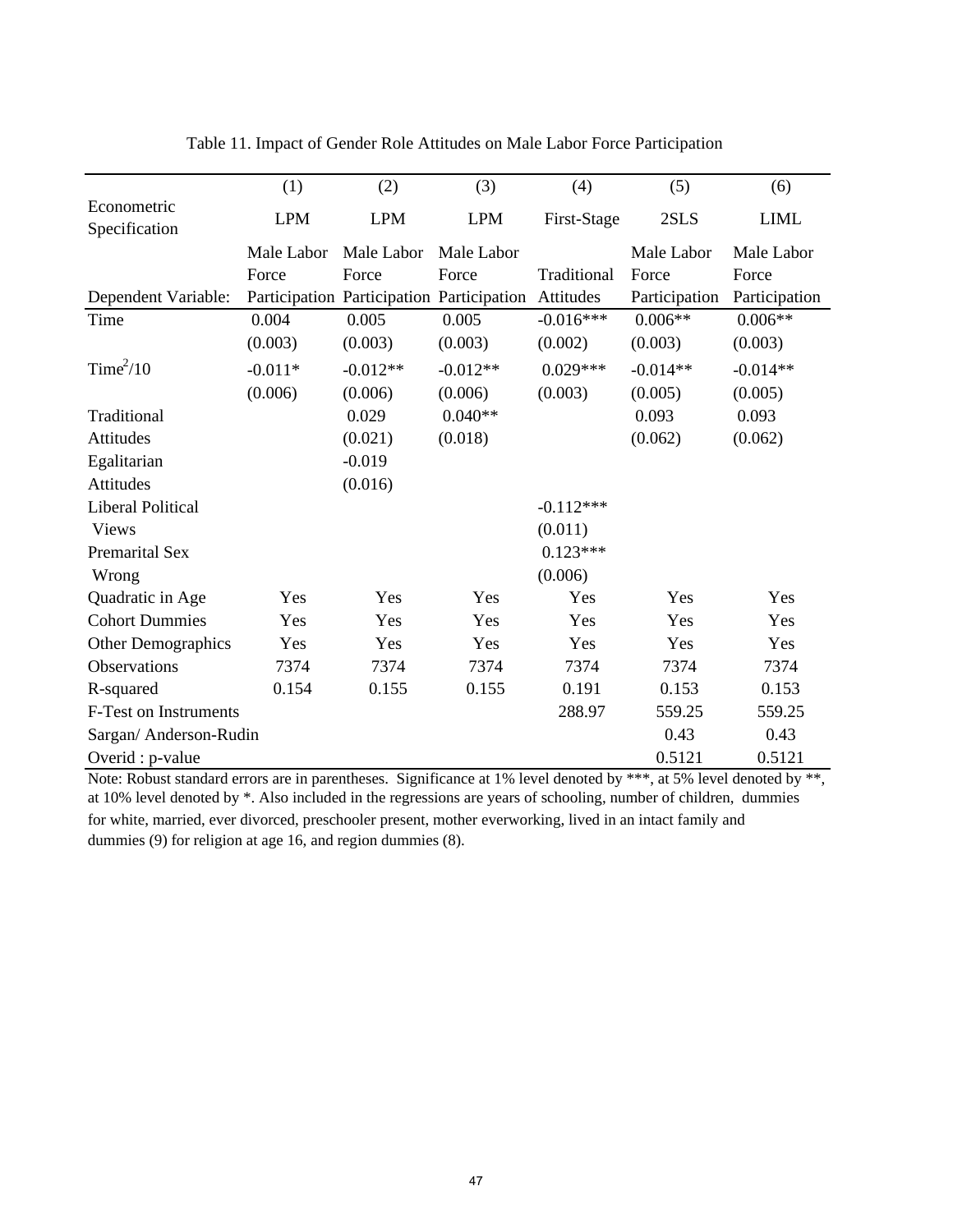Table 11. Impact of Gender Role Attitudes on Male Labor Force Participation

| | (1) | (2) | (3) | (4) | (5) | (6) |
|---|---|---|---|---|---|---|
| Econometric Specification | LPM | LPM | LPM | First-Stage | 2SLS | LIML |
| Dependent Variable: | Male Labor Force Participation | Male Labor Force Participation | Male Labor Force Participation | Traditional Attitudes | Male Labor Force Participation | Male Labor Force Participation |
| Time | 0.004 | 0.005 | 0.005 | -0.016*** | 0.006** | 0.006** |
| | (0.003) | (0.003) | (0.003) | (0.002) | (0.003) | (0.003) |
| $Time^2/10$ | -0.011* | -0.012** | -0.012** | 0.029*** | -0.014** | -0.014** |
| | (0.006) | (0.006) | (0.006) | (0.003) | (0.005) | (0.005) |
| Traditional Attitudes | | 0.029 | 0.040** | | 0.093 | 0.093 |
| | | (0.021) | (0.018) | | (0.062) | (0.062) |
| Egalitarian Attitudes | | -0.019 | | | | |
| | | (0.016) | | | | |
| Liberal Political Views | | | | -0.112*** | | |
| | | | | (0.011) | | |
| Premarital Sex Wrong | | | | 0.123*** | | |
| | | | | (0.006) | | |
| Quadratic in Age | Yes | Yes | Yes | Yes | Yes | Yes |
| Cohort Dummies | Yes | Yes | Yes | Yes | Yes | Yes |
| Other Demographics | Yes | Yes | Yes | Yes | Yes | Yes |
| Observations | 7374 | 7374 | 7374 | 7374 | 7374 | 7374 |
| R-squared | 0.154 | 0.155 | 0.155 | 0.191 | 0.153 | 0.153 |
| F-Test on Instruments | | | | 288.97 | 559.25 | 559.25 |
| Sargan/ Anderson-Rudin | | | | | 0.43 | 0.43 |
| Overid : p-value | | | | | 0.5121 | 0.5121 |

Note: Robust standard errors are in parentheses. Significance at 1% level denoted by ***, at 5% level denoted by **, at 10% level denoted by *. Also included in the regressions are years of schooling, number of children, dummies for white, married, ever divorced, preschooler present, mother everworking, lived in an intact family and dummies (9) for religion at age 16, and region dummies (8).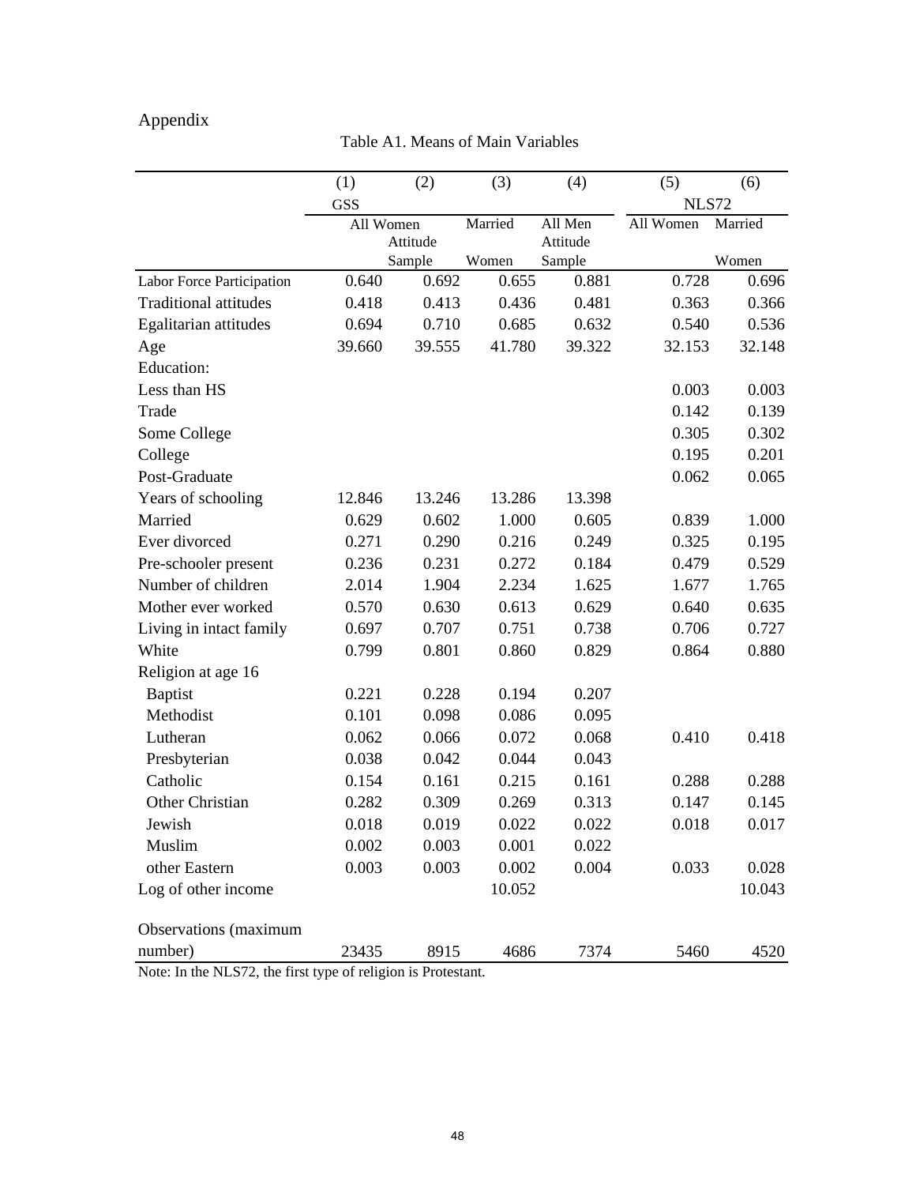# Appendix

Table A1. Means of Main Variables

| | (1) | (2) | (3) | (4) | (5) | (6) |
|---|---|---|---|---|---|---|
| | GSS | | | | NLS72 | |
| | All Women | Attitude Sample | Married Women | All Men Attitude Sample | All Women | Married Women |
| Labor Force Participation | 0.640 | 0.692 | 0.655 | 0.881 | 0.728 | 0.696 |
| Traditional attitudes | 0.418 | 0.413 | 0.436 | 0.481 | 0.363 | 0.366 |
| Egalitarian attitudes | 0.694 | 0.710 | 0.685 | 0.632 | 0.540 | 0.536 |
| Age | 39.660 | 39.555 | 41.780 | 39.322 | 32.153 | 32.148 |
| Education: | | | | | | |
| Less than HS | | | | | 0.003 | 0.003 |
| Trade | | | | | 0.142 | 0.139 |
| Some College | | | | | 0.305 | 0.302 |
| College | | | | | 0.195 | 0.201 |
| Post-Graduate | | | | | 0.062 | 0.065 |
| Years of schooling | 12.846 | 13.246 | 13.286 | 13.398 | | |
| Married | 0.629 | 0.602 | 1.000 | 0.605 | 0.839 | 1.000 |
| Ever divorced | 0.271 | 0.290 | 0.216 | 0.249 | 0.325 | 0.195 |
| Pre-schooler present | 0.236 | 0.231 | 0.272 | 0.184 | 0.479 | 0.529 |
| Number of children | 2.014 | 1.904 | 2.234 | 1.625 | 1.677 | 1.765 |
| Mother ever worked | 0.570 | 0.630 | 0.613 | 0.629 | 0.640 | 0.635 |
| Living in intact family | 0.697 | 0.707 | 0.751 | 0.738 | 0.706 | 0.727 |
| White | 0.799 | 0.801 | 0.860 | 0.829 | 0.864 | 0.880 |
| Religion at age 16 | | | | | | |
| Baptist | 0.221 | 0.228 | 0.194 | 0.207 | | |
| Methodist | 0.101 | 0.098 | 0.086 | 0.095 | | |
| Lutheran | 0.062 | 0.066 | 0.072 | 0.068 | 0.410 | 0.418 |
| Presbyterian | 0.038 | 0.042 | 0.044 | 0.043 | | |
| Catholic | 0.154 | 0.161 | 0.215 | 0.161 | 0.288 | 0.288 |
| Other Christian | 0.282 | 0.309 | 0.269 | 0.313 | 0.147 | 0.145 |
| Jewish | 0.018 | 0.019 | 0.022 | 0.022 | 0.018 | 0.017 |
| Muslim | 0.002 | 0.003 | 0.001 | 0.022 | | |
| other Eastern | 0.003 | 0.003 | 0.002 | 0.004 | 0.033 | 0.028 |
| Log of other income | | | 10.052 | | | 10.043 |
| Observations (maximum number) | 23435 | 8915 | 4686 | 7374 | 5460 | 4520 |

Note: In the NLS72, the first type of religion is Protestant.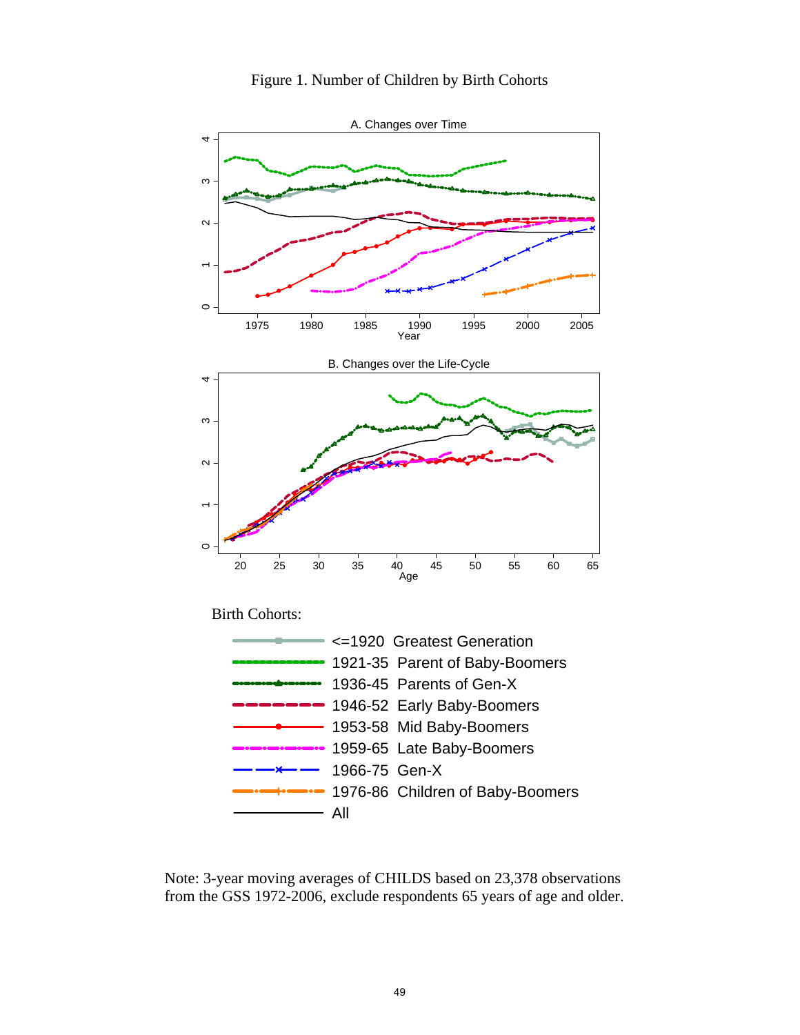Figure 1. Number of Children by Birth Cohorts

A. Changes over Time

B. Changes over the Life-Cycle

Birth Cohorts:

- <=1920 Greatest Generation
- 1921-35 Parent of Baby-Boomers
- 1936-45 Parents of Gen-X
- 1946-52 Early Baby-Boomers
- 1953-58 Mid Baby-Boomers
- 1959-65 Late Baby-Boomers
- 1966-75 Gen-X
- 1976-86 Children of Baby-Boomers
- All

Note: 3-year moving averages of CHILDS based on 23,378 observations from the GSS 1972-2006, exclude respondents 65 years of age and older.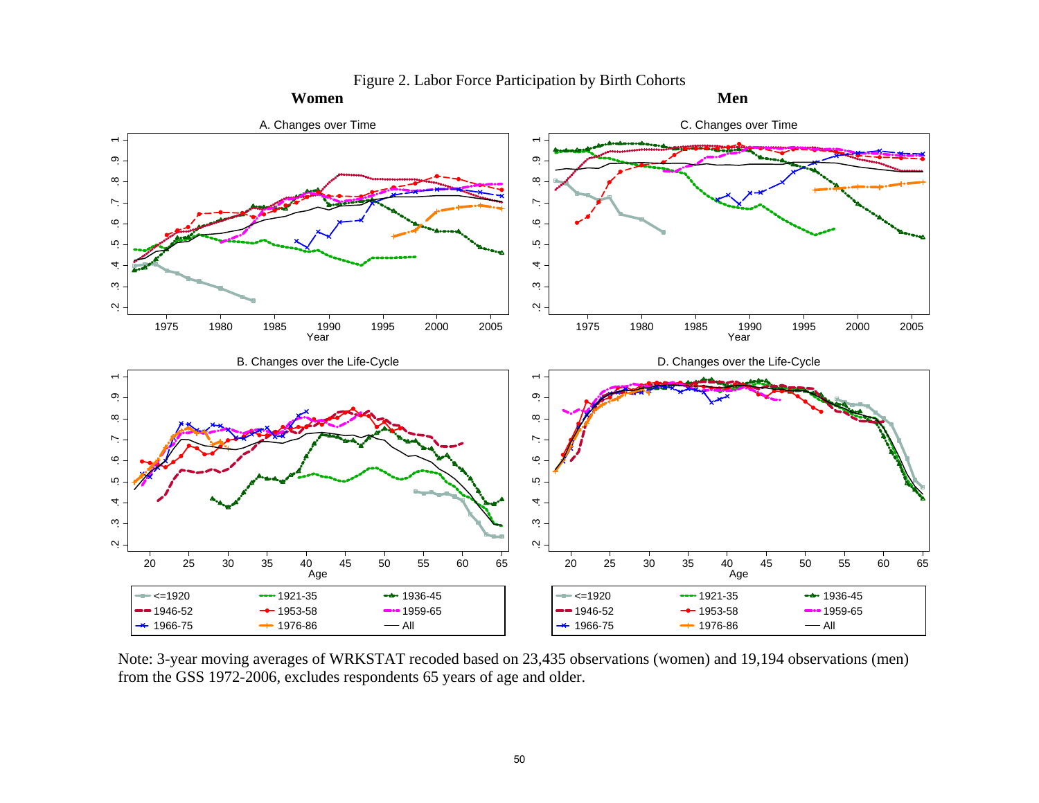Figure 2. Labor Force Participation by Birth Cohorts

**Women** **Men**

A. Changes over Time

B. Changes over the Life-Cycle

C. Changes over Time

D. Changes over the Life-Cycle

Legend: <=1920, 1921-35, 1936-45, 1946-52, 1953-58, 1959-65, 1966-75, 1976-86, All

Note: 3-year moving averages of WRKSTAT recoded based on 23,435 observations (women) and 19,194 observations (men) from the GSS 1972-2006, excludes respondents 65 years of age and older.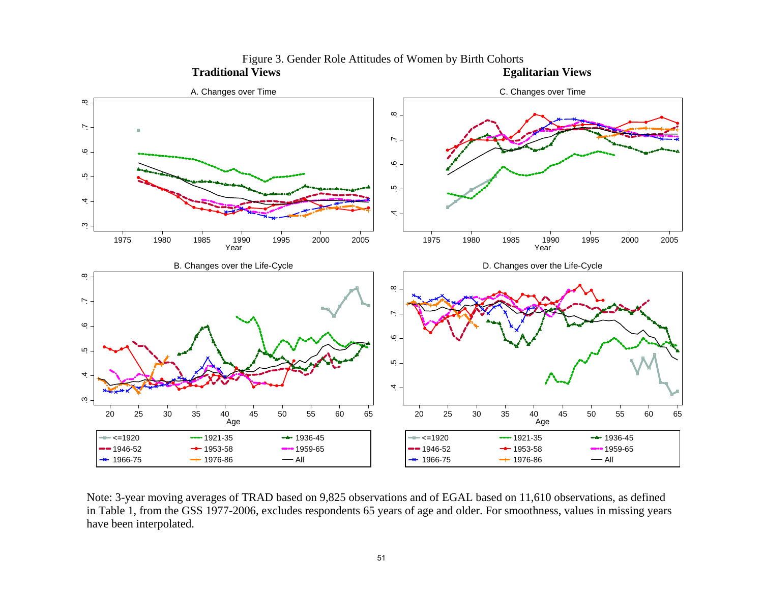Figure 3. Gender Role Attitudes of Women by Birth Cohorts

**Traditional Views** **Egalitarian Views**

A. Changes over Time

B. Changes over the Life-Cycle

C. Changes over Time

D. Changes over the Life-Cycle

Note: 3-year moving averages of TRAD based on 9,825 observations and of EGAL based on 11,610 observations, as defined in Table 1, from the GSS 1977-2006, excludes respondents 65 years of age and older. For smoothness, values in missing years have been interpolated.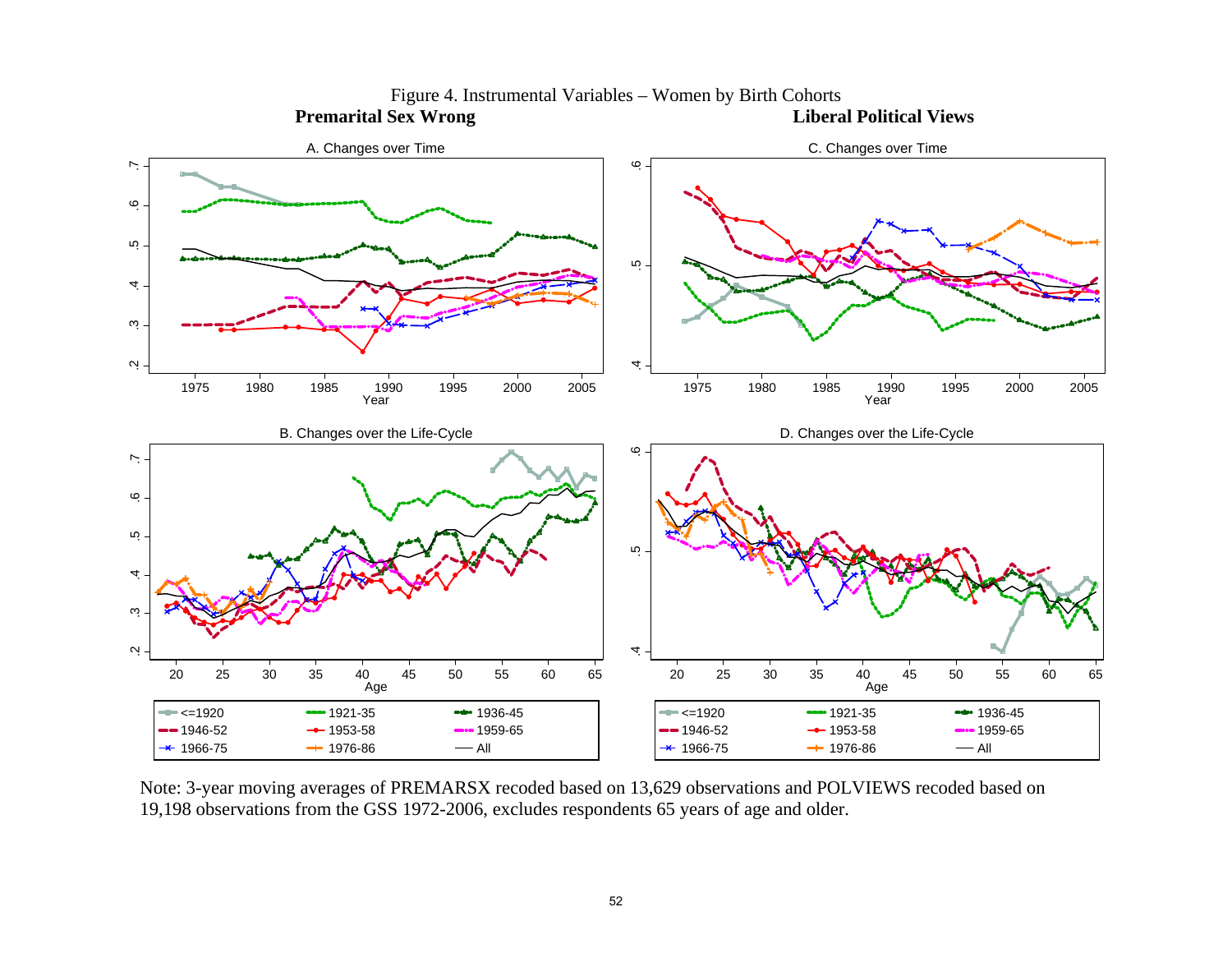Figure 4. Instrumental Variables – Women by Birth Cohorts

**Premarital Sex Wrong** **Liberal Political Views**

Note: 3-year moving averages of PREMARSX recoded based on 13,629 observations and POLVIEWS recoded based on 19,198 observations from the GSS 1972-2006, excludes respondents 65 years of age and older.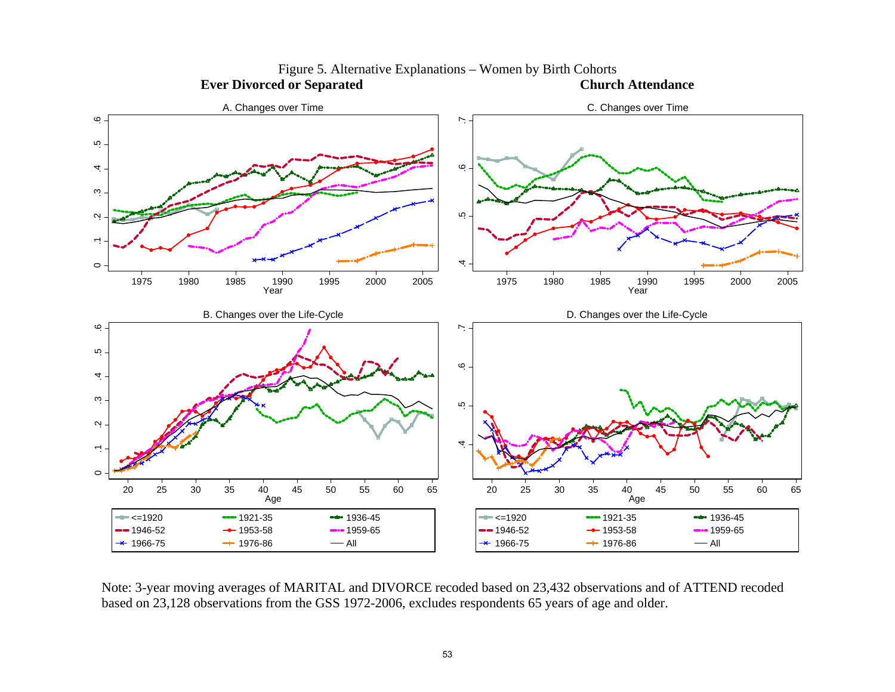Figure 5. Alternative Explanations – Women by Birth Cohorts

**Ever Divorced or Separated** | **Church Attendance**

A. Changes over Time

B. Changes over the Life-Cycle

C. Changes over Time

D. Changes over the Life-Cycle

Legend: <=1920, 1921-35, 1936-45, 1946-52, 1953-58, 1959-65, 1966-75, 1976-86, All

Note: 3-year moving averages of MARITAL and DIVORCE recoded based on 23,432 observations and of ATTEND recoded based on 23,128 observations from the GSS 1972-2006, excludes respondents 65 years of age and older.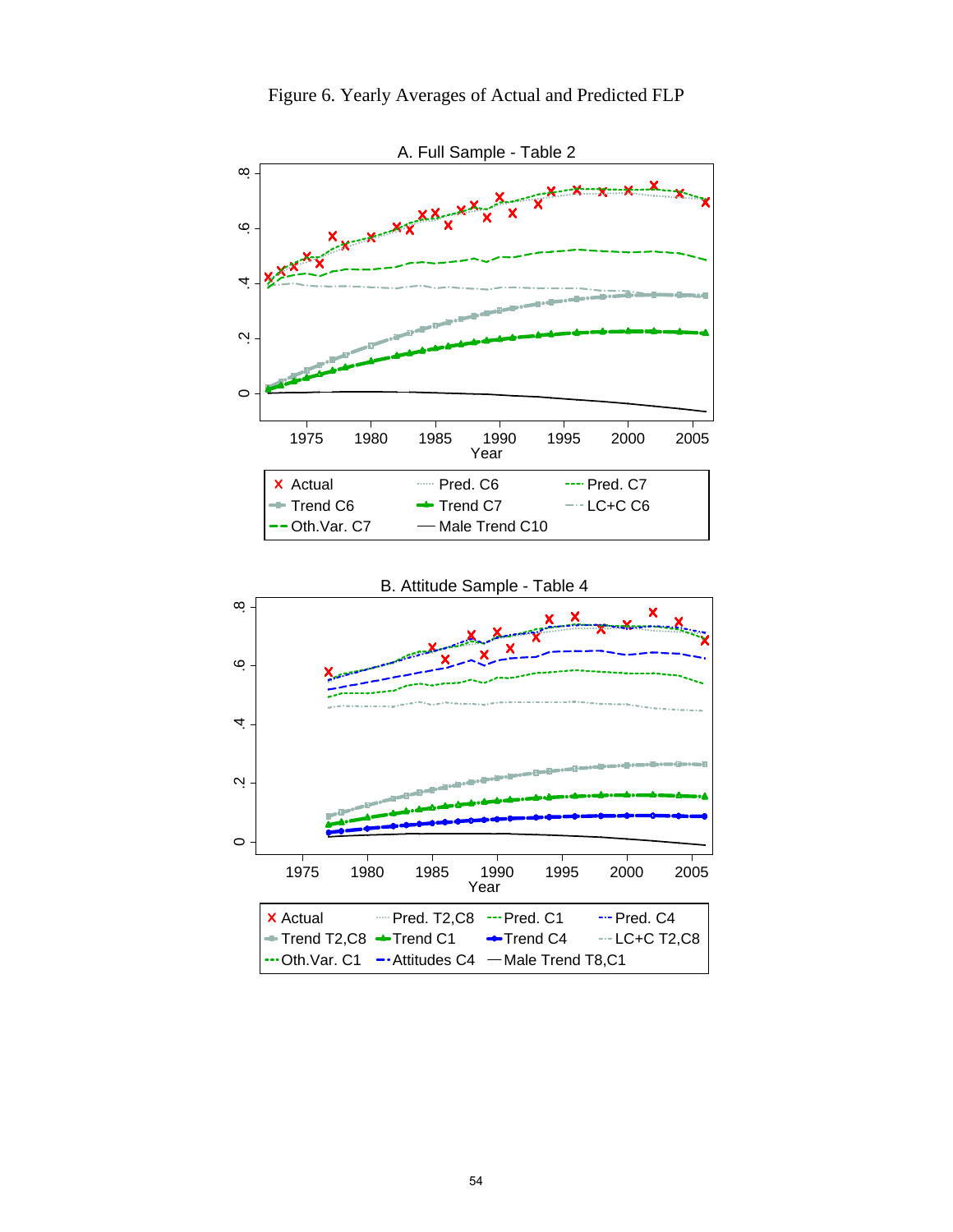# Figure 6. Yearly Averages of Actual and Predicted FLP

A. Full Sample - Table 2

Legend: Actual; Pred. C6; Pred. C7; Trend C6; Trend C7; LC+C C6; Oth.Var. C7; Male Trend C10

B. Attitude Sample - Table 4

Legend: Actual; Pred. T2,C8; Pred. C1; Pred. C4; Trend T2,C8; Trend C1; Trend C4; LC+C T2,C8; Oth.Var. C1; Attitudes C4; Male Trend T8,C1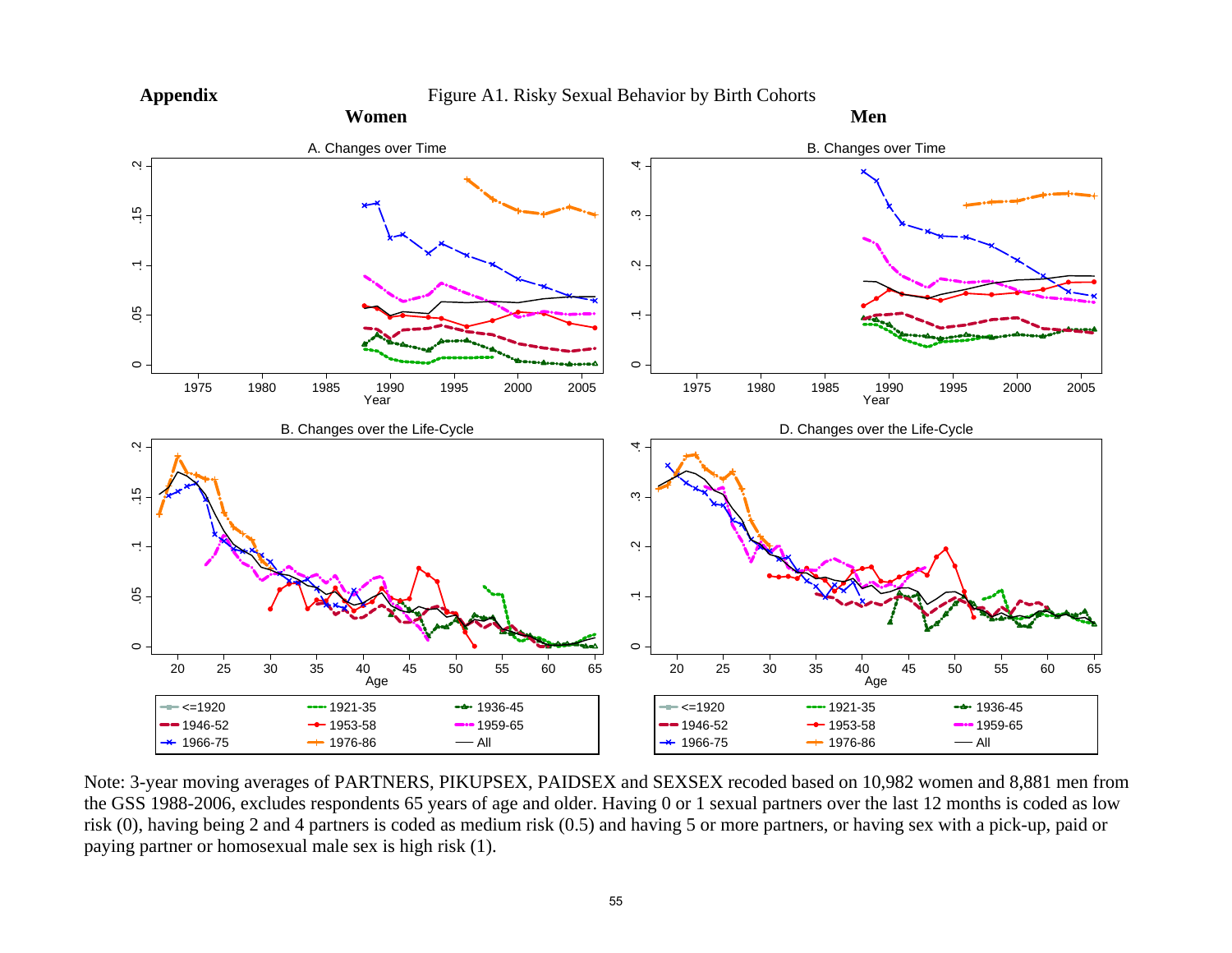**Appendix**

Figure A1. Risky Sexual Behavior by Birth Cohorts

**Women**

**Men**

A. Changes over Time

0
.05
.1
.15
.2

1975 1980 1985 1990 1995 2000 2005

Year

B. Changes over Time

0
.1
.2
.3
.4

1975 1980 1985 1990 1995 2000 2005

Year

B. Changes over the Life-Cycle

0
.05
.1
.15
.2

20 25 30 35 40 45 50 55 60 65

Age

D. Changes over the Life-Cycle

0
.1
.2
.3
.4

20 25 30 35 40 45 50 55 60 65

Age

<=1920 1921-35 1936-45
1946-52 1953-58 1959-65
1966-75 1976-86 All

<=1920 1921-35 1936-45
1946-52 1953-58 1959-65
1966-75 1976-86 All

Note: 3-year moving averages of PARTNERS, PIKUPSEX, PAIDSEX and SEXSEX recoded based on 10,982 women and 8,881 men from the GSS 1988-2006, excludes respondents 65 years of age and older. Having 0 or 1 sexual partners over the last 12 months is coded as low risk (0), having being 2 and 4 partners is coded as medium risk (0.5) and having 5 or more partners, or having sex with a pick-up, paid or paying partner or homosexual male sex is high risk (1).